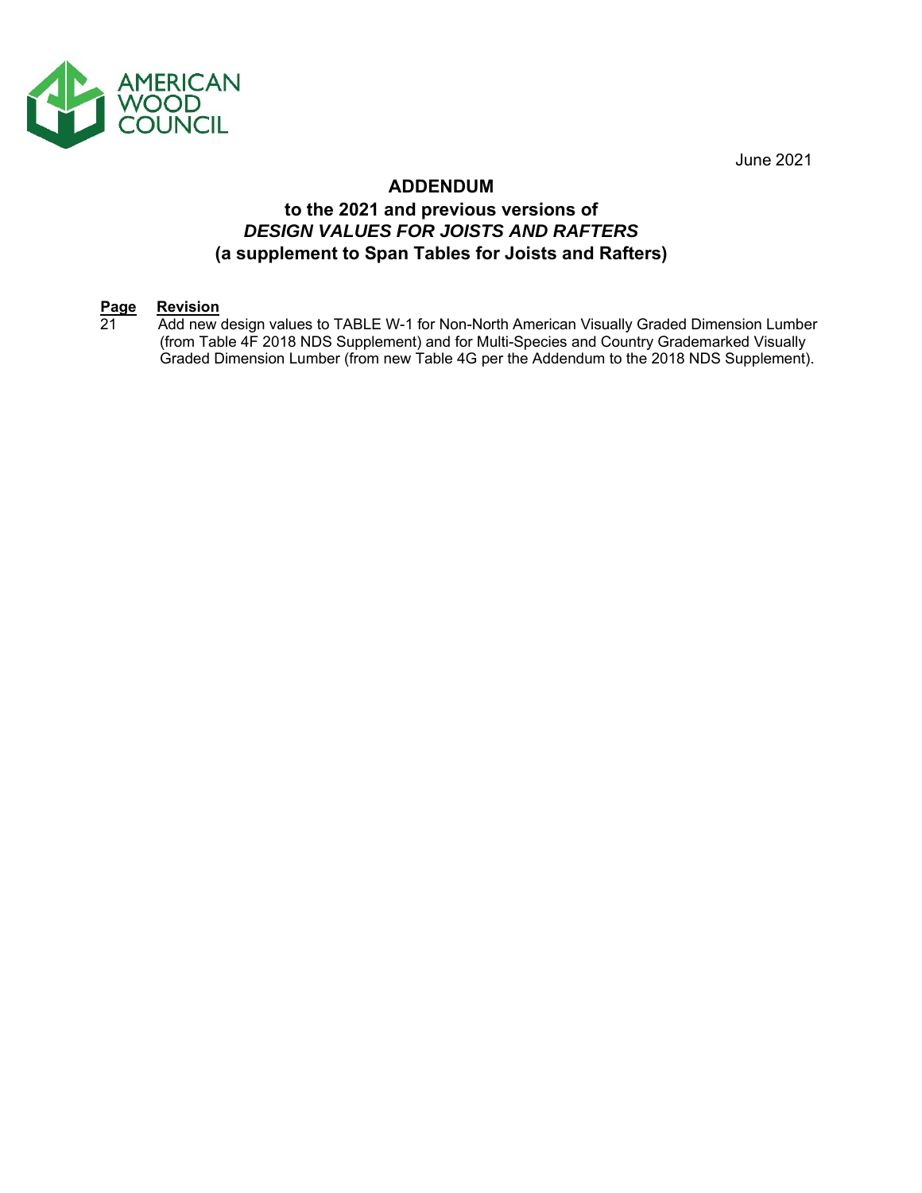AMERICAN WOOD COUNCIL

June 2021

# ADDENDUM

## to the 2021 and previous versions of *DESIGN VALUES FOR JOISTS AND RAFTERS* (a supplement to Span Tables for Joists and Rafters)

| Page | Revision |
|---|---|
| 21 | Add new design values to TABLE W-1 for Non-North American Visually Graded Dimension Lumber (from Table 4F 2018 NDS Supplement) and for Multi-Species and Country Grademarked Visually Graded Dimension Lumber (from new Table 4G per the Addendum to the 2018 NDS Supplement). |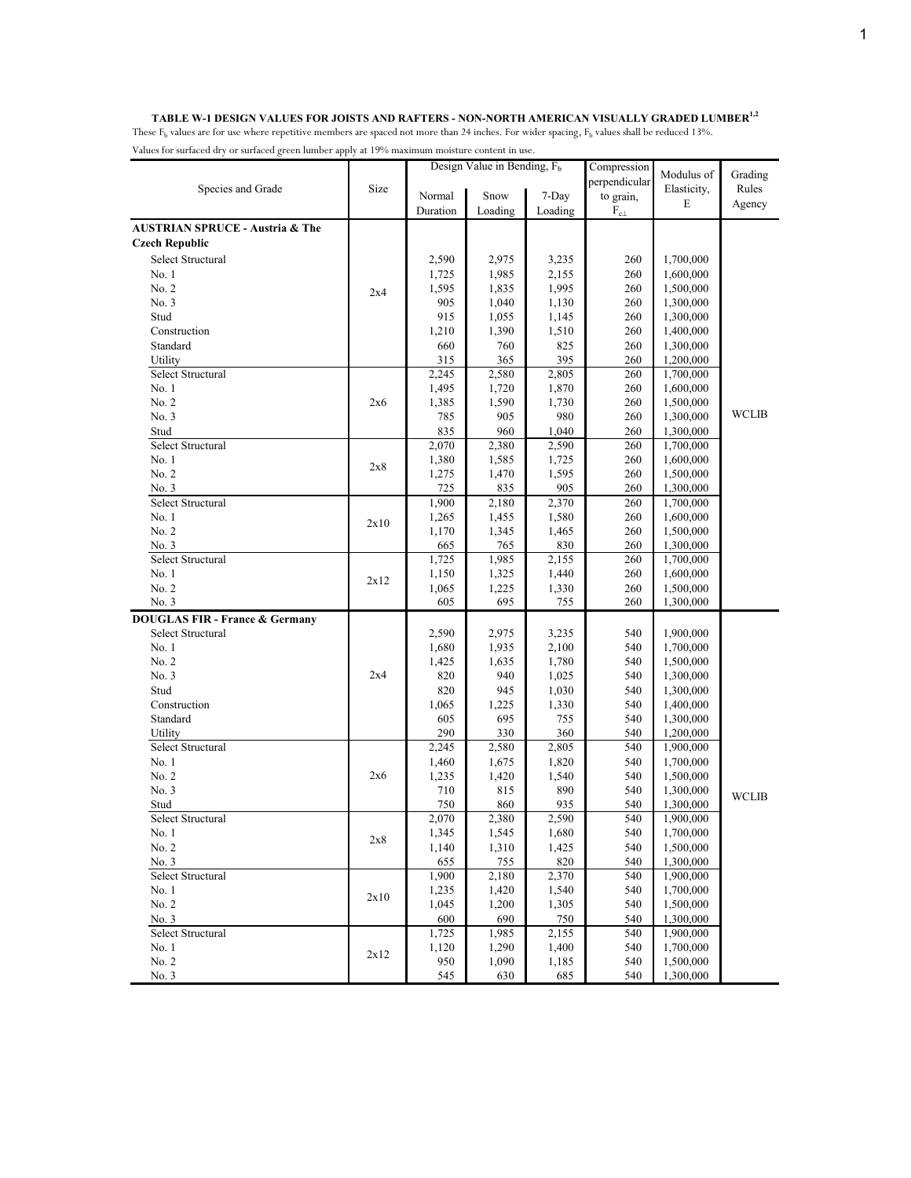**TABLE W-1 DESIGN VALUES FOR JOISTS AND RAFTERS - NON-NORTH AMERICAN VISUALLY GRADED LUMBER[1,2]**

These $F_b$ values are for use where repetitive members are spaced not more than 24 inches. For wider spacing, $F_b$ values shall be reduced 13%.

Values for surfaced dry or surfaced green lumber apply at 19% maximum moisture content in use.

| Species and Grade | Size | Design Value in Bending, $F_b$ | | | Compression perpendicular to grain, $F_{c\perp}$ | Modulus of Elasticity, E | Grading Rules Agency |
|---|---|---|---|---|---|---|---|
| | | Normal Duration | Snow Loading | 7-Day Loading | | | |
| **AUSTRIAN SPRUCE - Austria & The Czech Republic** | | | | | | | |
| Select Structural | 2x4 | 2,590 | 2,975 | 3,235 | 260 | 1,700,000 | WCLIB |
| No. 1 | 2x4 | 1,725 | 1,985 | 2,155 | 260 | 1,600,000 | WCLIB |
| No. 2 | 2x4 | 1,595 | 1,835 | 1,995 | 260 | 1,500,000 | WCLIB |
| No. 3 | 2x4 | 905 | 1,040 | 1,130 | 260 | 1,300,000 | WCLIB |
| Stud | 2x4 | 915 | 1,055 | 1,145 | 260 | 1,300,000 | WCLIB |
| Construction | 2x4 | 1,210 | 1,390 | 1,510 | 260 | 1,400,000 | WCLIB |
| Standard | 2x4 | 660 | 760 | 825 | 260 | 1,300,000 | WCLIB |
| Utility | 2x4 | 315 | 365 | 395 | 260 | 1,200,000 | WCLIB |
| Select Structural | 2x6 | 2,245 | 2,580 | 2,805 | 260 | 1,700,000 | WCLIB |
| No. 1 | 2x6 | 1,495 | 1,720 | 1,870 | 260 | 1,600,000 | WCLIB |
| No. 2 | 2x6 | 1,385 | 1,590 | 1,730 | 260 | 1,500,000 | WCLIB |
| No. 3 | 2x6 | 785 | 905 | 980 | 260 | 1,300,000 | WCLIB |
| Stud | 2x6 | 835 | 960 | 1,040 | 260 | 1,300,000 | WCLIB |
| Select Structural | 2x8 | 2,070 | 2,380 | 2,590 | 260 | 1,700,000 | WCLIB |
| No. 1 | 2x8 | 1,380 | 1,585 | 1,725 | 260 | 1,600,000 | WCLIB |
| No. 2 | 2x8 | 1,275 | 1,470 | 1,595 | 260 | 1,500,000 | WCLIB |
| No. 3 | 2x8 | 725 | 835 | 905 | 260 | 1,300,000 | WCLIB |
| Select Structural | 2x10 | 1,900 | 2,180 | 2,370 | 260 | 1,700,000 | WCLIB |
| No. 1 | 2x10 | 1,265 | 1,455 | 1,580 | 260 | 1,600,000 | WCLIB |
| No. 2 | 2x10 | 1,170 | 1,345 | 1,465 | 260 | 1,500,000 | WCLIB |
| No. 3 | 2x10 | 665 | 765 | 830 | 260 | 1,300,000 | WCLIB |
| Select Structural | 2x12 | 1,725 | 1,985 | 2,155 | 260 | 1,700,000 | WCLIB |
| No. 1 | 2x12 | 1,150 | 1,325 | 1,440 | 260 | 1,600,000 | WCLIB |
| No. 2 | 2x12 | 1,065 | 1,225 | 1,330 | 260 | 1,500,000 | WCLIB |
| No. 3 | 2x12 | 605 | 695 | 755 | 260 | 1,300,000 | WCLIB |
| **DOUGLAS FIR - France & Germany** | | | | | | | |
| Select Structural | 2x4 | 2,590 | 2,975 | 3,235 | 540 | 1,900,000 | WCLIB |
| No. 1 | 2x4 | 1,680 | 1,935 | 2,100 | 540 | 1,700,000 | WCLIB |
| No. 2 | 2x4 | 1,425 | 1,635 | 1,780 | 540 | 1,500,000 | WCLIB |
| No. 3 | 2x4 | 820 | 940 | 1,025 | 540 | 1,300,000 | WCLIB |
| Stud | 2x4 | 820 | 945 | 1,030 | 540 | 1,300,000 | WCLIB |
| Construction | 2x4 | 1,065 | 1,225 | 1,330 | 540 | 1,400,000 | WCLIB |
| Standard | 2x4 | 605 | 695 | 755 | 540 | 1,300,000 | WCLIB |
| Utility | 2x4 | 290 | 330 | 360 | 540 | 1,200,000 | WCLIB |
| Select Structural | 2x6 | 2,245 | 2,580 | 2,805 | 540 | 1,900,000 | WCLIB |
| No. 1 | 2x6 | 1,460 | 1,675 | 1,820 | 540 | 1,700,000 | WCLIB |
| No. 2 | 2x6 | 1,235 | 1,420 | 1,540 | 540 | 1,500,000 | WCLIB |
| No. 3 | 2x6 | 710 | 815 | 890 | 540 | 1,300,000 | WCLIB |
| Stud | 2x6 | 750 | 860 | 935 | 540 | 1,300,000 | WCLIB |
| Select Structural | 2x8 | 2,070 | 2,380 | 2,590 | 540 | 1,900,000 | WCLIB |
| No. 1 | 2x8 | 1,345 | 1,545 | 1,680 | 540 | 1,700,000 | WCLIB |
| No. 2 | 2x8 | 1,140 | 1,310 | 1,425 | 540 | 1,500,000 | WCLIB |
| No. 3 | 2x8 | 655 | 755 | 820 | 540 | 1,300,000 | WCLIB |
| Select Structural | 2x10 | 1,900 | 2,180 | 2,370 | 540 | 1,900,000 | WCLIB |
| No. 1 | 2x10 | 1,235 | 1,420 | 1,540 | 540 | 1,700,000 | WCLIB |
| No. 2 | 2x10 | 1,045 | 1,200 | 1,305 | 540 | 1,500,000 | WCLIB |
| No. 3 | 2x10 | 600 | 690 | 750 | 540 | 1,300,000 | WCLIB |
| Select Structural | 2x12 | 1,725 | 1,985 | 2,155 | 540 | 1,900,000 | WCLIB |
| No. 1 | 2x12 | 1,120 | 1,290 | 1,400 | 540 | 1,700,000 | WCLIB |
| No. 2 | 2x12 | 950 | 1,090 | 1,185 | 540 | 1,500,000 | WCLIB |
| No. 3 | 2x12 | 545 | 630 | 685 | 540 | 1,300,000 | WCLIB |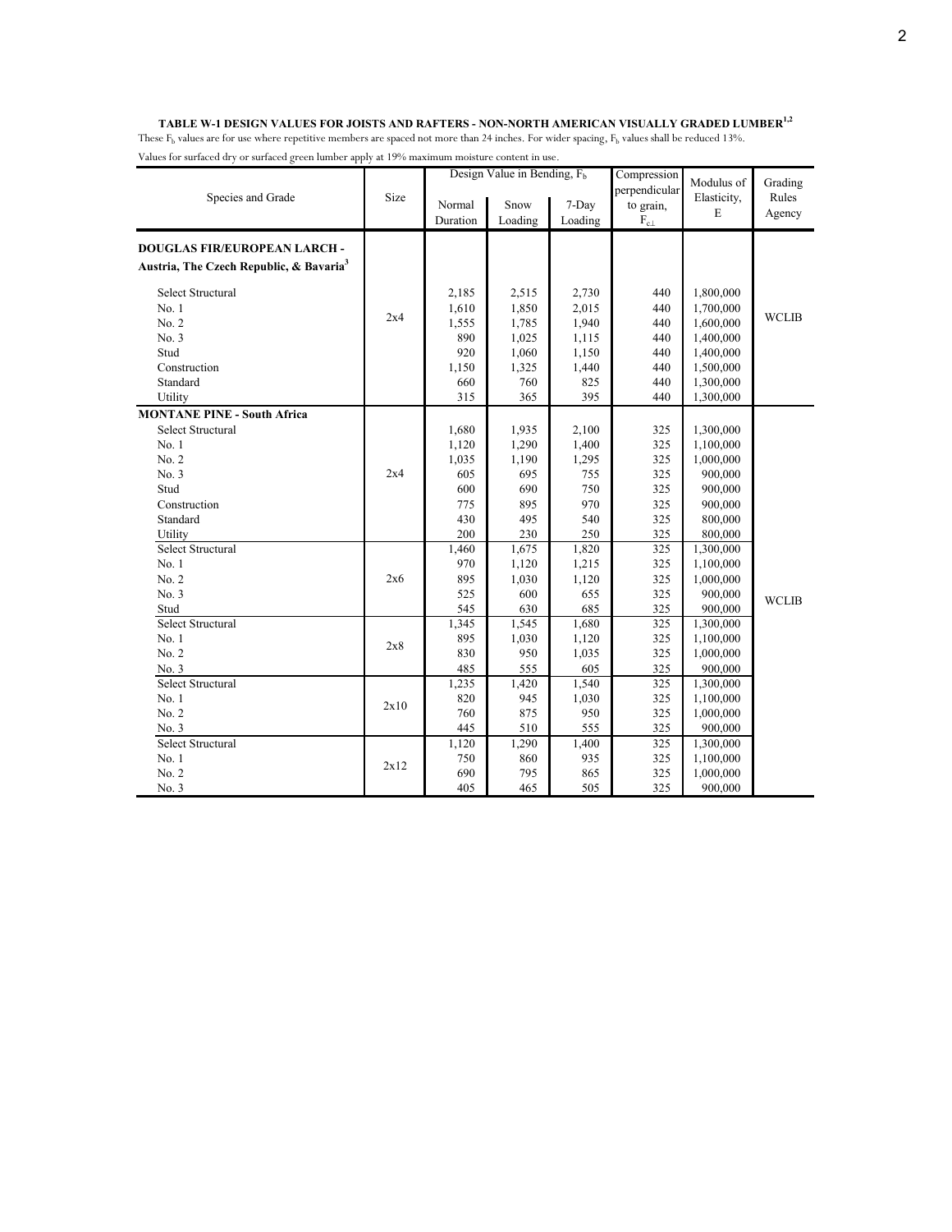**TABLE W-1 DESIGN VALUES FOR JOISTS AND RAFTERS - NON-NORTH AMERICAN VISUALLY GRADED LUMBER[1,2]**

These $F_b$ values are for use where repetitive members are spaced not more than 24 inches. For wider spacing, $F_b$ values shall be reduced 13%.

Values for surfaced dry or surfaced green lumber apply at 19% maximum moisture content in use.

| Species and Grade | Size | Design Value in Bending, $F_b$ | | | Compression perpendicular to grain, $F_{c\perp}$ | Modulus of Elasticity, E | Grading Rules Agency |
|---|---|---|---|---|---|---|---|
| | | Normal Duration | Snow Loading | 7-Day Loading | | | |
| **DOUGLAS FIR/EUROPEAN LARCH - Austria, The Czech Republic, & Bavaria[3]** | | | | | | | |
| Select Structural | 2x4 | 2,185 | 2,515 | 2,730 | 440 | 1,800,000 | WCLIB |
| No. 1 | | 1,610 | 1,850 | 2,015 | 440 | 1,700,000 | |
| No. 2 | | 1,555 | 1,785 | 1,940 | 440 | 1,600,000 | |
| No. 3 | | 890 | 1,025 | 1,115 | 440 | 1,400,000 | |
| Stud | | 920 | 1,060 | 1,150 | 440 | 1,400,000 | |
| Construction | | 1,150 | 1,325 | 1,440 | 440 | 1,500,000 | |
| Standard | | 660 | 760 | 825 | 440 | 1,300,000 | |
| Utility | | 315 | 365 | 395 | 440 | 1,300,000 | |
| **MONTANE PINE - South Africa** | | | | | | | |
| Select Structural | 2x4 | 1,680 | 1,935 | 2,100 | 325 | 1,300,000 | WCLIB |
| No. 1 | | 1,120 | 1,290 | 1,400 | 325 | 1,100,000 | |
| No. 2 | | 1,035 | 1,190 | 1,295 | 325 | 1,000,000 | |
| No. 3 | | 605 | 695 | 755 | 325 | 900,000 | |
| Stud | | 600 | 690 | 750 | 325 | 900,000 | |
| Construction | | 775 | 895 | 970 | 325 | 900,000 | |
| Standard | | 430 | 495 | 540 | 325 | 800,000 | |
| Utility | | 200 | 230 | 250 | 325 | 800,000 | |
| Select Structural | 2x6 | 1,460 | 1,675 | 1,820 | 325 | 1,300,000 | |
| No. 1 | | 970 | 1,120 | 1,215 | 325 | 1,100,000 | |
| No. 2 | | 895 | 1,030 | 1,120 | 325 | 1,000,000 | |
| No. 3 | | 525 | 600 | 655 | 325 | 900,000 | |
| Stud | | 545 | 630 | 685 | 325 | 900,000 | |
| Select Structural | 2x8 | 1,345 | 1,545 | 1,680 | 325 | 1,300,000 | |
| No. 1 | | 895 | 1,030 | 1,120 | 325 | 1,100,000 | |
| No. 2 | | 830 | 950 | 1,035 | 325 | 1,000,000 | |
| No. 3 | | 485 | 555 | 605 | 325 | 900,000 | |
| Select Structural | 2x10 | 1,235 | 1,420 | 1,540 | 325 | 1,300,000 | |
| No. 1 | | 820 | 945 | 1,030 | 325 | 1,100,000 | |
| No. 2 | | 760 | 875 | 950 | 325 | 1,000,000 | |
| No. 3 | | 445 | 510 | 555 | 325 | 900,000 | |
| Select Structural | 2x12 | 1,120 | 1,290 | 1,400 | 325 | 1,300,000 | |
| No. 1 | | 750 | 860 | 935 | 325 | 1,100,000 | |
| No. 2 | | 690 | 795 | 865 | 325 | 1,000,000 | |
| No. 3 | | 405 | 465 | 505 | 325 | 900,000 | |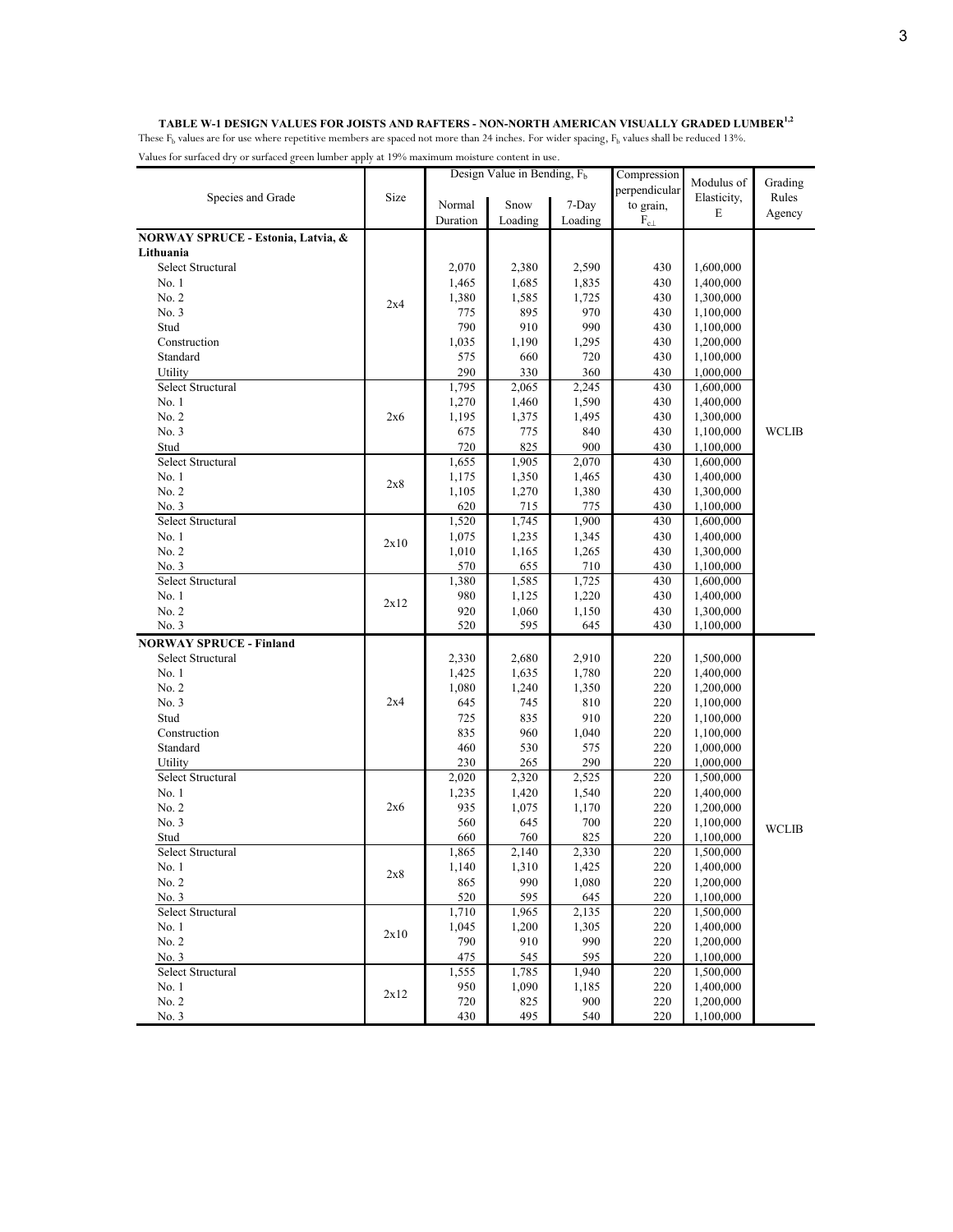**TABLE W-1 DESIGN VALUES FOR JOISTS AND RAFTERS - NON-NORTH AMERICAN VISUALLY GRADED LUMBER[1,2]**

These $F_b$ values are for use where repetitive members are spaced not more than 24 inches. For wider spacing, $F_b$ values shall be reduced 13%.

Values for surfaced dry or surfaced green lumber apply at 19% maximum moisture content in use.

| Species and Grade | Size | Design Value in Bending, $F_b$ | | | Compression perpendicular to grain, $F_{c\perp}$ | Modulus of Elasticity, E | Grading Rules Agency |
|---|---|---|---|---|---|---|---|
| | | Normal Duration | Snow Loading | 7-Day Loading | | | |
| **NORWAY SPRUCE - Estonia, Latvia, & Lithuania** | | | | | | | |
| Select Structural | 2x4 | 2,070 | 2,380 | 2,590 | 430 | 1,600,000 | WCLIB |
| No. 1 | 2x4 | 1,465 | 1,685 | 1,835 | 430 | 1,400,000 | WCLIB |
| No. 2 | 2x4 | 1,380 | 1,585 | 1,725 | 430 | 1,300,000 | WCLIB |
| No. 3 | 2x4 | 775 | 895 | 970 | 430 | 1,100,000 | WCLIB |
| Stud | 2x4 | 790 | 910 | 990 | 430 | 1,100,000 | WCLIB |
| Construction | 2x4 | 1,035 | 1,190 | 1,295 | 430 | 1,200,000 | WCLIB |
| Standard | 2x4 | 575 | 660 | 720 | 430 | 1,100,000 | WCLIB |
| Utility | 2x4 | 290 | 330 | 360 | 430 | 1,000,000 | WCLIB |
| Select Structural | 2x6 | 1,795 | 2,065 | 2,245 | 430 | 1,600,000 | WCLIB |
| No. 1 | 2x6 | 1,270 | 1,460 | 1,590 | 430 | 1,400,000 | WCLIB |
| No. 2 | 2x6 | 1,195 | 1,375 | 1,495 | 430 | 1,300,000 | WCLIB |
| No. 3 | 2x6 | 675 | 775 | 840 | 430 | 1,100,000 | WCLIB |
| Stud | 2x6 | 720 | 825 | 900 | 430 | 1,100,000 | WCLIB |
| Select Structural | 2x8 | 1,655 | 1,905 | 2,070 | 430 | 1,600,000 | WCLIB |
| No. 1 | 2x8 | 1,175 | 1,350 | 1,465 | 430 | 1,400,000 | WCLIB |
| No. 2 | 2x8 | 1,105 | 1,270 | 1,380 | 430 | 1,300,000 | WCLIB |
| No. 3 | 2x8 | 620 | 715 | 775 | 430 | 1,100,000 | WCLIB |
| Select Structural | 2x10 | 1,520 | 1,745 | 1,900 | 430 | 1,600,000 | WCLIB |
| No. 1 | 2x10 | 1,075 | 1,235 | 1,345 | 430 | 1,400,000 | WCLIB |
| No. 2 | 2x10 | 1,010 | 1,165 | 1,265 | 430 | 1,300,000 | WCLIB |
| No. 3 | 2x10 | 570 | 655 | 710 | 430 | 1,100,000 | WCLIB |
| Select Structural | 2x12 | 1,380 | 1,585 | 1,725 | 430 | 1,600,000 | WCLIB |
| No. 1 | 2x12 | 980 | 1,125 | 1,220 | 430 | 1,400,000 | WCLIB |
| No. 2 | 2x12 | 920 | 1,060 | 1,150 | 430 | 1,300,000 | WCLIB |
| No. 3 | 2x12 | 520 | 595 | 645 | 430 | 1,100,000 | WCLIB |
| **NORWAY SPRUCE - Finland** | | | | | | | |
| Select Structural | 2x4 | 2,330 | 2,680 | 2,910 | 220 | 1,500,000 | WCLIB |
| No. 1 | 2x4 | 1,425 | 1,635 | 1,780 | 220 | 1,400,000 | WCLIB |
| No. 2 | 2x4 | 1,080 | 1,240 | 1,350 | 220 | 1,200,000 | WCLIB |
| No. 3 | 2x4 | 645 | 745 | 810 | 220 | 1,100,000 | WCLIB |
| Stud | 2x4 | 725 | 835 | 910 | 220 | 1,100,000 | WCLIB |
| Construction | 2x4 | 835 | 960 | 1,040 | 220 | 1,100,000 | WCLIB |
| Standard | 2x4 | 460 | 530 | 575 | 220 | 1,000,000 | WCLIB |
| Utility | 2x4 | 230 | 265 | 290 | 220 | 1,000,000 | WCLIB |
| Select Structural | 2x6 | 2,020 | 2,320 | 2,525 | 220 | 1,500,000 | WCLIB |
| No. 1 | 2x6 | 1,235 | 1,420 | 1,540 | 220 | 1,400,000 | WCLIB |
| No. 2 | 2x6 | 935 | 1,075 | 1,170 | 220 | 1,200,000 | WCLIB |
| No. 3 | 2x6 | 560 | 645 | 700 | 220 | 1,100,000 | WCLIB |
| Stud | 2x6 | 660 | 760 | 825 | 220 | 1,100,000 | WCLIB |
| Select Structural | 2x8 | 1,865 | 2,140 | 2,330 | 220 | 1,500,000 | WCLIB |
| No. 1 | 2x8 | 1,140 | 1,310 | 1,425 | 220 | 1,400,000 | WCLIB |
| No. 2 | 2x8 | 865 | 990 | 1,080 | 220 | 1,200,000 | WCLIB |
| No. 3 | 2x8 | 520 | 595 | 645 | 220 | 1,100,000 | WCLIB |
| Select Structural | 2x10 | 1,710 | 1,965 | 2,135 | 220 | 1,500,000 | WCLIB |
| No. 1 | 2x10 | 1,045 | 1,200 | 1,305 | 220 | 1,400,000 | WCLIB |
| No. 2 | 2x10 | 790 | 910 | 990 | 220 | 1,200,000 | WCLIB |
| No. 3 | 2x10 | 475 | 545 | 595 | 220 | 1,100,000 | WCLIB |
| Select Structural | 2x12 | 1,555 | 1,785 | 1,940 | 220 | 1,500,000 | WCLIB |
| No. 1 | 2x12 | 950 | 1,090 | 1,185 | 220 | 1,400,000 | WCLIB |
| No. 2 | 2x12 | 720 | 825 | 900 | 220 | 1,200,000 | WCLIB |
| No. 3 | 2x12 | 430 | 495 | 540 | 220 | 1,100,000 | WCLIB |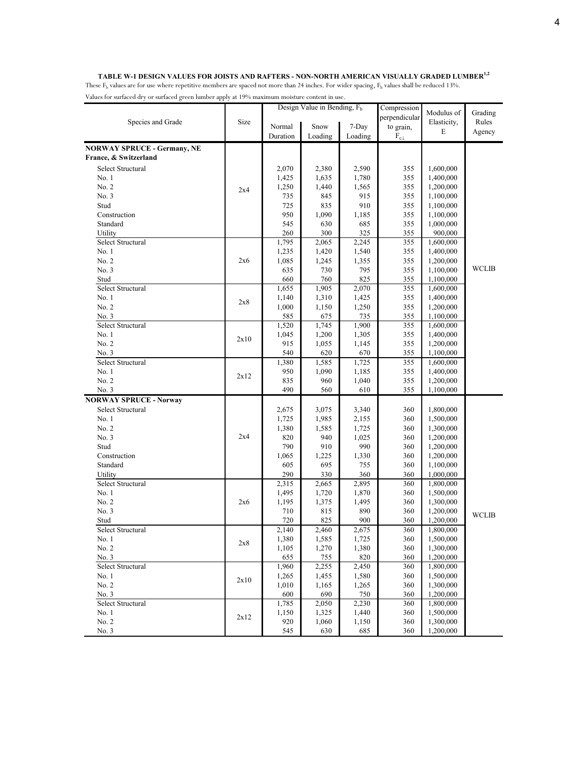**TABLE W-1 DESIGN VALUES FOR JOISTS AND RAFTERS - NON-NORTH AMERICAN VISUALLY GRADED LUMBER[1,2]**

These $F_b$ values are for use where repetitive members are spaced not more than 24 inches. For wider spacing, $F_b$ values shall be reduced 13%.

Values for surfaced dry or surfaced green lumber apply at 19% maximum moisture content in use.

| Species and Grade | Size | Design Value in Bending, $F_b$ | | | Compression perpendicular to grain, $F_{c\perp}$ | Modulus of Elasticity, E | Grading Rules Agency |
|---|---|---|---|---|---|---|---|
| | | Normal Duration | Snow Loading | 7-Day Loading | | | |
| **NORWAY SPRUCE - Germany, NE France, & Switzerland** | | | | | | | |
| Select Structural | 2x4 | 2,070 | 2,380 | 2,590 | 355 | 1,600,000 | WCLIB |
| No. 1 | 2x4 | 1,425 | 1,635 | 1,780 | 355 | 1,400,000 | WCLIB |
| No. 2 | 2x4 | 1,250 | 1,440 | 1,565 | 355 | 1,200,000 | WCLIB |
| No. 3 | 2x4 | 735 | 845 | 915 | 355 | 1,100,000 | WCLIB |
| Stud | 2x4 | 725 | 835 | 910 | 355 | 1,100,000 | WCLIB |
| Construction | 2x4 | 950 | 1,090 | 1,185 | 355 | 1,100,000 | WCLIB |
| Standard | 2x4 | 545 | 630 | 685 | 355 | 1,000,000 | WCLIB |
| Utility | 2x4 | 260 | 300 | 325 | 355 | 900,000 | WCLIB |
| Select Structural | 2x6 | 1,795 | 2,065 | 2,245 | 355 | 1,600,000 | WCLIB |
| No. 1 | 2x6 | 1,235 | 1,420 | 1,540 | 355 | 1,400,000 | WCLIB |
| No. 2 | 2x6 | 1,085 | 1,245 | 1,355 | 355 | 1,200,000 | WCLIB |
| No. 3 | 2x6 | 635 | 730 | 795 | 355 | 1,100,000 | WCLIB |
| Stud | 2x6 | 660 | 760 | 825 | 355 | 1,100,000 | WCLIB |
| Select Structural | 2x8 | 1,655 | 1,905 | 2,070 | 355 | 1,600,000 | WCLIB |
| No. 1 | 2x8 | 1,140 | 1,310 | 1,425 | 355 | 1,400,000 | WCLIB |
| No. 2 | 2x8 | 1,000 | 1,150 | 1,250 | 355 | 1,200,000 | WCLIB |
| No. 3 | 2x8 | 585 | 675 | 735 | 355 | 1,100,000 | WCLIB |
| Select Structural | 2x10 | 1,520 | 1,745 | 1,900 | 355 | 1,600,000 | WCLIB |
| No. 1 | 2x10 | 1,045 | 1,200 | 1,305 | 355 | 1,400,000 | WCLIB |
| No. 2 | 2x10 | 915 | 1,055 | 1,145 | 355 | 1,200,000 | WCLIB |
| No. 3 | 2x10 | 540 | 620 | 670 | 355 | 1,100,000 | WCLIB |
| Select Structural | 2x12 | 1,380 | 1,585 | 1,725 | 355 | 1,600,000 | WCLIB |
| No. 1 | 2x12 | 950 | 1,090 | 1,185 | 355 | 1,400,000 | WCLIB |
| No. 2 | 2x12 | 835 | 960 | 1,040 | 355 | 1,200,000 | WCLIB |
| No. 3 | 2x12 | 490 | 560 | 610 | 355 | 1,100,000 | WCLIB |
| **NORWAY SPRUCE - Norway** | | | | | | | |
| Select Structural | 2x4 | 2,675 | 3,075 | 3,340 | 360 | 1,800,000 | WCLIB |
| No. 1 | 2x4 | 1,725 | 1,985 | 2,155 | 360 | 1,500,000 | WCLIB |
| No. 2 | 2x4 | 1,380 | 1,585 | 1,725 | 360 | 1,300,000 | WCLIB |
| No. 3 | 2x4 | 820 | 940 | 1,025 | 360 | 1,200,000 | WCLIB |
| Stud | 2x4 | 790 | 910 | 990 | 360 | 1,200,000 | WCLIB |
| Construction | 2x4 | 1,065 | 1,225 | 1,330 | 360 | 1,200,000 | WCLIB |
| Standard | 2x4 | 605 | 695 | 755 | 360 | 1,100,000 | WCLIB |
| Utility | 2x4 | 290 | 330 | 360 | 360 | 1,000,000 | WCLIB |
| Select Structural | 2x6 | 2,315 | 2,665 | 2,895 | 360 | 1,800,000 | WCLIB |
| No. 1 | 2x6 | 1,495 | 1,720 | 1,870 | 360 | 1,500,000 | WCLIB |
| No. 2 | 2x6 | 1,195 | 1,375 | 1,495 | 360 | 1,300,000 | WCLIB |
| No. 3 | 2x6 | 710 | 815 | 890 | 360 | 1,200,000 | WCLIB |
| Stud | 2x6 | 720 | 825 | 900 | 360 | 1,200,000 | WCLIB |
| Select Structural | 2x8 | 2,140 | 2,460 | 2,675 | 360 | 1,800,000 | WCLIB |
| No. 1 | 2x8 | 1,380 | 1,585 | 1,725 | 360 | 1,500,000 | WCLIB |
| No. 2 | 2x8 | 1,105 | 1,270 | 1,380 | 360 | 1,300,000 | WCLIB |
| No. 3 | 2x8 | 655 | 755 | 820 | 360 | 1,200,000 | WCLIB |
| Select Structural | 2x10 | 1,960 | 2,255 | 2,450 | 360 | 1,800,000 | WCLIB |
| No. 1 | 2x10 | 1,265 | 1,455 | 1,580 | 360 | 1,500,000 | WCLIB |
| No. 2 | 2x10 | 1,010 | 1,165 | 1,265 | 360 | 1,300,000 | WCLIB |
| No. 3 | 2x10 | 600 | 690 | 750 | 360 | 1,200,000 | WCLIB |
| Select Structural | 2x12 | 1,785 | 2,050 | 2,230 | 360 | 1,800,000 | WCLIB |
| No. 1 | 2x12 | 1,150 | 1,325 | 1,440 | 360 | 1,500,000 | WCLIB |
| No. 2 | 2x12 | 920 | 1,060 | 1,150 | 360 | 1,300,000 | WCLIB |
| No. 3 | 2x12 | 545 | 630 | 685 | 360 | 1,200,000 | WCLIB |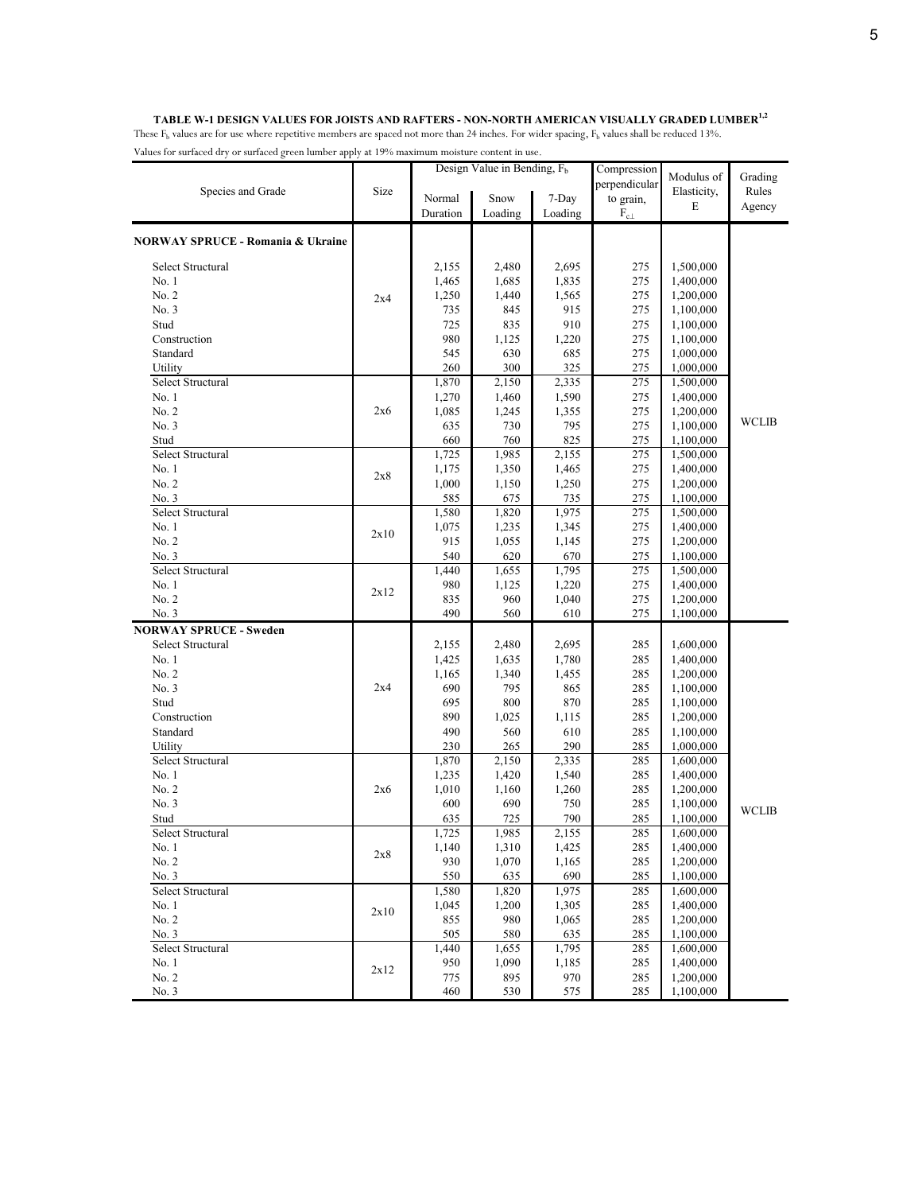**TABLE W-1 DESIGN VALUES FOR JOISTS AND RAFTERS - NON-NORTH AMERICAN VISUALLY GRADED LUMBER[1,2]**

These $F_b$ values are for use where repetitive members are spaced not more than 24 inches. For wider spacing, $F_b$ values shall be reduced 13%.

Values for surfaced dry or surfaced green lumber apply at 19% maximum moisture content in use.

| Species and Grade | Size | Design Value in Bending, $F_b$ | | | Compression perpendicular to grain, $F_{c\perp}$ | Modulus of Elasticity, E | Grading Rules Agency |
|---|---|---|---|---|---|---|---|
| | | Normal Duration | Snow Loading | 7-Day Loading | | | |
| **NORWAY SPRUCE - Romania & Ukraine** | | | | | | | |
| Select Structural | 2x4 | 2,155 | 2,480 | 2,695 | 275 | 1,500,000 | WCLIB |
| No. 1 | 2x4 | 1,465 | 1,685 | 1,835 | 275 | 1,400,000 | WCLIB |
| No. 2 | 2x4 | 1,250 | 1,440 | 1,565 | 275 | 1,200,000 | WCLIB |
| No. 3 | 2x4 | 735 | 845 | 915 | 275 | 1,100,000 | WCLIB |
| Stud | 2x4 | 725 | 835 | 910 | 275 | 1,100,000 | WCLIB |
| Construction | 2x4 | 980 | 1,125 | 1,220 | 275 | 1,100,000 | WCLIB |
| Standard | 2x4 | 545 | 630 | 685 | 275 | 1,000,000 | WCLIB |
| Utility | 2x4 | 260 | 300 | 325 | 275 | 1,000,000 | WCLIB |
| Select Structural | 2x6 | 1,870 | 2,150 | 2,335 | 275 | 1,500,000 | WCLIB |
| No. 1 | 2x6 | 1,270 | 1,460 | 1,590 | 275 | 1,400,000 | WCLIB |
| No. 2 | 2x6 | 1,085 | 1,245 | 1,355 | 275 | 1,200,000 | WCLIB |
| No. 3 | 2x6 | 635 | 730 | 795 | 275 | 1,100,000 | WCLIB |
| Stud | 2x6 | 660 | 760 | 825 | 275 | 1,100,000 | WCLIB |
| Select Structural | 2x8 | 1,725 | 1,985 | 2,155 | 275 | 1,500,000 | WCLIB |
| No. 1 | 2x8 | 1,175 | 1,350 | 1,465 | 275 | 1,400,000 | WCLIB |
| No. 2 | 2x8 | 1,000 | 1,150 | 1,250 | 275 | 1,200,000 | WCLIB |
| No. 3 | 2x8 | 585 | 675 | 735 | 275 | 1,100,000 | WCLIB |
| Select Structural | 2x10 | 1,580 | 1,820 | 1,975 | 275 | 1,500,000 | WCLIB |
| No. 1 | 2x10 | 1,075 | 1,235 | 1,345 | 275 | 1,400,000 | WCLIB |
| No. 2 | 2x10 | 915 | 1,055 | 1,145 | 275 | 1,200,000 | WCLIB |
| No. 3 | 2x10 | 540 | 620 | 670 | 275 | 1,100,000 | WCLIB |
| Select Structural | 2x12 | 1,440 | 1,655 | 1,795 | 275 | 1,500,000 | WCLIB |
| No. 1 | 2x12 | 980 | 1,125 | 1,220 | 275 | 1,400,000 | WCLIB |
| No. 2 | 2x12 | 835 | 960 | 1,040 | 275 | 1,200,000 | WCLIB |
| No. 3 | 2x12 | 490 | 560 | 610 | 275 | 1,100,000 | WCLIB |
| **NORWAY SPRUCE - Sweden** | | | | | | | |
| Select Structural | 2x4 | 2,155 | 2,480 | 2,695 | 285 | 1,600,000 | WCLIB |
| No. 1 | 2x4 | 1,425 | 1,635 | 1,780 | 285 | 1,400,000 | WCLIB |
| No. 2 | 2x4 | 1,165 | 1,340 | 1,455 | 285 | 1,200,000 | WCLIB |
| No. 3 | 2x4 | 690 | 795 | 865 | 285 | 1,100,000 | WCLIB |
| Stud | 2x4 | 695 | 800 | 870 | 285 | 1,100,000 | WCLIB |
| Construction | 2x4 | 890 | 1,025 | 1,115 | 285 | 1,200,000 | WCLIB |
| Standard | 2x4 | 490 | 560 | 610 | 285 | 1,100,000 | WCLIB |
| Utility | 2x4 | 230 | 265 | 290 | 285 | 1,000,000 | WCLIB |
| Select Structural | 2x6 | 1,870 | 2,150 | 2,335 | 285 | 1,600,000 | WCLIB |
| No. 1 | 2x6 | 1,235 | 1,420 | 1,540 | 285 | 1,400,000 | WCLIB |
| No. 2 | 2x6 | 1,010 | 1,160 | 1,260 | 285 | 1,200,000 | WCLIB |
| No. 3 | 2x6 | 600 | 690 | 750 | 285 | 1,100,000 | WCLIB |
| Stud | 2x6 | 635 | 725 | 790 | 285 | 1,100,000 | WCLIB |
| Select Structural | 2x8 | 1,725 | 1,985 | 2,155 | 285 | 1,600,000 | WCLIB |
| No. 1 | 2x8 | 1,140 | 1,310 | 1,425 | 285 | 1,400,000 | WCLIB |
| No. 2 | 2x8 | 930 | 1,070 | 1,165 | 285 | 1,200,000 | WCLIB |
| No. 3 | 2x8 | 550 | 635 | 690 | 285 | 1,100,000 | WCLIB |
| Select Structural | 2x10 | 1,580 | 1,820 | 1,975 | 285 | 1,600,000 | WCLIB |
| No. 1 | 2x10 | 1,045 | 1,200 | 1,305 | 285 | 1,400,000 | WCLIB |
| No. 2 | 2x10 | 855 | 980 | 1,065 | 285 | 1,200,000 | WCLIB |
| No. 3 | 2x10 | 505 | 580 | 635 | 285 | 1,100,000 | WCLIB |
| Select Structural | 2x12 | 1,440 | 1,655 | 1,795 | 285 | 1,600,000 | WCLIB |
| No. 1 | 2x12 | 950 | 1,090 | 1,185 | 285 | 1,400,000 | WCLIB |
| No. 2 | 2x12 | 775 | 895 | 970 | 285 | 1,200,000 | WCLIB |
| No. 3 | 2x12 | 460 | 530 | 575 | 285 | 1,100,000 | WCLIB |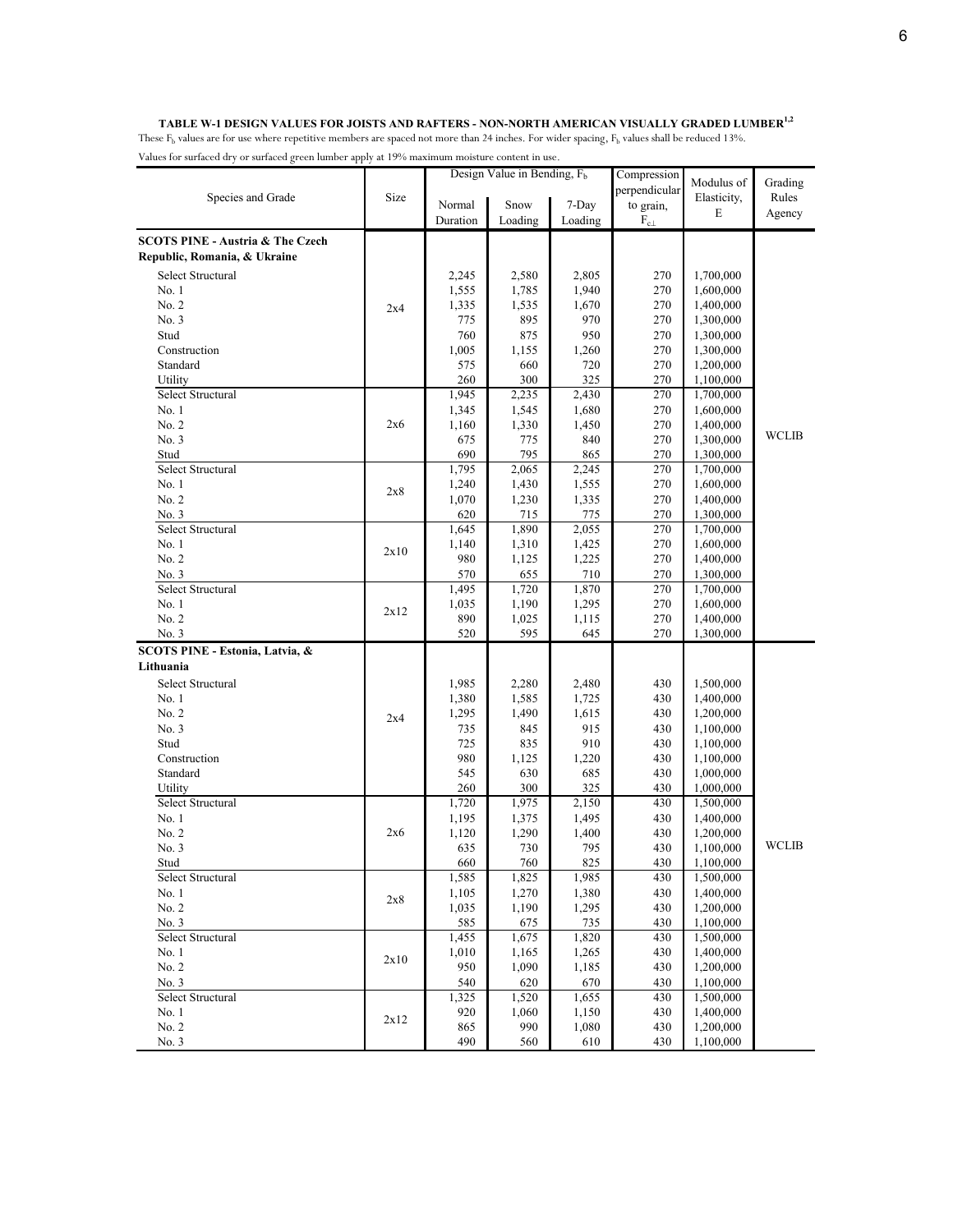**TABLE W-1 DESIGN VALUES FOR JOISTS AND RAFTERS - NON-NORTH AMERICAN VISUALLY GRADED LUMBER[1,2]**

These $F_b$ values are for use where repetitive members are spaced not more than 24 inches. For wider spacing, $F_b$ values shall be reduced 13%.

Values for surfaced dry or surfaced green lumber apply at 19% maximum moisture content in use.

| Species and Grade | Size | Design Value in Bending, $F_b$ | | | Compression perpendicular to grain, $F_{c\perp}$ | Modulus of Elasticity, E | Grading Rules Agency |
|---|---|---|---|---|---|---|---|
| | | Normal Duration | Snow Loading | 7-Day Loading | | | |
| **SCOTS PINE - Austria & The Czech Republic, Romania, & Ukraine** | | | | | | | |
| Select Structural | 2x4 | 2,245 | 2,580 | 2,805 | 270 | 1,700,000 | WCLIB |
| No. 1 | 2x4 | 1,555 | 1,785 | 1,940 | 270 | 1,600,000 | WCLIB |
| No. 2 | 2x4 | 1,335 | 1,535 | 1,670 | 270 | 1,400,000 | WCLIB |
| No. 3 | 2x4 | 775 | 895 | 970 | 270 | 1,300,000 | WCLIB |
| Stud | 2x4 | 760 | 875 | 950 | 270 | 1,300,000 | WCLIB |
| Construction | 2x4 | 1,005 | 1,155 | 1,260 | 270 | 1,300,000 | WCLIB |
| Standard | 2x4 | 575 | 660 | 720 | 270 | 1,200,000 | WCLIB |
| Utility | 2x4 | 260 | 300 | 325 | 270 | 1,100,000 | WCLIB |
| Select Structural | 2x6 | 1,945 | 2,235 | 2,430 | 270 | 1,700,000 | WCLIB |
| No. 1 | 2x6 | 1,345 | 1,545 | 1,680 | 270 | 1,600,000 | WCLIB |
| No. 2 | 2x6 | 1,160 | 1,330 | 1,450 | 270 | 1,400,000 | WCLIB |
| No. 3 | 2x6 | 675 | 775 | 840 | 270 | 1,300,000 | WCLIB |
| Stud | 2x6 | 690 | 795 | 865 | 270 | 1,300,000 | WCLIB |
| Select Structural | 2x8 | 1,795 | 2,065 | 2,245 | 270 | 1,700,000 | WCLIB |
| No. 1 | 2x8 | 1,240 | 1,430 | 1,555 | 270 | 1,600,000 | WCLIB |
| No. 2 | 2x8 | 1,070 | 1,230 | 1,335 | 270 | 1,400,000 | WCLIB |
| No. 3 | 2x8 | 620 | 715 | 775 | 270 | 1,300,000 | WCLIB |
| Select Structural | 2x10 | 1,645 | 1,890 | 2,055 | 270 | 1,700,000 | WCLIB |
| No. 1 | 2x10 | 1,140 | 1,310 | 1,425 | 270 | 1,600,000 | WCLIB |
| No. 2 | 2x10 | 980 | 1,125 | 1,225 | 270 | 1,400,000 | WCLIB |
| No. 3 | 2x10 | 570 | 655 | 710 | 270 | 1,300,000 | WCLIB |
| Select Structural | 2x12 | 1,495 | 1,720 | 1,870 | 270 | 1,700,000 | WCLIB |
| No. 1 | 2x12 | 1,035 | 1,190 | 1,295 | 270 | 1,600,000 | WCLIB |
| No. 2 | 2x12 | 890 | 1,025 | 1,115 | 270 | 1,400,000 | WCLIB |
| No. 3 | 2x12 | 520 | 595 | 645 | 270 | 1,300,000 | WCLIB |
| **SCOTS PINE - Estonia, Latvia, & Lithuania** | | | | | | | |
| Select Structural | 2x4 | 1,985 | 2,280 | 2,480 | 430 | 1,500,000 | WCLIB |
| No. 1 | 2x4 | 1,380 | 1,585 | 1,725 | 430 | 1,400,000 | WCLIB |
| No. 2 | 2x4 | 1,295 | 1,490 | 1,615 | 430 | 1,200,000 | WCLIB |
| No. 3 | 2x4 | 735 | 845 | 915 | 430 | 1,100,000 | WCLIB |
| Stud | 2x4 | 725 | 835 | 910 | 430 | 1,100,000 | WCLIB |
| Construction | 2x4 | 980 | 1,125 | 1,220 | 430 | 1,100,000 | WCLIB |
| Standard | 2x4 | 545 | 630 | 685 | 430 | 1,000,000 | WCLIB |
| Utility | 2x4 | 260 | 300 | 325 | 430 | 1,000,000 | WCLIB |
| Select Structural | 2x6 | 1,720 | 1,975 | 2,150 | 430 | 1,500,000 | WCLIB |
| No. 1 | 2x6 | 1,195 | 1,375 | 1,495 | 430 | 1,400,000 | WCLIB |
| No. 2 | 2x6 | 1,120 | 1,290 | 1,400 | 430 | 1,200,000 | WCLIB |
| No. 3 | 2x6 | 635 | 730 | 795 | 430 | 1,100,000 | WCLIB |
| Stud | 2x6 | 660 | 760 | 825 | 430 | 1,100,000 | WCLIB |
| Select Structural | 2x8 | 1,585 | 1,825 | 1,985 | 430 | 1,500,000 | WCLIB |
| No. 1 | 2x8 | 1,105 | 1,270 | 1,380 | 430 | 1,400,000 | WCLIB |
| No. 2 | 2x8 | 1,035 | 1,190 | 1,295 | 430 | 1,200,000 | WCLIB |
| No. 3 | 2x8 | 585 | 675 | 735 | 430 | 1,100,000 | WCLIB |
| Select Structural | 2x10 | 1,455 | 1,675 | 1,820 | 430 | 1,500,000 | WCLIB |
| No. 1 | 2x10 | 1,010 | 1,165 | 1,265 | 430 | 1,400,000 | WCLIB |
| No. 2 | 2x10 | 950 | 1,090 | 1,185 | 430 | 1,200,000 | WCLIB |
| No. 3 | 2x10 | 540 | 620 | 670 | 430 | 1,100,000 | WCLIB |
| Select Structural | 2x12 | 1,325 | 1,520 | 1,655 | 430 | 1,500,000 | WCLIB |
| No. 1 | 2x12 | 920 | 1,060 | 1,150 | 430 | 1,400,000 | WCLIB |
| No. 2 | 2x12 | 865 | 990 | 1,080 | 430 | 1,200,000 | WCLIB |
| No. 3 | 2x12 | 490 | 560 | 610 | 430 | 1,100,000 | WCLIB |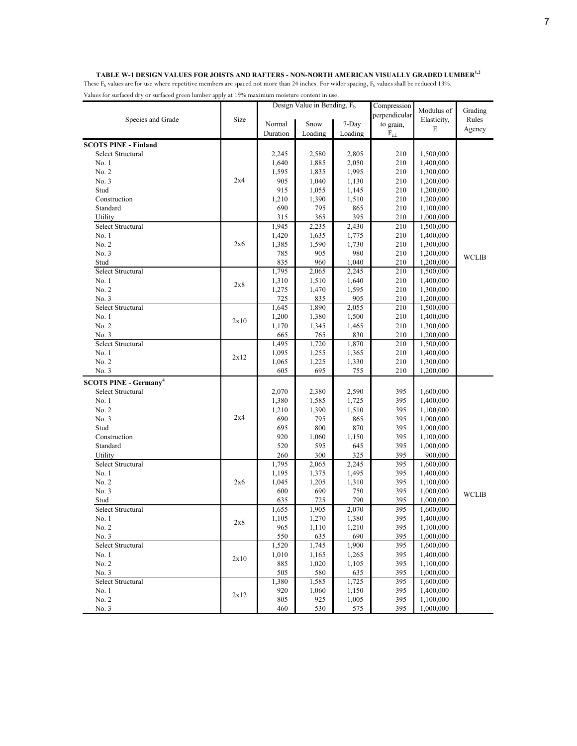**TABLE W-1 DESIGN VALUES FOR JOISTS AND RAFTERS - NON-NORTH AMERICAN VISUALLY GRADED LUMBER[1,2]**

These $F_b$ values are for use where repetitive members are spaced not more than 24 inches. For wider spacing, $F_b$ values shall be reduced 13%.

Values for surfaced dry or surfaced green lumber apply at 19% maximum moisture content in use.

| Species and Grade | Size | Design Value in Bending, $F_b$ | | | Compression perpendicular to grain, $F_{c\perp}$ | Modulus of Elasticity, E | Grading Rules Agency |
|---|---|---|---|---|---|---|---|
| | | Normal Duration | Snow Loading | 7-Day Loading | | | |
| **SCOTS PINE - Finland** | | | | | | | |
| Select Structural | 2x4 | 2,245 | 2,580 | 2,805 | 210 | 1,500,000 | WCLIB |
| No. 1 | 2x4 | 1,640 | 1,885 | 2,050 | 210 | 1,400,000 | WCLIB |
| No. 2 | 2x4 | 1,595 | 1,835 | 1,995 | 210 | 1,300,000 | WCLIB |
| No. 3 | 2x4 | 905 | 1,040 | 1,130 | 210 | 1,200,000 | WCLIB |
| Stud | 2x4 | 915 | 1,055 | 1,145 | 210 | 1,200,000 | WCLIB |
| Construction | 2x4 | 1,210 | 1,390 | 1,510 | 210 | 1,200,000 | WCLIB |
| Standard | 2x4 | 690 | 795 | 865 | 210 | 1,100,000 | WCLIB |
| Utility | 2x4 | 315 | 365 | 395 | 210 | 1,000,000 | WCLIB |
| Select Structural | 2x6 | 1,945 | 2,235 | 2,430 | 210 | 1,500,000 | WCLIB |
| No. 1 | 2x6 | 1,420 | 1,635 | 1,775 | 210 | 1,400,000 | WCLIB |
| No. 2 | 2x6 | 1,385 | 1,590 | 1,730 | 210 | 1,300,000 | WCLIB |
| No. 3 | 2x6 | 785 | 905 | 980 | 210 | 1,200,000 | WCLIB |
| Stud | 2x6 | 835 | 960 | 1,040 | 210 | 1,200,000 | WCLIB |
| Select Structural | 2x8 | 1,795 | 2,065 | 2,245 | 210 | 1,500,000 | WCLIB |
| No. 1 | 2x8 | 1,310 | 1,510 | 1,640 | 210 | 1,400,000 | WCLIB |
| No. 2 | 2x8 | 1,275 | 1,470 | 1,595 | 210 | 1,300,000 | WCLIB |
| No. 3 | 2x8 | 725 | 835 | 905 | 210 | 1,200,000 | WCLIB |
| Select Structural | 2x10 | 1,645 | 1,890 | 2,055 | 210 | 1,500,000 | WCLIB |
| No. 1 | 2x10 | 1,200 | 1,380 | 1,500 | 210 | 1,400,000 | WCLIB |
| No. 2 | 2x10 | 1,170 | 1,345 | 1,465 | 210 | 1,300,000 | WCLIB |
| No. 3 | 2x10 | 665 | 765 | 830 | 210 | 1,200,000 | WCLIB |
| Select Structural | 2x12 | 1,495 | 1,720 | 1,870 | 210 | 1,500,000 | WCLIB |
| No. 1 | 2x12 | 1,095 | 1,255 | 1,365 | 210 | 1,400,000 | WCLIB |
| No. 2 | 2x12 | 1,065 | 1,225 | 1,330 | 210 | 1,300,000 | WCLIB |
| No. 3 | 2x12 | 605 | 695 | 755 | 210 | 1,200,000 | WCLIB |
| **SCOTS PINE - Germany[4]** | | | | | | | |
| Select Structural | 2x4 | 2,070 | 2,380 | 2,590 | 395 | 1,600,000 | WCLIB |
| No. 1 | 2x4 | 1,380 | 1,585 | 1,725 | 395 | 1,400,000 | WCLIB |
| No. 2 | 2x4 | 1,210 | 1,390 | 1,510 | 395 | 1,100,000 | WCLIB |
| No. 3 | 2x4 | 690 | 795 | 865 | 395 | 1,000,000 | WCLIB |
| Stud | 2x4 | 695 | 800 | 870 | 395 | 1,000,000 | WCLIB |
| Construction | 2x4 | 920 | 1,060 | 1,150 | 395 | 1,100,000 | WCLIB |
| Standard | 2x4 | 520 | 595 | 645 | 395 | 1,000,000 | WCLIB |
| Utility | 2x4 | 260 | 300 | 325 | 395 | 900,000 | WCLIB |
| Select Structural | 2x6 | 1,795 | 2,065 | 2,245 | 395 | 1,600,000 | WCLIB |
| No. 1 | 2x6 | 1,195 | 1,375 | 1,495 | 395 | 1,400,000 | WCLIB |
| No. 2 | 2x6 | 1,045 | 1,205 | 1,310 | 395 | 1,100,000 | WCLIB |
| No. 3 | 2x6 | 600 | 690 | 750 | 395 | 1,000,000 | WCLIB |
| Stud | 2x6 | 635 | 725 | 790 | 395 | 1,000,000 | WCLIB |
| Select Structural | 2x8 | 1,655 | 1,905 | 2,070 | 395 | 1,600,000 | WCLIB |
| No. 1 | 2x8 | 1,105 | 1,270 | 1,380 | 395 | 1,400,000 | WCLIB |
| No. 2 | 2x8 | 965 | 1,110 | 1,210 | 395 | 1,100,000 | WCLIB |
| No. 3 | 2x8 | 550 | 635 | 690 | 395 | 1,000,000 | WCLIB |
| Select Structural | 2x10 | 1,520 | 1,745 | 1,900 | 395 | 1,600,000 | WCLIB |
| No. 1 | 2x10 | 1,010 | 1,165 | 1,265 | 395 | 1,400,000 | WCLIB |
| No. 2 | 2x10 | 885 | 1,020 | 1,105 | 395 | 1,100,000 | WCLIB |
| No. 3 | 2x10 | 505 | 580 | 635 | 395 | 1,000,000 | WCLIB |
| Select Structural | 2x12 | 1,380 | 1,585 | 1,725 | 395 | 1,600,000 | WCLIB |
| No. 1 | 2x12 | 920 | 1,060 | 1,150 | 395 | 1,400,000 | WCLIB |
| No. 2 | 2x12 | 805 | 925 | 1,005 | 395 | 1,100,000 | WCLIB |
| No. 3 | 2x12 | 460 | 530 | 575 | 395 | 1,000,000 | WCLIB |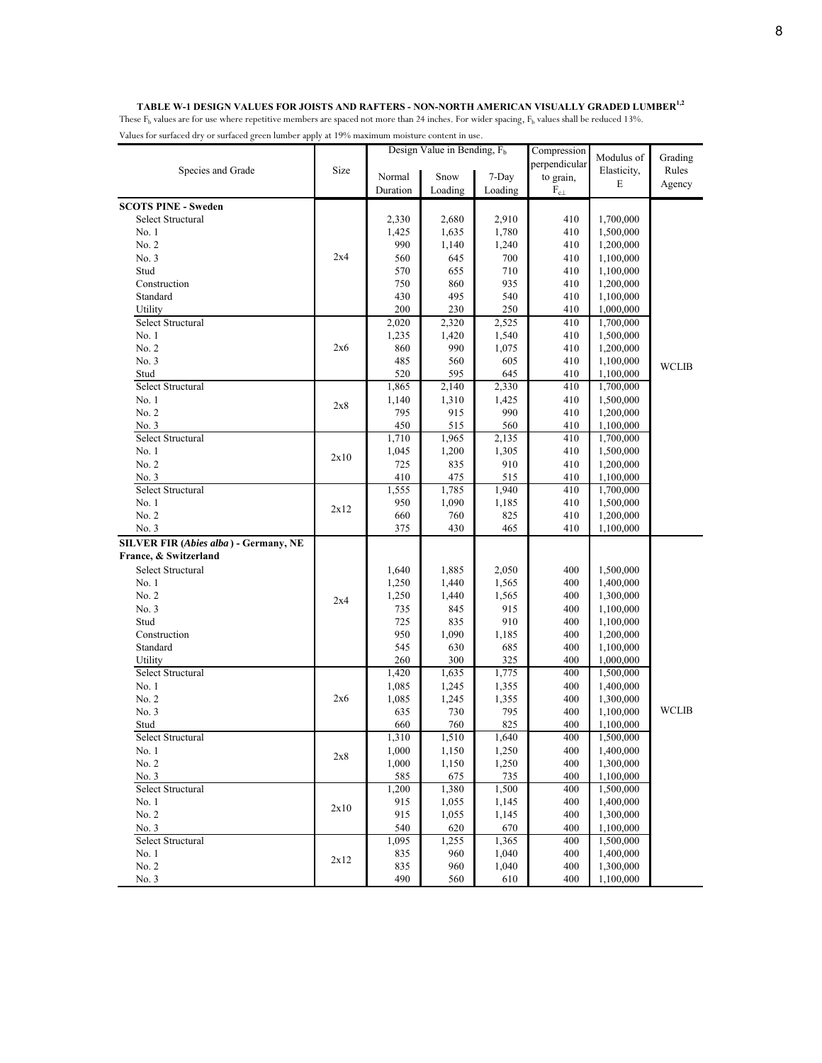**TABLE W-1 DESIGN VALUES FOR JOISTS AND RAFTERS - NON-NORTH AMERICAN VISUALLY GRADED LUMBER[1,2]**

These $F_b$ values are for use where repetitive members are spaced not more than 24 inches. For wider spacing, $F_b$ values shall be reduced 13%.

Values for surfaced dry or surfaced green lumber apply at 19% maximum moisture content in use.

| Species and Grade | Size | Design Value in Bending, $F_b$ | | | Compression perpendicular to grain, $F_{c\perp}$ | Modulus of Elasticity, E | Grading Rules Agency |
|---|---|---|---|---|---|---|---|
| | | Normal Duration | Snow Loading | 7-Day Loading | | | |
| **SCOTS PINE - Sweden** | | | | | | | |
| Select Structural | 2x4 | 2,330 | 2,680 | 2,910 | 410 | 1,700,000 | WCLIB |
| No. 1 | 2x4 | 1,425 | 1,635 | 1,780 | 410 | 1,500,000 | WCLIB |
| No. 2 | 2x4 | 990 | 1,140 | 1,240 | 410 | 1,200,000 | WCLIB |
| No. 3 | 2x4 | 560 | 645 | 700 | 410 | 1,100,000 | WCLIB |
| Stud | 2x4 | 570 | 655 | 710 | 410 | 1,100,000 | WCLIB |
| Construction | 2x4 | 750 | 860 | 935 | 410 | 1,200,000 | WCLIB |
| Standard | 2x4 | 430 | 495 | 540 | 410 | 1,100,000 | WCLIB |
| Utility | 2x4 | 200 | 230 | 250 | 410 | 1,000,000 | WCLIB |
| Select Structural | 2x6 | 2,020 | 2,320 | 2,525 | 410 | 1,700,000 | WCLIB |
| No. 1 | 2x6 | 1,235 | 1,420 | 1,540 | 410 | 1,500,000 | WCLIB |
| No. 2 | 2x6 | 860 | 990 | 1,075 | 410 | 1,200,000 | WCLIB |
| No. 3 | 2x6 | 485 | 560 | 605 | 410 | 1,100,000 | WCLIB |
| Stud | 2x6 | 520 | 595 | 645 | 410 | 1,100,000 | WCLIB |
| Select Structural | 2x8 | 1,865 | 2,140 | 2,330 | 410 | 1,700,000 | WCLIB |
| No. 1 | 2x8 | 1,140 | 1,310 | 1,425 | 410 | 1,500,000 | WCLIB |
| No. 2 | 2x8 | 795 | 915 | 990 | 410 | 1,200,000 | WCLIB |
| No. 3 | 2x8 | 450 | 515 | 560 | 410 | 1,100,000 | WCLIB |
| Select Structural | 2x10 | 1,710 | 1,965 | 2,135 | 410 | 1,700,000 | WCLIB |
| No. 1 | 2x10 | 1,045 | 1,200 | 1,305 | 410 | 1,500,000 | WCLIB |
| No. 2 | 2x10 | 725 | 835 | 910 | 410 | 1,200,000 | WCLIB |
| No. 3 | 2x10 | 410 | 475 | 515 | 410 | 1,100,000 | WCLIB |
| Select Structural | 2x12 | 1,555 | 1,785 | 1,940 | 410 | 1,700,000 | WCLIB |
| No. 1 | 2x12 | 950 | 1,090 | 1,185 | 410 | 1,500,000 | WCLIB |
| No. 2 | 2x12 | 660 | 760 | 825 | 410 | 1,200,000 | WCLIB |
| No. 3 | 2x12 | 375 | 430 | 465 | 410 | 1,100,000 | WCLIB |
| **SILVER FIR (*Abies alba*) - Germany, NE France, & Switzerland** | | | | | | | |
| Select Structural | 2x4 | 1,640 | 1,885 | 2,050 | 400 | 1,500,000 | WCLIB |
| No. 1 | 2x4 | 1,250 | 1,440 | 1,565 | 400 | 1,400,000 | WCLIB |
| No. 2 | 2x4 | 1,250 | 1,440 | 1,565 | 400 | 1,300,000 | WCLIB |
| No. 3 | 2x4 | 735 | 845 | 915 | 400 | 1,100,000 | WCLIB |
| Stud | 2x4 | 725 | 835 | 910 | 400 | 1,100,000 | WCLIB |
| Construction | 2x4 | 950 | 1,090 | 1,185 | 400 | 1,200,000 | WCLIB |
| Standard | 2x4 | 545 | 630 | 685 | 400 | 1,100,000 | WCLIB |
| Utility | 2x4 | 260 | 300 | 325 | 400 | 1,000,000 | WCLIB |
| Select Structural | 2x6 | 1,420 | 1,635 | 1,775 | 400 | 1,500,000 | WCLIB |
| No. 1 | 2x6 | 1,085 | 1,245 | 1,355 | 400 | 1,400,000 | WCLIB |
| No. 2 | 2x6 | 1,085 | 1,245 | 1,355 | 400 | 1,300,000 | WCLIB |
| No. 3 | 2x6 | 635 | 730 | 795 | 400 | 1,100,000 | WCLIB |
| Stud | 2x6 | 660 | 760 | 825 | 400 | 1,100,000 | WCLIB |
| Select Structural | 2x8 | 1,310 | 1,510 | 1,640 | 400 | 1,500,000 | WCLIB |
| No. 1 | 2x8 | 1,000 | 1,150 | 1,250 | 400 | 1,400,000 | WCLIB |
| No. 2 | 2x8 | 1,000 | 1,150 | 1,250 | 400 | 1,300,000 | WCLIB |
| No. 3 | 2x8 | 585 | 675 | 735 | 400 | 1,100,000 | WCLIB |
| Select Structural | 2x10 | 1,200 | 1,380 | 1,500 | 400 | 1,500,000 | WCLIB |
| No. 1 | 2x10 | 915 | 1,055 | 1,145 | 400 | 1,400,000 | WCLIB |
| No. 2 | 2x10 | 915 | 1,055 | 1,145 | 400 | 1,300,000 | WCLIB |
| No. 3 | 2x10 | 540 | 620 | 670 | 400 | 1,100,000 | WCLIB |
| Select Structural | 2x12 | 1,095 | 1,255 | 1,365 | 400 | 1,500,000 | WCLIB |
| No. 1 | 2x12 | 835 | 960 | 1,040 | 400 | 1,400,000 | WCLIB |
| No. 2 | 2x12 | 835 | 960 | 1,040 | 400 | 1,300,000 | WCLIB |
| No. 3 | 2x12 | 490 | 560 | 610 | 400 | 1,100,000 | WCLIB |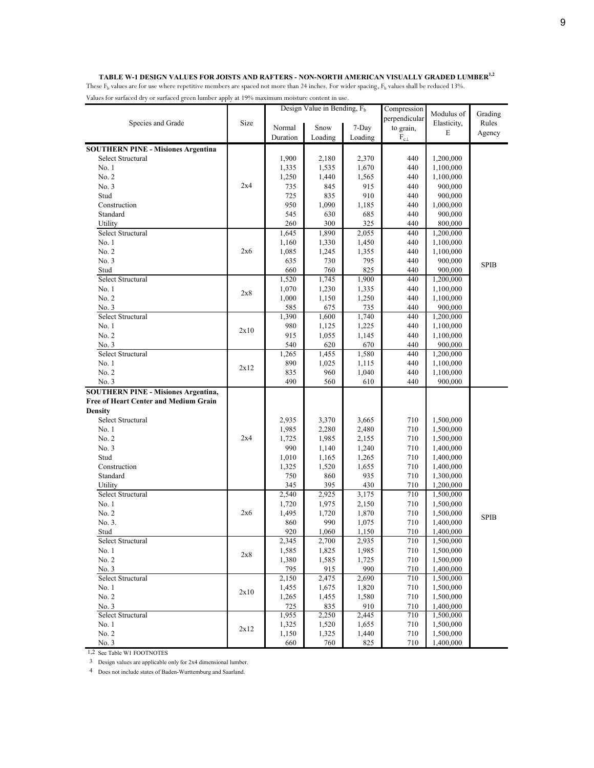**TABLE W-1 DESIGN VALUES FOR JOISTS AND RAFTERS - NON-NORTH AMERICAN VISUALLY GRADED LUMBER[1,2]**

These $F_b$ values are for use where repetitive members are spaced not more than 24 inches. For wider spacing, $F_b$ values shall be reduced 13%.

Values for surfaced dry or surfaced green lumber apply at 19% maximum moisture content in use.

| Species and Grade | Size | Design Value in Bending, $F_b$ | | | Compression perpendicular to grain, $F_{c\perp}$ | Modulus of Elasticity, E | Grading Rules Agency |
|---|---|---|---|---|---|---|---|
| | | Normal Duration | Snow Loading | 7-Day Loading | | | |
| **SOUTHERN PINE - Misiones Argentina** | | | | | | | |
| Select Structural | 2x4 | 1,900 | 2,180 | 2,370 | 440 | 1,200,000 | SPIB |
| No. 1 | 2x4 | 1,335 | 1,535 | 1,670 | 440 | 1,100,000 | SPIB |
| No. 2 | 2x4 | 1,250 | 1,440 | 1,565 | 440 | 1,100,000 | SPIB |
| No. 3 | 2x4 | 735 | 845 | 915 | 440 | 900,000 | SPIB |
| Stud | 2x4 | 725 | 835 | 910 | 440 | 900,000 | SPIB |
| Construction | 2x4 | 950 | 1,090 | 1,185 | 440 | 1,000,000 | SPIB |
| Standard | 2x4 | 545 | 630 | 685 | 440 | 900,000 | SPIB |
| Utility | 2x4 | 260 | 300 | 325 | 440 | 800,000 | SPIB |
| Select Structural | 2x6 | 1,645 | 1,890 | 2,055 | 440 | 1,200,000 | SPIB |
| No. 1 | 2x6 | 1,160 | 1,330 | 1,450 | 440 | 1,100,000 | SPIB |
| No. 2 | 2x6 | 1,085 | 1,245 | 1,355 | 440 | 1,100,000 | SPIB |
| No. 3 | 2x6 | 635 | 730 | 795 | 440 | 900,000 | SPIB |
| Stud | 2x6 | 660 | 760 | 825 | 440 | 900,000 | SPIB |
| Select Structural | 2x8 | 1,520 | 1,745 | 1,900 | 440 | 1,200,000 | SPIB |
| No. 1 | 2x8 | 1,070 | 1,230 | 1,335 | 440 | 1,100,000 | SPIB |
| No. 2 | 2x8 | 1,000 | 1,150 | 1,250 | 440 | 1,100,000 | SPIB |
| No. 3 | 2x8 | 585 | 675 | 735 | 440 | 900,000 | SPIB |
| Select Structural | 2x10 | 1,390 | 1,600 | 1,740 | 440 | 1,200,000 | SPIB |
| No. 1 | 2x10 | 980 | 1,125 | 1,225 | 440 | 1,100,000 | SPIB |
| No. 2 | 2x10 | 915 | 1,055 | 1,145 | 440 | 1,100,000 | SPIB |
| No. 3 | 2x10 | 540 | 620 | 670 | 440 | 900,000 | SPIB |
| Select Structural | 2x12 | 1,265 | 1,455 | 1,580 | 440 | 1,200,000 | SPIB |
| No. 1 | 2x12 | 890 | 1,025 | 1,115 | 440 | 1,100,000 | SPIB |
| No. 2 | 2x12 | 835 | 960 | 1,040 | 440 | 1,100,000 | SPIB |
| No. 3 | 2x12 | 490 | 560 | 610 | 440 | 900,000 | SPIB |
| **SOUTHERN PINE - Misiones Argentina, Free of Heart Center and Medium Grain Density** | | | | | | | |
| Select Structural | 2x4 | 2,935 | 3,370 | 3,665 | 710 | 1,500,000 | SPIB |
| No. 1 | 2x4 | 1,985 | 2,280 | 2,480 | 710 | 1,500,000 | SPIB |
| No. 2 | 2x4 | 1,725 | 1,985 | 2,155 | 710 | 1,500,000 | SPIB |
| No. 3 | 2x4 | 990 | 1,140 | 1,240 | 710 | 1,400,000 | SPIB |
| Stud | 2x4 | 1,010 | 1,165 | 1,265 | 710 | 1,400,000 | SPIB |
| Construction | 2x4 | 1,325 | 1,520 | 1,655 | 710 | 1,400,000 | SPIB |
| Standard | 2x4 | 750 | 860 | 935 | 710 | 1,300,000 | SPIB |
| Utility | 2x4 | 345 | 395 | 430 | 710 | 1,200,000 | SPIB |
| Select Structural | 2x6 | 2,540 | 2,925 | 3,175 | 710 | 1,500,000 | SPIB |
| No. 1 | 2x6 | 1,720 | 1,975 | 2,150 | 710 | 1,500,000 | SPIB |
| No. 2 | 2x6 | 1,495 | 1,720 | 1,870 | 710 | 1,500,000 | SPIB |
| No. 3. | 2x6 | 860 | 990 | 1,075 | 710 | 1,400,000 | SPIB |
| Stud | 2x6 | 920 | 1,060 | 1,150 | 710 | 1,400,000 | SPIB |
| Select Structural | 2x8 | 2,345 | 2,700 | 2,935 | 710 | 1,500,000 | SPIB |
| No. 1 | 2x8 | 1,585 | 1,825 | 1,985 | 710 | 1,500,000 | SPIB |
| No. 2 | 2x8 | 1,380 | 1,585 | 1,725 | 710 | 1,500,000 | SPIB |
| No. 3 | 2x8 | 795 | 915 | 990 | 710 | 1,400,000 | SPIB |
| Select Structural | 2x10 | 2,150 | 2,475 | 2,690 | 710 | 1,500,000 | SPIB |
| No. 1 | 2x10 | 1,455 | 1,675 | 1,820 | 710 | 1,500,000 | SPIB |
| No. 2 | 2x10 | 1,265 | 1,455 | 1,580 | 710 | 1,500,000 | SPIB |
| No. 3 | 2x10 | 725 | 835 | 910 | 710 | 1,400,000 | SPIB |
| Select Structural | 2x12 | 1,955 | 2,250 | 2,445 | 710 | 1,500,000 | SPIB |
| No. 1 | 2x12 | 1,325 | 1,520 | 1,655 | 710 | 1,500,000 | SPIB |
| No. 2 | 2x12 | 1,150 | 1,325 | 1,440 | 710 | 1,500,000 | SPIB |
| No. 3 | 2x12 | 660 | 760 | 825 | 710 | 1,400,000 | SPIB |

[1,2] See Table W1 FOOTNOTES

[3] Design values are applicable only for 2x4 dimensional lumber.

[4] Does not include states of Baden-Wurttemburg and Saarland.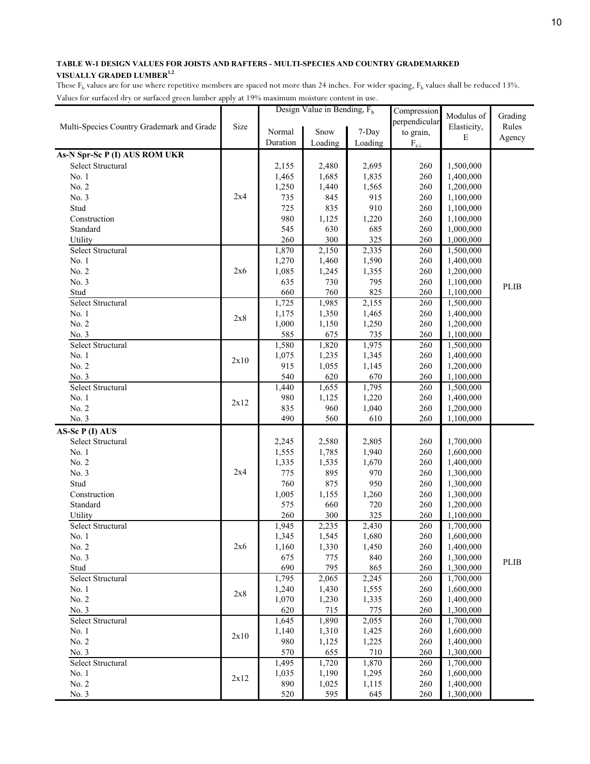**TABLE W-1 DESIGN VALUES FOR JOISTS AND RAFTERS - MULTI-SPECIES AND COUNTRY GRADEMARKED VISUALLY GRADED LUMBER[1,2]**

These $F_b$ values are for use where repetitive members are spaced not more than 24 inches. For wider spacing, $F_b$ values shall be reduced 13%.

Values for surfaced dry or surfaced green lumber apply at 19% maximum moisture content in use.

| Multi-Species Country Grademark and Grade | Size | Design Value in Bending, $F_b$ | | | Compression perpendicular to grain, $F_{c\perp}$ | Modulus of Elasticity, E | Grading Rules Agency |
|---|---|---|---|---|---|---|---|
| | | Normal Duration | Snow Loading | 7-Day Loading | | | |
| **As-N Spr-Sc P (I) AUS ROM UKR** | | | | | | | |
| Select Structural | 2x4 | 2,155 | 2,480 | 2,695 | 260 | 1,500,000 | PLIB |
| No. 1 | 2x4 | 1,465 | 1,685 | 1,835 | 260 | 1,400,000 | PLIB |
| No. 2 | 2x4 | 1,250 | 1,440 | 1,565 | 260 | 1,200,000 | PLIB |
| No. 3 | 2x4 | 735 | 845 | 915 | 260 | 1,100,000 | PLIB |
| Stud | 2x4 | 725 | 835 | 910 | 260 | 1,100,000 | PLIB |
| Construction | 2x4 | 980 | 1,125 | 1,220 | 260 | 1,100,000 | PLIB |
| Standard | 2x4 | 545 | 630 | 685 | 260 | 1,000,000 | PLIB |
| Utility | 2x4 | 260 | 300 | 325 | 260 | 1,000,000 | PLIB |
| Select Structural | 2x6 | 1,870 | 2,150 | 2,335 | 260 | 1,500,000 | PLIB |
| No. 1 | 2x6 | 1,270 | 1,460 | 1,590 | 260 | 1,400,000 | PLIB |
| No. 2 | 2x6 | 1,085 | 1,245 | 1,355 | 260 | 1,200,000 | PLIB |
| No. 3 | 2x6 | 635 | 730 | 795 | 260 | 1,100,000 | PLIB |
| Stud | 2x6 | 660 | 760 | 825 | 260 | 1,100,000 | PLIB |
| Select Structural | 2x8 | 1,725 | 1,985 | 2,155 | 260 | 1,500,000 | PLIB |
| No. 1 | 2x8 | 1,175 | 1,350 | 1,465 | 260 | 1,400,000 | PLIB |
| No. 2 | 2x8 | 1,000 | 1,150 | 1,250 | 260 | 1,200,000 | PLIB |
| No. 3 | 2x8 | 585 | 675 | 735 | 260 | 1,100,000 | PLIB |
| Select Structural | 2x10 | 1,580 | 1,820 | 1,975 | 260 | 1,500,000 | PLIB |
| No. 1 | 2x10 | 1,075 | 1,235 | 1,345 | 260 | 1,400,000 | PLIB |
| No. 2 | 2x10 | 915 | 1,055 | 1,145 | 260 | 1,200,000 | PLIB |
| No. 3 | 2x10 | 540 | 620 | 670 | 260 | 1,100,000 | PLIB |
| Select Structural | 2x12 | 1,440 | 1,655 | 1,795 | 260 | 1,500,000 | PLIB |
| No. 1 | 2x12 | 980 | 1,125 | 1,220 | 260 | 1,400,000 | PLIB |
| No. 2 | 2x12 | 835 | 960 | 1,040 | 260 | 1,200,000 | PLIB |
| No. 3 | 2x12 | 490 | 560 | 610 | 260 | 1,100,000 | PLIB |
| **AS-Sc P (I) AUS** | | | | | | | |
| Select Structural | 2x4 | 2,245 | 2,580 | 2,805 | 260 | 1,700,000 | PLIB |
| No. 1 | 2x4 | 1,555 | 1,785 | 1,940 | 260 | 1,600,000 | PLIB |
| No. 2 | 2x4 | 1,335 | 1,535 | 1,670 | 260 | 1,400,000 | PLIB |
| No. 3 | 2x4 | 775 | 895 | 970 | 260 | 1,300,000 | PLIB |
| Stud | 2x4 | 760 | 875 | 950 | 260 | 1,300,000 | PLIB |
| Construction | 2x4 | 1,005 | 1,155 | 1,260 | 260 | 1,300,000 | PLIB |
| Standard | 2x4 | 575 | 660 | 720 | 260 | 1,200,000 | PLIB |
| Utility | 2x4 | 260 | 300 | 325 | 260 | 1,100,000 | PLIB |
| Select Structural | 2x6 | 1,945 | 2,235 | 2,430 | 260 | 1,700,000 | PLIB |
| No. 1 | 2x6 | 1,345 | 1,545 | 1,680 | 260 | 1,600,000 | PLIB |
| No. 2 | 2x6 | 1,160 | 1,330 | 1,450 | 260 | 1,400,000 | PLIB |
| No. 3 | 2x6 | 675 | 775 | 840 | 260 | 1,300,000 | PLIB |
| Stud | 2x6 | 690 | 795 | 865 | 260 | 1,300,000 | PLIB |
| Select Structural | 2x8 | 1,795 | 2,065 | 2,245 | 260 | 1,700,000 | PLIB |
| No. 1 | 2x8 | 1,240 | 1,430 | 1,555 | 260 | 1,600,000 | PLIB |
| No. 2 | 2x8 | 1,070 | 1,230 | 1,335 | 260 | 1,400,000 | PLIB |
| No. 3 | 2x8 | 620 | 715 | 775 | 260 | 1,300,000 | PLIB |
| Select Structural | 2x10 | 1,645 | 1,890 | 2,055 | 260 | 1,700,000 | PLIB |
| No. 1 | 2x10 | 1,140 | 1,310 | 1,425 | 260 | 1,600,000 | PLIB |
| No. 2 | 2x10 | 980 | 1,125 | 1,225 | 260 | 1,400,000 | PLIB |
| No. 3 | 2x10 | 570 | 655 | 710 | 260 | 1,300,000 | PLIB |
| Select Structural | 2x12 | 1,495 | 1,720 | 1,870 | 260 | 1,700,000 | PLIB |
| No. 1 | 2x12 | 1,035 | 1,190 | 1,295 | 260 | 1,600,000 | PLIB |
| No. 2 | 2x12 | 890 | 1,025 | 1,115 | 260 | 1,400,000 | PLIB |
| No. 3 | 2x12 | 520 | 595 | 645 | 260 | 1,300,000 | PLIB |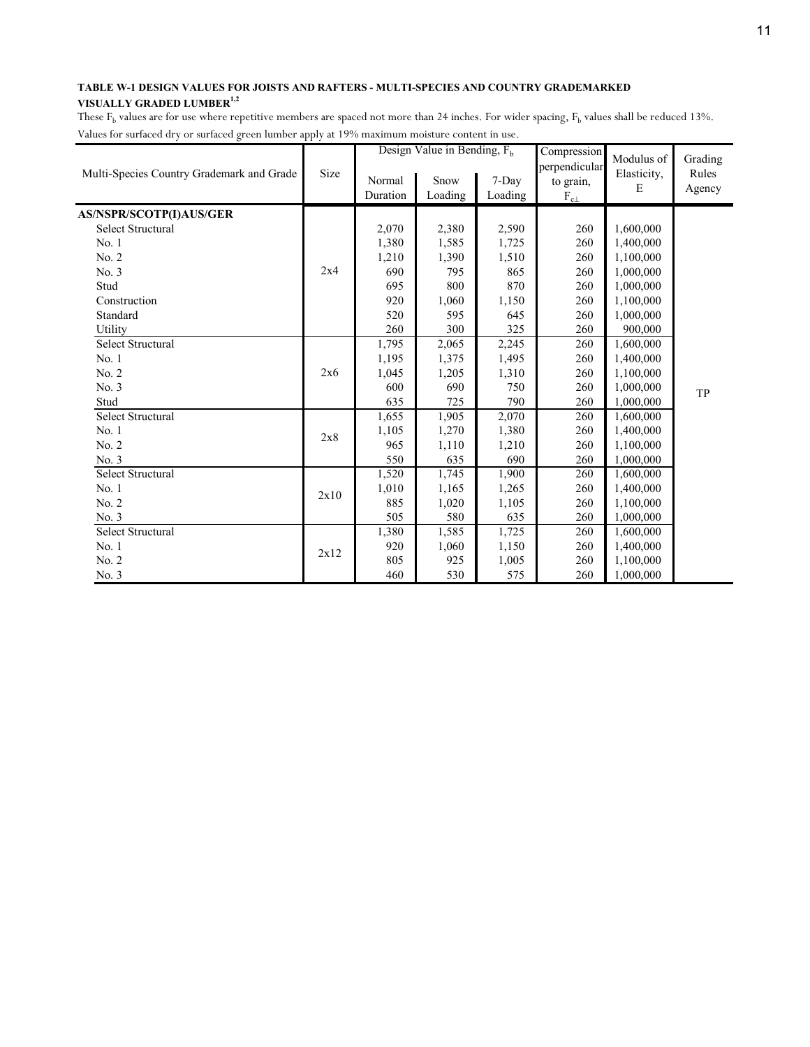**TABLE W-1 DESIGN VALUES FOR JOISTS AND RAFTERS - MULTI-SPECIES AND COUNTRY GRADEMARKED VISUALLY GRADED LUMBER[1,2]**

These $F_b$ values are for use where repetitive members are spaced not more than 24 inches. For wider spacing, $F_b$ values shall be reduced 13%.

Values for surfaced dry or surfaced green lumber apply at 19% maximum moisture content in use.

| Multi-Species Country Grademark and Grade | Size | Design Value in Bending, $F_b$ | | | Compression perpendicular to grain, $F_{c\perp}$ | Modulus of Elasticity, E | Grading Rules Agency |
|---|---|---|---|---|---|---|---|
| | | Normal Duration | Snow Loading | 7-Day Loading | | | |
| **AS/NSPR/SCOTP(I)AUS/GER** | | | | | | | |
| Select Structural | 2x4 | 2,070 | 2,380 | 2,590 | 260 | 1,600,000 | TP |
| No. 1 | 2x4 | 1,380 | 1,585 | 1,725 | 260 | 1,400,000 | TP |
| No. 2 | 2x4 | 1,210 | 1,390 | 1,510 | 260 | 1,100,000 | TP |
| No. 3 | 2x4 | 690 | 795 | 865 | 260 | 1,000,000 | TP |
| Stud | 2x4 | 695 | 800 | 870 | 260 | 1,000,000 | TP |
| Construction | 2x4 | 920 | 1,060 | 1,150 | 260 | 1,100,000 | TP |
| Standard | 2x4 | 520 | 595 | 645 | 260 | 1,000,000 | TP |
| Utility | 2x4 | 260 | 300 | 325 | 260 | 900,000 | TP |
| Select Structural | 2x6 | 1,795 | 2,065 | 2,245 | 260 | 1,600,000 | TP |
| No. 1 | 2x6 | 1,195 | 1,375 | 1,495 | 260 | 1,400,000 | TP |
| No. 2 | 2x6 | 1,045 | 1,205 | 1,310 | 260 | 1,100,000 | TP |
| No. 3 | 2x6 | 600 | 690 | 750 | 260 | 1,000,000 | TP |
| Stud | 2x6 | 635 | 725 | 790 | 260 | 1,000,000 | TP |
| Select Structural | 2x8 | 1,655 | 1,905 | 2,070 | 260 | 1,600,000 | TP |
| No. 1 | 2x8 | 1,105 | 1,270 | 1,380 | 260 | 1,400,000 | TP |
| No. 2 | 2x8 | 965 | 1,110 | 1,210 | 260 | 1,100,000 | TP |
| No. 3 | 2x8 | 550 | 635 | 690 | 260 | 1,000,000 | TP |
| Select Structural | 2x10 | 1,520 | 1,745 | 1,900 | 260 | 1,600,000 | TP |
| No. 1 | 2x10 | 1,010 | 1,165 | 1,265 | 260 | 1,400,000 | TP |
| No. 2 | 2x10 | 885 | 1,020 | 1,105 | 260 | 1,100,000 | TP |
| No. 3 | 2x10 | 505 | 580 | 635 | 260 | 1,000,000 | TP |
| Select Structural | 2x12 | 1,380 | 1,585 | 1,725 | 260 | 1,600,000 | TP |
| No. 1 | 2x12 | 920 | 1,060 | 1,150 | 260 | 1,400,000 | TP |
| No. 2 | 2x12 | 805 | 925 | 1,005 | 260 | 1,100,000 | TP |
| No. 3 | 2x12 | 460 | 530 | 575 | 260 | 1,000,000 | TP |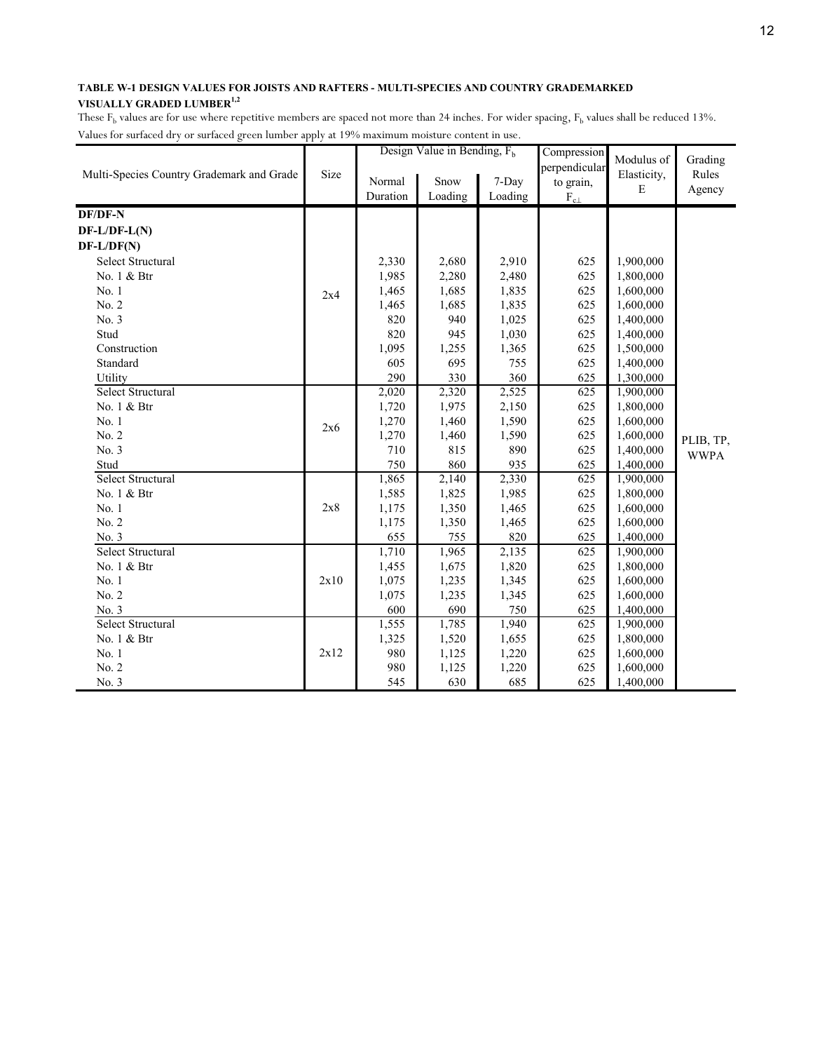**TABLE W-1 DESIGN VALUES FOR JOISTS AND RAFTERS - MULTI-SPECIES AND COUNTRY GRADEMARKED VISUALLY GRADED LUMBER[1,2]**

These $F_b$ values are for use where repetitive members are spaced not more than 24 inches. For wider spacing, $F_b$ values shall be reduced 13%.

Values for surfaced dry or surfaced green lumber apply at 19% maximum moisture content in use.

| Multi-Species Country Grademark and Grade | Size | Design Value in Bending, $F_b$ | | | Compression perpendicular to grain, $F_{c\perp}$ | Modulus of Elasticity, E | Grading Rules Agency |
|---|---|---|---|---|---|---|---|
| | | Normal Duration | Snow Loading | 7-Day Loading | | | |
| **DF/DF-N** | | | | | | | |
| **DF-L/DF-L(N)** | | | | | | | |
| **DF-L/DF(N)** | | | | | | | |
| Select Structural | 2x4 | 2,330 | 2,680 | 2,910 | 625 | 1,900,000 | PLIB, TP, WWPA |
| No. 1 & Btr | 2x4 | 1,985 | 2,280 | 2,480 | 625 | 1,800,000 | PLIB, TP, WWPA |
| No. 1 | 2x4 | 1,465 | 1,685 | 1,835 | 625 | 1,600,000 | PLIB, TP, WWPA |
| No. 2 | 2x4 | 1,465 | 1,685 | 1,835 | 625 | 1,600,000 | PLIB, TP, WWPA |
| No. 3 | 2x4 | 820 | 940 | 1,025 | 625 | 1,400,000 | PLIB, TP, WWPA |
| Stud | 2x4 | 820 | 945 | 1,030 | 625 | 1,400,000 | PLIB, TP, WWPA |
| Construction | 2x4 | 1,095 | 1,255 | 1,365 | 625 | 1,500,000 | PLIB, TP, WWPA |
| Standard | 2x4 | 605 | 695 | 755 | 625 | 1,400,000 | PLIB, TP, WWPA |
| Utility | 2x4 | 290 | 330 | 360 | 625 | 1,300,000 | PLIB, TP, WWPA |
| Select Structural | 2x6 | 2,020 | 2,320 | 2,525 | 625 | 1,900,000 | PLIB, TP, WWPA |
| No. 1 & Btr | 2x6 | 1,720 | 1,975 | 2,150 | 625 | 1,800,000 | PLIB, TP, WWPA |
| No. 1 | 2x6 | 1,270 | 1,460 | 1,590 | 625 | 1,600,000 | PLIB, TP, WWPA |
| No. 2 | 2x6 | 1,270 | 1,460 | 1,590 | 625 | 1,600,000 | PLIB, TP, WWPA |
| No. 3 | 2x6 | 710 | 815 | 890 | 625 | 1,400,000 | PLIB, TP, WWPA |
| Stud | 2x6 | 750 | 860 | 935 | 625 | 1,400,000 | PLIB, TP, WWPA |
| Select Structural | 2x8 | 1,865 | 2,140 | 2,330 | 625 | 1,900,000 | PLIB, TP, WWPA |
| No. 1 & Btr | 2x8 | 1,585 | 1,825 | 1,985 | 625 | 1,800,000 | PLIB, TP, WWPA |
| No. 1 | 2x8 | 1,175 | 1,350 | 1,465 | 625 | 1,600,000 | PLIB, TP, WWPA |
| No. 2 | 2x8 | 1,175 | 1,350 | 1,465 | 625 | 1,600,000 | PLIB, TP, WWPA |
| No. 3 | 2x8 | 655 | 755 | 820 | 625 | 1,400,000 | PLIB, TP, WWPA |
| Select Structural | 2x10 | 1,710 | 1,965 | 2,135 | 625 | 1,900,000 | PLIB, TP, WWPA |
| No. 1 & Btr | 2x10 | 1,455 | 1,675 | 1,820 | 625 | 1,800,000 | PLIB, TP, WWPA |
| No. 1 | 2x10 | 1,075 | 1,235 | 1,345 | 625 | 1,600,000 | PLIB, TP, WWPA |
| No. 2 | 2x10 | 1,075 | 1,235 | 1,345 | 625 | 1,600,000 | PLIB, TP, WWPA |
| No. 3 | 2x10 | 600 | 690 | 750 | 625 | 1,400,000 | PLIB, TP, WWPA |
| Select Structural | 2x12 | 1,555 | 1,785 | 1,940 | 625 | 1,900,000 | PLIB, TP, WWPA |
| No. 1 & Btr | 2x12 | 1,325 | 1,520 | 1,655 | 625 | 1,800,000 | PLIB, TP, WWPA |
| No. 1 | 2x12 | 980 | 1,125 | 1,220 | 625 | 1,600,000 | PLIB, TP, WWPA |
| No. 2 | 2x12 | 980 | 1,125 | 1,220 | 625 | 1,600,000 | PLIB, TP, WWPA |
| No. 3 | 2x12 | 545 | 630 | 685 | 625 | 1,400,000 | PLIB, TP, WWPA |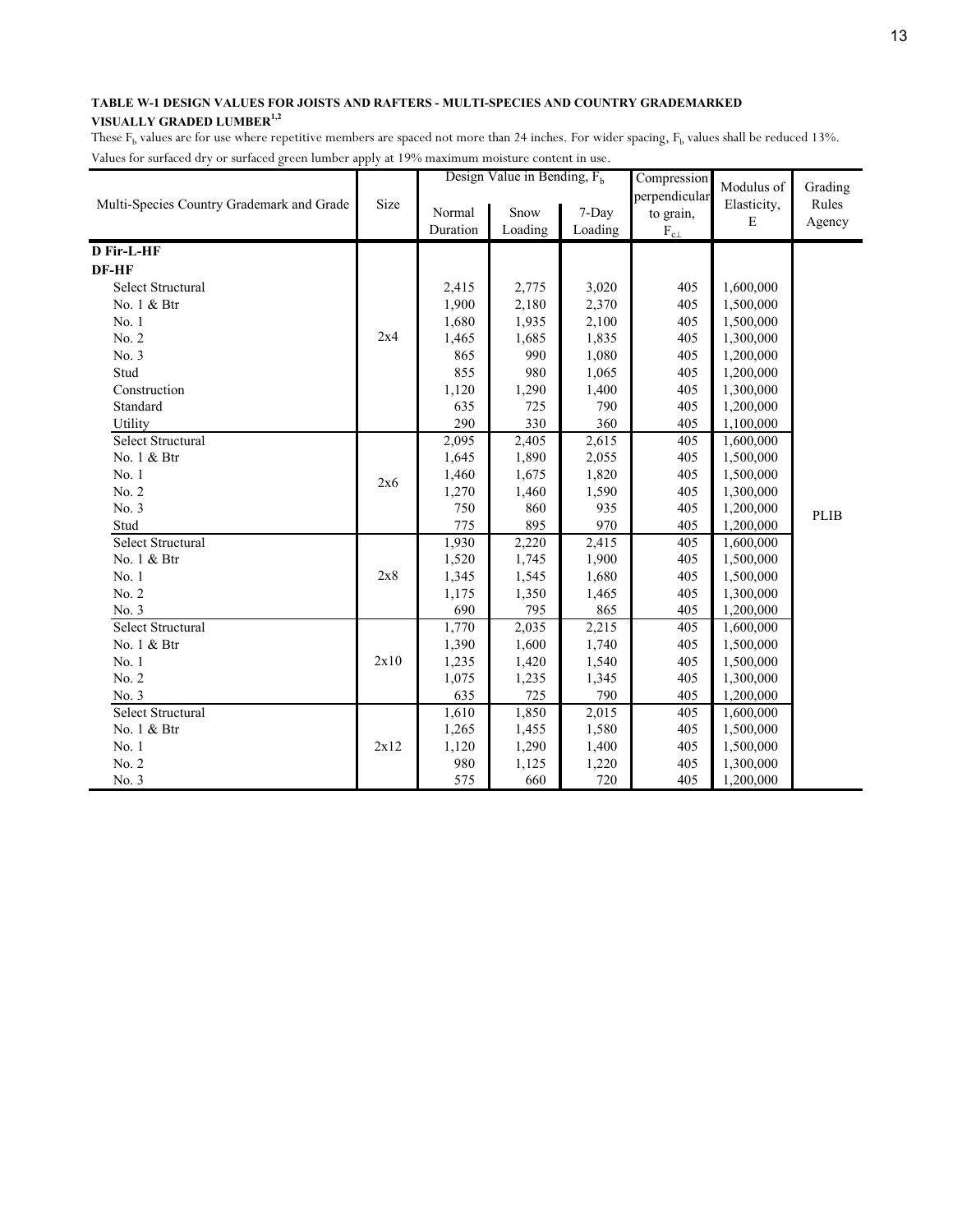**TABLE W-1 DESIGN VALUES FOR JOISTS AND RAFTERS - MULTI-SPECIES AND COUNTRY GRADEMARKED VISUALLY GRADED LUMBER[1,2]**

These $F_b$ values are for use where repetitive members are spaced not more than 24 inches. For wider spacing, $F_b$ values shall be reduced 13%.

Values for surfaced dry or surfaced green lumber apply at 19% maximum moisture content in use.

| Multi-Species Country Grademark and Grade | Size | Design Value in Bending, $F_b$ | | | Compression perpendicular to grain, $F_{c\perp}$ | Modulus of Elasticity, E | Grading Rules Agency |
|---|---|---|---|---|---|---|---|
| | | Normal Duration | Snow Loading | 7-Day Loading | | | |
| **D Fir-L-HF** | | | | | | | |
| **DF-HF** | | | | | | | |
| Select Structural | 2x4 | 2,415 | 2,775 | 3,020 | 405 | 1,600,000 | PLIB |
| No. 1 & Btr | 2x4 | 1,900 | 2,180 | 2,370 | 405 | 1,500,000 | PLIB |
| No. 1 | 2x4 | 1,680 | 1,935 | 2,100 | 405 | 1,500,000 | PLIB |
| No. 2 | 2x4 | 1,465 | 1,685 | 1,835 | 405 | 1,300,000 | PLIB |
| No. 3 | 2x4 | 865 | 990 | 1,080 | 405 | 1,200,000 | PLIB |
| Stud | 2x4 | 855 | 980 | 1,065 | 405 | 1,200,000 | PLIB |
| Construction | 2x4 | 1,120 | 1,290 | 1,400 | 405 | 1,300,000 | PLIB |
| Standard | 2x4 | 635 | 725 | 790 | 405 | 1,200,000 | PLIB |
| Utility | 2x4 | 290 | 330 | 360 | 405 | 1,100,000 | PLIB |
| Select Structural | 2x6 | 2,095 | 2,405 | 2,615 | 405 | 1,600,000 | PLIB |
| No. 1 & Btr | 2x6 | 1,645 | 1,890 | 2,055 | 405 | 1,500,000 | PLIB |
| No. 1 | 2x6 | 1,460 | 1,675 | 1,820 | 405 | 1,500,000 | PLIB |
| No. 2 | 2x6 | 1,270 | 1,460 | 1,590 | 405 | 1,300,000 | PLIB |
| No. 3 | 2x6 | 750 | 860 | 935 | 405 | 1,200,000 | PLIB |
| Stud | 2x6 | 775 | 895 | 970 | 405 | 1,200,000 | PLIB |
| Select Structural | 2x8 | 1,930 | 2,220 | 2,415 | 405 | 1,600,000 | PLIB |
| No. 1 & Btr | 2x8 | 1,520 | 1,745 | 1,900 | 405 | 1,500,000 | PLIB |
| No. 1 | 2x8 | 1,345 | 1,545 | 1,680 | 405 | 1,500,000 | PLIB |
| No. 2 | 2x8 | 1,175 | 1,350 | 1,465 | 405 | 1,300,000 | PLIB |
| No. 3 | 2x8 | 690 | 795 | 865 | 405 | 1,200,000 | PLIB |
| Select Structural | 2x10 | 1,770 | 2,035 | 2,215 | 405 | 1,600,000 | PLIB |
| No. 1 & Btr | 2x10 | 1,390 | 1,600 | 1,740 | 405 | 1,500,000 | PLIB |
| No. 1 | 2x10 | 1,235 | 1,420 | 1,540 | 405 | 1,500,000 | PLIB |
| No. 2 | 2x10 | 1,075 | 1,235 | 1,345 | 405 | 1,300,000 | PLIB |
| No. 3 | 2x10 | 635 | 725 | 790 | 405 | 1,200,000 | PLIB |
| Select Structural | 2x12 | 1,610 | 1,850 | 2,015 | 405 | 1,600,000 | PLIB |
| No. 1 & Btr | 2x12 | 1,265 | 1,455 | 1,580 | 405 | 1,500,000 | PLIB |
| No. 1 | 2x12 | 1,120 | 1,290 | 1,400 | 405 | 1,500,000 | PLIB |
| No. 2 | 2x12 | 980 | 1,125 | 1,220 | 405 | 1,300,000 | PLIB |
| No. 3 | 2x12 | 575 | 660 | 720 | 405 | 1,200,000 | PLIB |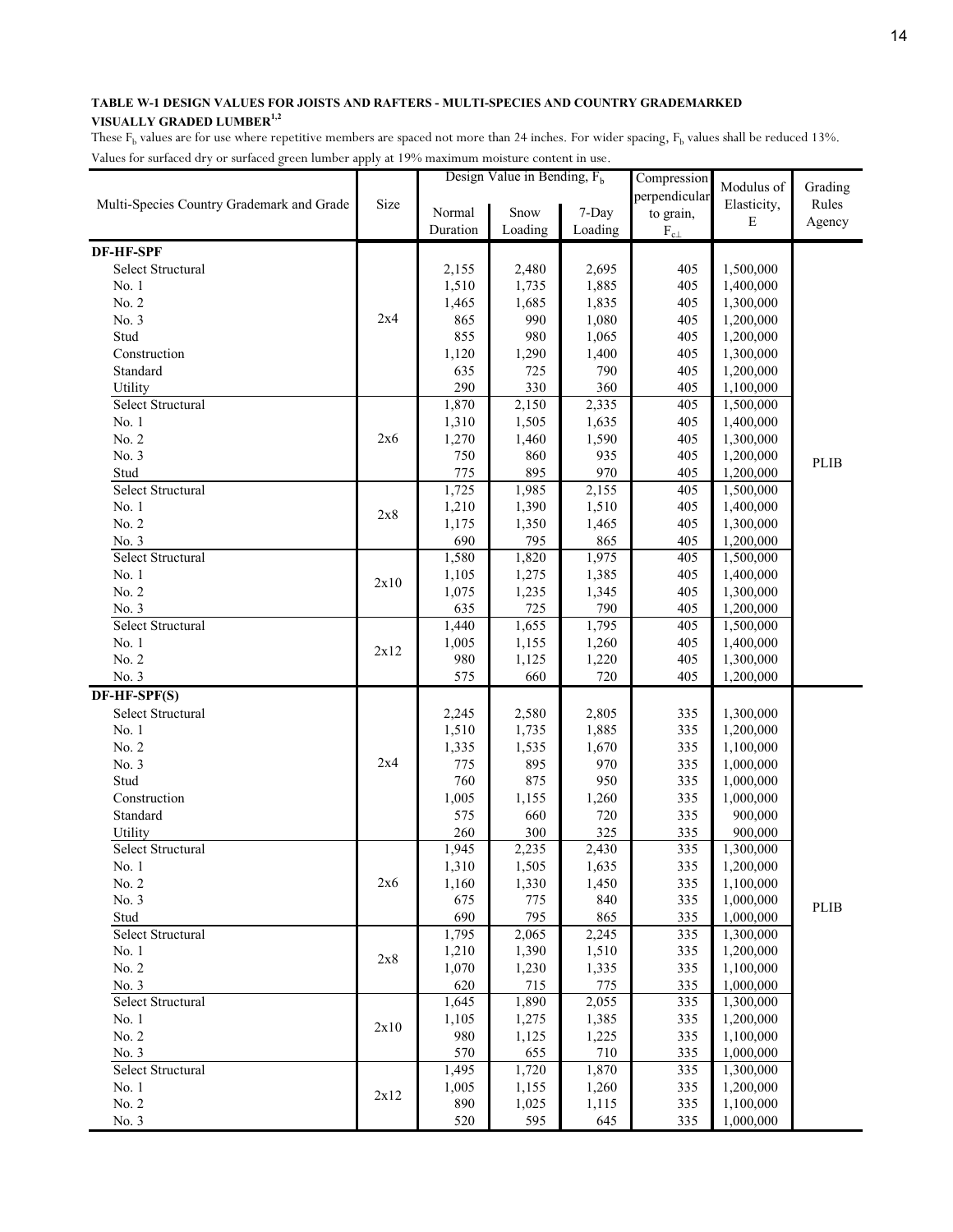**TABLE W-1 DESIGN VALUES FOR JOISTS AND RAFTERS - MULTI-SPECIES AND COUNTRY GRADEMARKED VISUALLY GRADED LUMBER[1,2]**

These $F_b$ values are for use where repetitive members are spaced not more than 24 inches. For wider spacing, $F_b$ values shall be reduced 13%. Values for surfaced dry or surfaced green lumber apply at 19% maximum moisture content in use.

| Multi-Species Country Grademark and Grade | Size | Design Value in Bending, $F_b$ | | | Compression perpendicular to grain, $F_{c\perp}$ | Modulus of Elasticity, E | Grading Rules Agency |
|---|---|---|---|---|---|---|---|
| | | Normal Duration | Snow Loading | 7-Day Loading | | | |
| **DF-HF-SPF** | | | | | | | |
| Select Structural | 2x4 | 2,155 | 2,480 | 2,695 | 405 | 1,500,000 | PLIB |
| No. 1 | 2x4 | 1,510 | 1,735 | 1,885 | 405 | 1,400,000 | PLIB |
| No. 2 | 2x4 | 1,465 | 1,685 | 1,835 | 405 | 1,300,000 | PLIB |
| No. 3 | 2x4 | 865 | 990 | 1,080 | 405 | 1,200,000 | PLIB |
| Stud | 2x4 | 855 | 980 | 1,065 | 405 | 1,200,000 | PLIB |
| Construction | 2x4 | 1,120 | 1,290 | 1,400 | 405 | 1,300,000 | PLIB |
| Standard | 2x4 | 635 | 725 | 790 | 405 | 1,200,000 | PLIB |
| Utility | 2x4 | 290 | 330 | 360 | 405 | 1,100,000 | PLIB |
| Select Structural | 2x6 | 1,870 | 2,150 | 2,335 | 405 | 1,500,000 | PLIB |
| No. 1 | 2x6 | 1,310 | 1,505 | 1,635 | 405 | 1,400,000 | PLIB |
| No. 2 | 2x6 | 1,270 | 1,460 | 1,590 | 405 | 1,300,000 | PLIB |
| No. 3 | 2x6 | 750 | 860 | 935 | 405 | 1,200,000 | PLIB |
| Stud | 2x6 | 775 | 895 | 970 | 405 | 1,200,000 | PLIB |
| Select Structural | 2x8 | 1,725 | 1,985 | 2,155 | 405 | 1,500,000 | PLIB |
| No. 1 | 2x8 | 1,210 | 1,390 | 1,510 | 405 | 1,400,000 | PLIB |
| No. 2 | 2x8 | 1,175 | 1,350 | 1,465 | 405 | 1,300,000 | PLIB |
| No. 3 | 2x8 | 690 | 795 | 865 | 405 | 1,200,000 | PLIB |
| Select Structural | 2x10 | 1,580 | 1,820 | 1,975 | 405 | 1,500,000 | PLIB |
| No. 1 | 2x10 | 1,105 | 1,275 | 1,385 | 405 | 1,400,000 | PLIB |
| No. 2 | 2x10 | 1,075 | 1,235 | 1,345 | 405 | 1,300,000 | PLIB |
| No. 3 | 2x10 | 635 | 725 | 790 | 405 | 1,200,000 | PLIB |
| Select Structural | 2x12 | 1,440 | 1,655 | 1,795 | 405 | 1,500,000 | PLIB |
| No. 1 | 2x12 | 1,005 | 1,155 | 1,260 | 405 | 1,400,000 | PLIB |
| No. 2 | 2x12 | 980 | 1,125 | 1,220 | 405 | 1,300,000 | PLIB |
| No. 3 | 2x12 | 575 | 660 | 720 | 405 | 1,200,000 | PLIB |
| **DF-HF-SPF(S)** | | | | | | | |
| Select Structural | 2x4 | 2,245 | 2,580 | 2,805 | 335 | 1,300,000 | PLIB |
| No. 1 | 2x4 | 1,510 | 1,735 | 1,885 | 335 | 1,200,000 | PLIB |
| No. 2 | 2x4 | 1,335 | 1,535 | 1,670 | 335 | 1,100,000 | PLIB |
| No. 3 | 2x4 | 775 | 895 | 970 | 335 | 1,000,000 | PLIB |
| Stud | 2x4 | 760 | 875 | 950 | 335 | 1,000,000 | PLIB |
| Construction | 2x4 | 1,005 | 1,155 | 1,260 | 335 | 1,000,000 | PLIB |
| Standard | 2x4 | 575 | 660 | 720 | 335 | 900,000 | PLIB |
| Utility | 2x4 | 260 | 300 | 325 | 335 | 900,000 | PLIB |
| Select Structural | 2x6 | 1,945 | 2,235 | 2,430 | 335 | 1,300,000 | PLIB |
| No. 1 | 2x6 | 1,310 | 1,505 | 1,635 | 335 | 1,200,000 | PLIB |
| No. 2 | 2x6 | 1,160 | 1,330 | 1,450 | 335 | 1,100,000 | PLIB |
| No. 3 | 2x6 | 675 | 775 | 840 | 335 | 1,000,000 | PLIB |
| Stud | 2x6 | 690 | 795 | 865 | 335 | 1,000,000 | PLIB |
| Select Structural | 2x8 | 1,795 | 2,065 | 2,245 | 335 | 1,300,000 | PLIB |
| No. 1 | 2x8 | 1,210 | 1,390 | 1,510 | 335 | 1,200,000 | PLIB |
| No. 2 | 2x8 | 1,070 | 1,230 | 1,335 | 335 | 1,100,000 | PLIB |
| No. 3 | 2x8 | 620 | 715 | 775 | 335 | 1,000,000 | PLIB |
| Select Structural | 2x10 | 1,645 | 1,890 | 2,055 | 335 | 1,300,000 | PLIB |
| No. 1 | 2x10 | 1,105 | 1,275 | 1,385 | 335 | 1,200,000 | PLIB |
| No. 2 | 2x10 | 980 | 1,125 | 1,225 | 335 | 1,100,000 | PLIB |
| No. 3 | 2x10 | 570 | 655 | 710 | 335 | 1,000,000 | PLIB |
| Select Structural | 2x12 | 1,495 | 1,720 | 1,870 | 335 | 1,300,000 | PLIB |
| No. 1 | 2x12 | 1,005 | 1,155 | 1,260 | 335 | 1,200,000 | PLIB |
| No. 2 | 2x12 | 890 | 1,025 | 1,115 | 335 | 1,100,000 | PLIB |
| No. 3 | 2x12 | 520 | 595 | 645 | 335 | 1,000,000 | PLIB |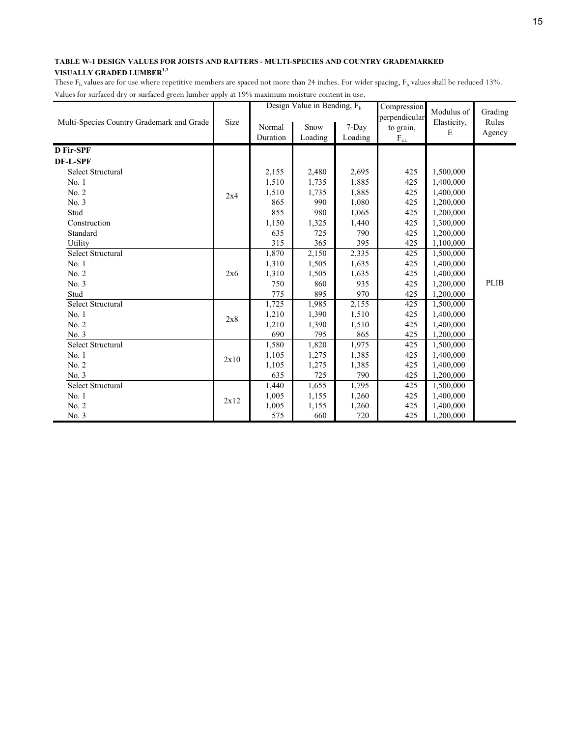**TABLE W-1 DESIGN VALUES FOR JOISTS AND RAFTERS - MULTI-SPECIES AND COUNTRY GRADEMARKED VISUALLY GRADED LUMBER[1,2]**

These $F_b$ values are for use where repetitive members are spaced not more than 24 inches. For wider spacing, $F_b$ values shall be reduced 13%.
Values for surfaced dry or surfaced green lumber apply at 19% maximum moisture content in use.

| Multi-Species Country Grademark and Grade | Size | Design Value in Bending, $F_b$ | | | Compression perpendicular to grain, $F_{c\perp}$ | Modulus of Elasticity, E | Grading Rules Agency |
|---|---|---|---|---|---|---|---|
| | | Normal Duration | Snow Loading | 7-Day Loading | | | |
| **D Fir-SPF** | | | | | | | |
| **DF-L-SPF** | | | | | | | |
| Select Structural | 2x4 | 2,155 | 2,480 | 2,695 | 425 | 1,500,000 | PLIB |
| No. 1 | 2x4 | 1,510 | 1,735 | 1,885 | 425 | 1,400,000 | PLIB |
| No. 2 | 2x4 | 1,510 | 1,735 | 1,885 | 425 | 1,400,000 | PLIB |
| No. 3 | 2x4 | 865 | 990 | 1,080 | 425 | 1,200,000 | PLIB |
| Stud | 2x4 | 855 | 980 | 1,065 | 425 | 1,200,000 | PLIB |
| Construction | 2x4 | 1,150 | 1,325 | 1,440 | 425 | 1,300,000 | PLIB |
| Standard | 2x4 | 635 | 725 | 790 | 425 | 1,200,000 | PLIB |
| Utility | 2x4 | 315 | 365 | 395 | 425 | 1,100,000 | PLIB |
| Select Structural | 2x6 | 1,870 | 2,150 | 2,335 | 425 | 1,500,000 | PLIB |
| No. 1 | 2x6 | 1,310 | 1,505 | 1,635 | 425 | 1,400,000 | PLIB |
| No. 2 | 2x6 | 1,310 | 1,505 | 1,635 | 425 | 1,400,000 | PLIB |
| No. 3 | 2x6 | 750 | 860 | 935 | 425 | 1,200,000 | PLIB |
| Stud | 2x6 | 775 | 895 | 970 | 425 | 1,200,000 | PLIB |
| Select Structural | 2x8 | 1,725 | 1,985 | 2,155 | 425 | 1,500,000 | PLIB |
| No. 1 | 2x8 | 1,210 | 1,390 | 1,510 | 425 | 1,400,000 | PLIB |
| No. 2 | 2x8 | 1,210 | 1,390 | 1,510 | 425 | 1,400,000 | PLIB |
| No. 3 | 2x8 | 690 | 795 | 865 | 425 | 1,200,000 | PLIB |
| Select Structural | 2x10 | 1,580 | 1,820 | 1,975 | 425 | 1,500,000 | PLIB |
| No. 1 | 2x10 | 1,105 | 1,275 | 1,385 | 425 | 1,400,000 | PLIB |
| No. 2 | 2x10 | 1,105 | 1,275 | 1,385 | 425 | 1,400,000 | PLIB |
| No. 3 | 2x10 | 635 | 725 | 790 | 425 | 1,200,000 | PLIB |
| Select Structural | 2x12 | 1,440 | 1,655 | 1,795 | 425 | 1,500,000 | PLIB |
| No. 1 | 2x12 | 1,005 | 1,155 | 1,260 | 425 | 1,400,000 | PLIB |
| No. 2 | 2x12 | 1,005 | 1,155 | 1,260 | 425 | 1,400,000 | PLIB |
| No. 3 | 2x12 | 575 | 660 | 720 | 425 | 1,200,000 | PLIB |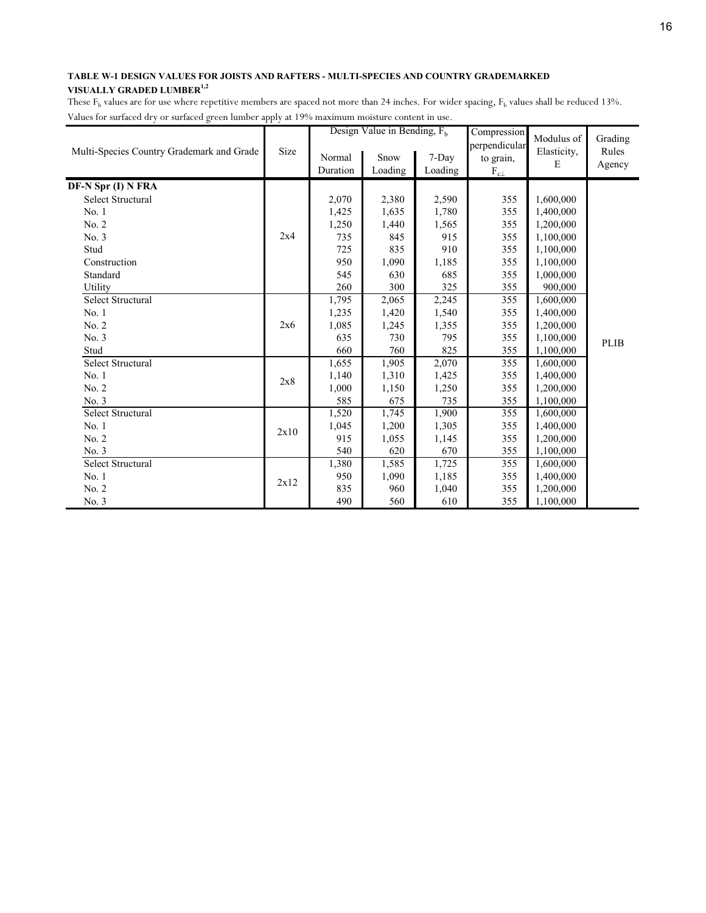**TABLE W-1 DESIGN VALUES FOR JOISTS AND RAFTERS - MULTI-SPECIES AND COUNTRY GRADEMARKED VISUALLY GRADED LUMBER[1,2]**

These $F_b$ values are for use where repetitive members are spaced not more than 24 inches. For wider spacing, $F_b$ values shall be reduced 13%.

Values for surfaced dry or surfaced green lumber apply at 19% maximum moisture content in use.

| Multi-Species Country Grademark and Grade | Size | Design Value in Bending, $F_b$ | | | Compression perpendicular to grain, $F_{c\perp}$ | Modulus of Elasticity, E | Grading Rules Agency |
|---|---|---|---|---|---|---|---|
| | | Normal Duration | Snow Loading | 7-Day Loading | | | |
| **DF-N Spr (I) N FRA** | | | | | | | |
| Select Structural | 2x4 | 2,070 | 2,380 | 2,590 | 355 | 1,600,000 | PLIB |
| No. 1 | 2x4 | 1,425 | 1,635 | 1,780 | 355 | 1,400,000 | PLIB |
| No. 2 | 2x4 | 1,250 | 1,440 | 1,565 | 355 | 1,200,000 | PLIB |
| No. 3 | 2x4 | 735 | 845 | 915 | 355 | 1,100,000 | PLIB |
| Stud | 2x4 | 725 | 835 | 910 | 355 | 1,100,000 | PLIB |
| Construction | 2x4 | 950 | 1,090 | 1,185 | 355 | 1,100,000 | PLIB |
| Standard | 2x4 | 545 | 630 | 685 | 355 | 1,000,000 | PLIB |
| Utility | 2x4 | 260 | 300 | 325 | 355 | 900,000 | PLIB |
| Select Structural | 2x6 | 1,795 | 2,065 | 2,245 | 355 | 1,600,000 | PLIB |
| No. 1 | 2x6 | 1,235 | 1,420 | 1,540 | 355 | 1,400,000 | PLIB |
| No. 2 | 2x6 | 1,085 | 1,245 | 1,355 | 355 | 1,200,000 | PLIB |
| No. 3 | 2x6 | 635 | 730 | 795 | 355 | 1,100,000 | PLIB |
| Stud | 2x6 | 660 | 760 | 825 | 355 | 1,100,000 | PLIB |
| Select Structural | 2x8 | 1,655 | 1,905 | 2,070 | 355 | 1,600,000 | PLIB |
| No. 1 | 2x8 | 1,140 | 1,310 | 1,425 | 355 | 1,400,000 | PLIB |
| No. 2 | 2x8 | 1,000 | 1,150 | 1,250 | 355 | 1,200,000 | PLIB |
| No. 3 | 2x8 | 585 | 675 | 735 | 355 | 1,100,000 | PLIB |
| Select Structural | 2x10 | 1,520 | 1,745 | 1,900 | 355 | 1,600,000 | PLIB |
| No. 1 | 2x10 | 1,045 | 1,200 | 1,305 | 355 | 1,400,000 | PLIB |
| No. 2 | 2x10 | 915 | 1,055 | 1,145 | 355 | 1,200,000 | PLIB |
| No. 3 | 2x10 | 540 | 620 | 670 | 355 | 1,100,000 | PLIB |
| Select Structural | 2x12 | 1,380 | 1,585 | 1,725 | 355 | 1,600,000 | PLIB |
| No. 1 | 2x12 | 950 | 1,090 | 1,185 | 355 | 1,400,000 | PLIB |
| No. 2 | 2x12 | 835 | 960 | 1,040 | 355 | 1,200,000 | PLIB |
| No. 3 | 2x12 | 490 | 560 | 610 | 355 | 1,100,000 | PLIB |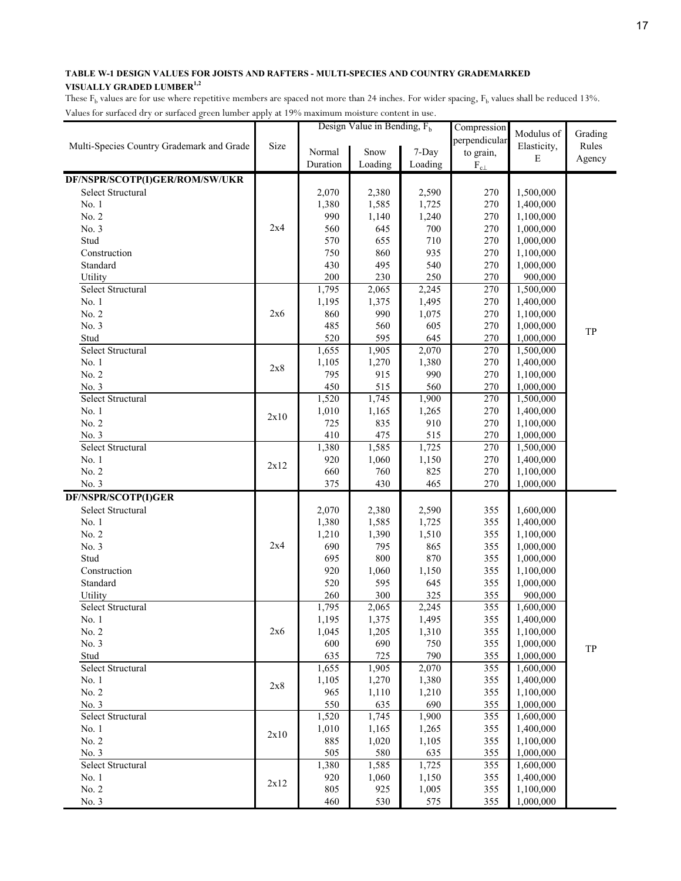**TABLE W-1 DESIGN VALUES FOR JOISTS AND RAFTERS - MULTI-SPECIES AND COUNTRY GRADEMARKED VISUALLY GRADED LUMBER[1,2]**

These $F_b$ values are for use where repetitive members are spaced not more than 24 inches. For wider spacing, $F_b$ values shall be reduced 13%. Values for surfaced dry or surfaced green lumber apply at 19% maximum moisture content in use.

| Multi-Species Country Grademark and Grade | Size | Design Value in Bending, $F_b$ | | | Compression perpendicular to grain, $F_{c\perp}$ | Modulus of Elasticity, E | Grading Rules Agency |
|---|---|---|---|---|---|---|---|
| | | Normal Duration | Snow Loading | 7-Day Loading | | | |
| **DF/NSPR/SCOTP(I)GER/ROM/SW/UKR** | | | | | | | |
| Select Structural | 2x4 | 2,070 | 2,380 | 2,590 | 270 | 1,500,000 | TP |
| No. 1 | 2x4 | 1,380 | 1,585 | 1,725 | 270 | 1,400,000 | TP |
| No. 2 | 2x4 | 990 | 1,140 | 1,240 | 270 | 1,100,000 | TP |
| No. 3 | 2x4 | 560 | 645 | 700 | 270 | 1,000,000 | TP |
| Stud | 2x4 | 570 | 655 | 710 | 270 | 1,000,000 | TP |
| Construction | 2x4 | 750 | 860 | 935 | 270 | 1,100,000 | TP |
| Standard | 2x4 | 430 | 495 | 540 | 270 | 1,000,000 | TP |
| Utility | 2x4 | 200 | 230 | 250 | 270 | 900,000 | TP |
| Select Structural | 2x6 | 1,795 | 2,065 | 2,245 | 270 | 1,500,000 | TP |
| No. 1 | 2x6 | 1,195 | 1,375 | 1,495 | 270 | 1,400,000 | TP |
| No. 2 | 2x6 | 860 | 990 | 1,075 | 270 | 1,100,000 | TP |
| No. 3 | 2x6 | 485 | 560 | 605 | 270 | 1,000,000 | TP |
| Stud | 2x6 | 520 | 595 | 645 | 270 | 1,000,000 | TP |
| Select Structural | 2x8 | 1,655 | 1,905 | 2,070 | 270 | 1,500,000 | TP |
| No. 1 | 2x8 | 1,105 | 1,270 | 1,380 | 270 | 1,400,000 | TP |
| No. 2 | 2x8 | 795 | 915 | 990 | 270 | 1,100,000 | TP |
| No. 3 | 2x8 | 450 | 515 | 560 | 270 | 1,000,000 | TP |
| Select Structural | 2x10 | 1,520 | 1,745 | 1,900 | 270 | 1,500,000 | TP |
| No. 1 | 2x10 | 1,010 | 1,165 | 1,265 | 270 | 1,400,000 | TP |
| No. 2 | 2x10 | 725 | 835 | 910 | 270 | 1,100,000 | TP |
| No. 3 | 2x10 | 410 | 475 | 515 | 270 | 1,000,000 | TP |
| Select Structural | 2x12 | 1,380 | 1,585 | 1,725 | 270 | 1,500,000 | TP |
| No. 1 | 2x12 | 920 | 1,060 | 1,150 | 270 | 1,400,000 | TP |
| No. 2 | 2x12 | 660 | 760 | 825 | 270 | 1,100,000 | TP |
| No. 3 | 2x12 | 375 | 430 | 465 | 270 | 1,000,000 | TP |
| **DF/NSPR/SCOTP(I)GER** | | | | | | | |
| Select Structural | 2x4 | 2,070 | 2,380 | 2,590 | 355 | 1,600,000 | TP |
| No. 1 | 2x4 | 1,380 | 1,585 | 1,725 | 355 | 1,400,000 | TP |
| No. 2 | 2x4 | 1,210 | 1,390 | 1,510 | 355 | 1,100,000 | TP |
| No. 3 | 2x4 | 690 | 795 | 865 | 355 | 1,000,000 | TP |
| Stud | 2x4 | 695 | 800 | 870 | 355 | 1,000,000 | TP |
| Construction | 2x4 | 920 | 1,060 | 1,150 | 355 | 1,100,000 | TP |
| Standard | 2x4 | 520 | 595 | 645 | 355 | 1,000,000 | TP |
| Utility | 2x4 | 260 | 300 | 325 | 355 | 900,000 | TP |
| Select Structural | 2x6 | 1,795 | 2,065 | 2,245 | 355 | 1,600,000 | TP |
| No. 1 | 2x6 | 1,195 | 1,375 | 1,495 | 355 | 1,400,000 | TP |
| No. 2 | 2x6 | 1,045 | 1,205 | 1,310 | 355 | 1,100,000 | TP |
| No. 3 | 2x6 | 600 | 690 | 750 | 355 | 1,000,000 | TP |
| Stud | 2x6 | 635 | 725 | 790 | 355 | 1,000,000 | TP |
| Select Structural | 2x8 | 1,655 | 1,905 | 2,070 | 355 | 1,600,000 | TP |
| No. 1 | 2x8 | 1,105 | 1,270 | 1,380 | 355 | 1,400,000 | TP |
| No. 2 | 2x8 | 965 | 1,110 | 1,210 | 355 | 1,100,000 | TP |
| No. 3 | 2x8 | 550 | 635 | 690 | 355 | 1,000,000 | TP |
| Select Structural | 2x10 | 1,520 | 1,745 | 1,900 | 355 | 1,600,000 | TP |
| No. 1 | 2x10 | 1,010 | 1,165 | 1,265 | 355 | 1,400,000 | TP |
| No. 2 | 2x10 | 885 | 1,020 | 1,105 | 355 | 1,100,000 | TP |
| No. 3 | 2x10 | 505 | 580 | 635 | 355 | 1,000,000 | TP |
| Select Structural | 2x12 | 1,380 | 1,585 | 1,725 | 355 | 1,600,000 | TP |
| No. 1 | 2x12 | 920 | 1,060 | 1,150 | 355 | 1,400,000 | TP |
| No. 2 | 2x12 | 805 | 925 | 1,005 | 355 | 1,100,000 | TP |
| No. 3 | 2x12 | 460 | 530 | 575 | 355 | 1,000,000 | TP |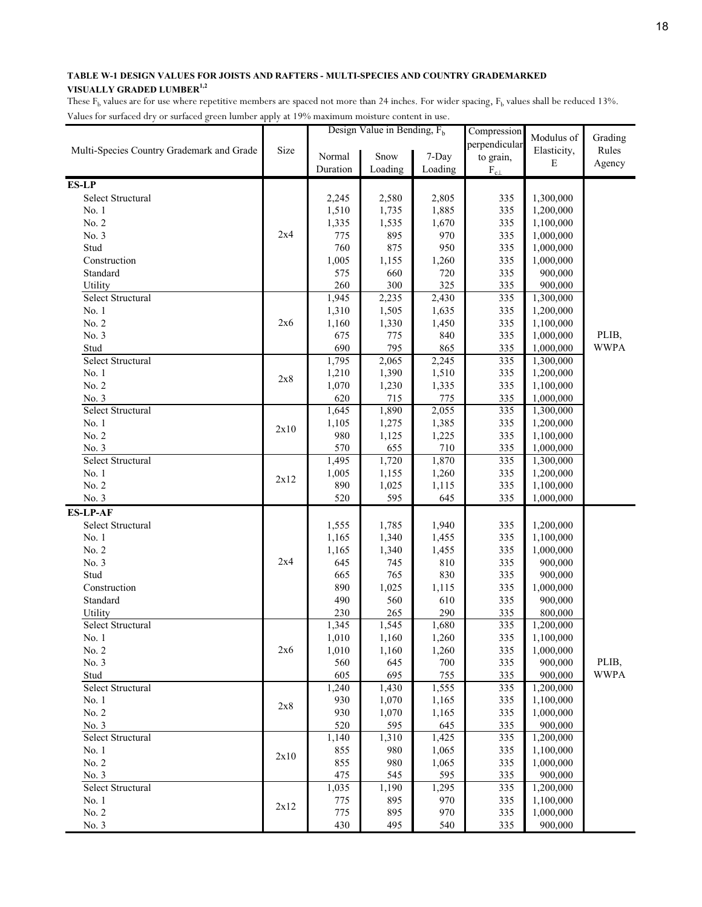**TABLE W-1 DESIGN VALUES FOR JOISTS AND RAFTERS - MULTI-SPECIES AND COUNTRY GRADEMARKED VISUALLY GRADED LUMBER[1,2]**

These $F_b$ values are for use where repetitive members are spaced not more than 24 inches. For wider spacing, $F_b$ values shall be reduced 13%.

Values for surfaced dry or surfaced green lumber apply at 19% maximum moisture content in use.

| Multi-Species Country Grademark and Grade | Size | Design Value in Bending, $F_b$ | | | Compression perpendicular to grain, $F_{c\perp}$ | Modulus of Elasticity, E | Grading Rules Agency |
|---|---|---|---|---|---|---|---|
| | | Normal Duration | Snow Loading | 7-Day Loading | | | |
| **ES-LP** | | | | | | | |
| Select Structural | 2x4 | 2,245 | 2,580 | 2,805 | 335 | 1,300,000 | PLIB, WWPA |
| No. 1 | | 1,510 | 1,735 | 1,885 | 335 | 1,200,000 | |
| No. 2 | | 1,335 | 1,535 | 1,670 | 335 | 1,100,000 | |
| No. 3 | | 775 | 895 | 970 | 335 | 1,000,000 | |
| Stud | | 760 | 875 | 950 | 335 | 1,000,000 | |
| Construction | | 1,005 | 1,155 | 1,260 | 335 | 1,000,000 | |
| Standard | | 575 | 660 | 720 | 335 | 900,000 | |
| Utility | | 260 | 300 | 325 | 335 | 900,000 | |
| Select Structural | 2x6 | 1,945 | 2,235 | 2,430 | 335 | 1,300,000 | |
| No. 1 | | 1,310 | 1,505 | 1,635 | 335 | 1,200,000 | |
| No. 2 | | 1,160 | 1,330 | 1,450 | 335 | 1,100,000 | |
| No. 3 | | 675 | 775 | 840 | 335 | 1,000,000 | |
| Stud | | 690 | 795 | 865 | 335 | 1,000,000 | |
| Select Structural | 2x8 | 1,795 | 2,065 | 2,245 | 335 | 1,300,000 | |
| No. 1 | | 1,210 | 1,390 | 1,510 | 335 | 1,200,000 | |
| No. 2 | | 1,070 | 1,230 | 1,335 | 335 | 1,100,000 | |
| No. 3 | | 620 | 715 | 775 | 335 | 1,000,000 | |
| Select Structural | 2x10 | 1,645 | 1,890 | 2,055 | 335 | 1,300,000 | |
| No. 1 | | 1,105 | 1,275 | 1,385 | 335 | 1,200,000 | |
| No. 2 | | 980 | 1,125 | 1,225 | 335 | 1,100,000 | |
| No. 3 | | 570 | 655 | 710 | 335 | 1,000,000 | |
| Select Structural | 2x12 | 1,495 | 1,720 | 1,870 | 335 | 1,300,000 | |
| No. 1 | | 1,005 | 1,155 | 1,260 | 335 | 1,200,000 | |
| No. 2 | | 890 | 1,025 | 1,115 | 335 | 1,100,000 | |
| No. 3 | | 520 | 595 | 645 | 335 | 1,000,000 | |
| **ES-LP-AF** | | | | | | | |
| Select Structural | 2x4 | 1,555 | 1,785 | 1,940 | 335 | 1,200,000 | PLIB, WWPA |
| No. 1 | | 1,165 | 1,340 | 1,455 | 335 | 1,100,000 | |
| No. 2 | | 1,165 | 1,340 | 1,455 | 335 | 1,000,000 | |
| No. 3 | | 645 | 745 | 810 | 335 | 900,000 | |
| Stud | | 665 | 765 | 830 | 335 | 900,000 | |
| Construction | | 890 | 1,025 | 1,115 | 335 | 1,000,000 | |
| Standard | | 490 | 560 | 610 | 335 | 900,000 | |
| Utility | | 230 | 265 | 290 | 335 | 800,000 | |
| Select Structural | 2x6 | 1,345 | 1,545 | 1,680 | 335 | 1,200,000 | |
| No. 1 | | 1,010 | 1,160 | 1,260 | 335 | 1,100,000 | |
| No. 2 | | 1,010 | 1,160 | 1,260 | 335 | 1,000,000 | |
| No. 3 | | 560 | 645 | 700 | 335 | 900,000 | |
| Stud | | 605 | 695 | 755 | 335 | 900,000 | |
| Select Structural | 2x8 | 1,240 | 1,430 | 1,555 | 335 | 1,200,000 | |
| No. 1 | | 930 | 1,070 | 1,165 | 335 | 1,100,000 | |
| No. 2 | | 930 | 1,070 | 1,165 | 335 | 1,000,000 | |
| No. 3 | | 520 | 595 | 645 | 335 | 900,000 | |
| Select Structural | 2x10 | 1,140 | 1,310 | 1,425 | 335 | 1,200,000 | |
| No. 1 | | 855 | 980 | 1,065 | 335 | 1,100,000 | |
| No. 2 | | 855 | 980 | 1,065 | 335 | 1,000,000 | |
| No. 3 | | 475 | 545 | 595 | 335 | 900,000 | |
| Select Structural | 2x12 | 1,035 | 1,190 | 1,295 | 335 | 1,200,000 | |
| No. 1 | | 775 | 895 | 970 | 335 | 1,100,000 | |
| No. 2 | | 775 | 895 | 970 | 335 | 1,000,000 | |
| No. 3 | | 430 | 495 | 540 | 335 | 900,000 | |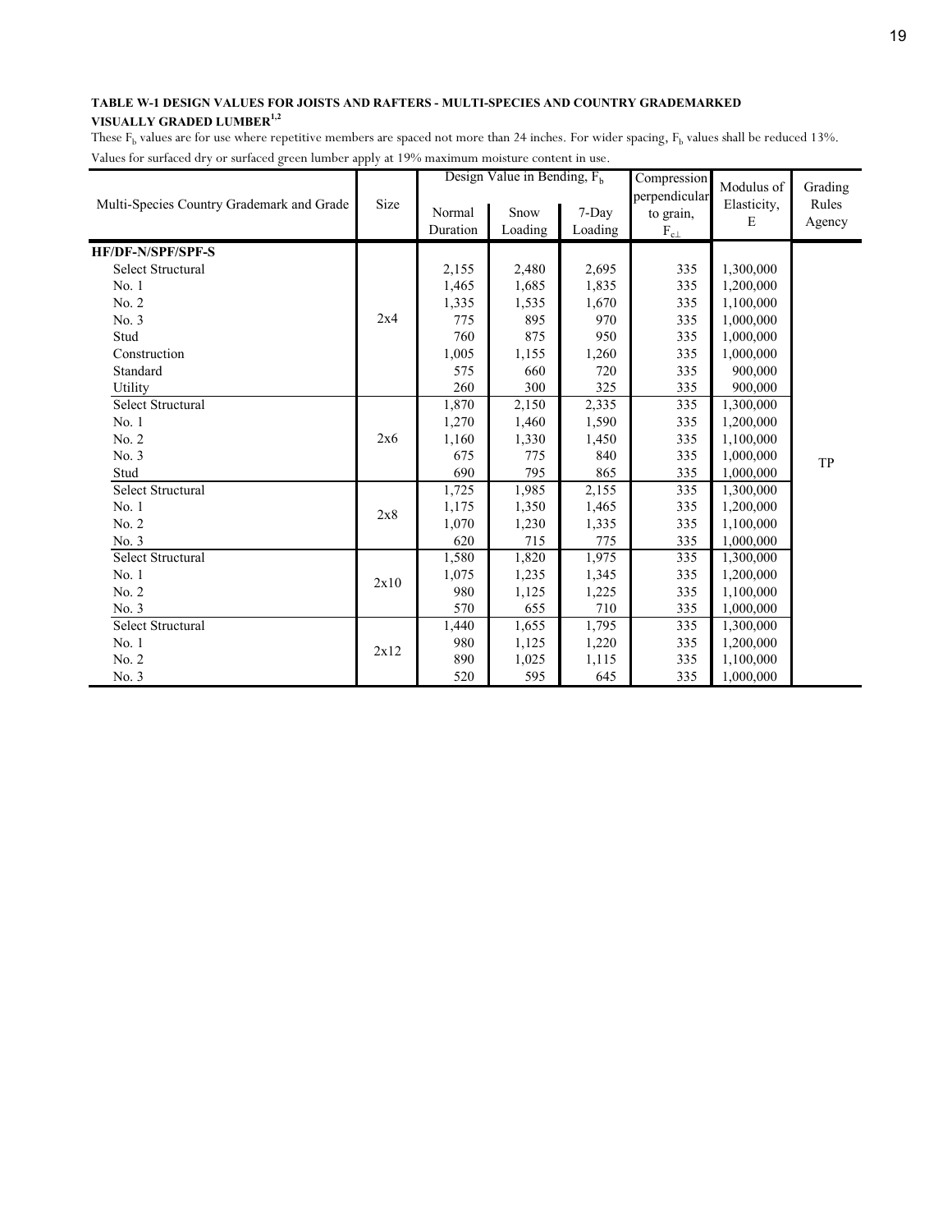**TABLE W-1 DESIGN VALUES FOR JOISTS AND RAFTERS - MULTI-SPECIES AND COUNTRY GRADEMARKED VISUALLY GRADED LUMBER[1,2]**

These $F_b$ values are for use where repetitive members are spaced not more than 24 inches. For wider spacing, $F_b$ values shall be reduced 13%.
Values for surfaced dry or surfaced green lumber apply at 19% maximum moisture content in use.

| Multi-Species Country Grademark and Grade | Size | Design Value in Bending, $F_b$ | | | Compression perpendicular to grain, $F_{c\perp}$ | Modulus of Elasticity, E | Grading Rules Agency |
|---|---|---|---|---|---|---|---|
| | | Normal Duration | Snow Loading | 7-Day Loading | | | |
| **HF/DF-N/SPF/SPF-S** | | | | | | | |
| Select Structural | 2x4 | 2,155 | 2,480 | 2,695 | 335 | 1,300,000 | TP |
| No. 1 | 2x4 | 1,465 | 1,685 | 1,835 | 335 | 1,200,000 | TP |
| No. 2 | 2x4 | 1,335 | 1,535 | 1,670 | 335 | 1,100,000 | TP |
| No. 3 | 2x4 | 775 | 895 | 970 | 335 | 1,000,000 | TP |
| Stud | 2x4 | 760 | 875 | 950 | 335 | 1,000,000 | TP |
| Construction | 2x4 | 1,005 | 1,155 | 1,260 | 335 | 1,000,000 | TP |
| Standard | 2x4 | 575 | 660 | 720 | 335 | 900,000 | TP |
| Utility | 2x4 | 260 | 300 | 325 | 335 | 900,000 | TP |
| Select Structural | 2x6 | 1,870 | 2,150 | 2,335 | 335 | 1,300,000 | TP |
| No. 1 | 2x6 | 1,270 | 1,460 | 1,590 | 335 | 1,200,000 | TP |
| No. 2 | 2x6 | 1,160 | 1,330 | 1,450 | 335 | 1,100,000 | TP |
| No. 3 | 2x6 | 675 | 775 | 840 | 335 | 1,000,000 | TP |
| Stud | 2x6 | 690 | 795 | 865 | 335 | 1,000,000 | TP |
| Select Structural | 2x8 | 1,725 | 1,985 | 2,155 | 335 | 1,300,000 | TP |
| No. 1 | 2x8 | 1,175 | 1,350 | 1,465 | 335 | 1,200,000 | TP |
| No. 2 | 2x8 | 1,070 | 1,230 | 1,335 | 335 | 1,100,000 | TP |
| No. 3 | 2x8 | 620 | 715 | 775 | 335 | 1,000,000 | TP |
| Select Structural | 2x10 | 1,580 | 1,820 | 1,975 | 335 | 1,300,000 | TP |
| No. 1 | 2x10 | 1,075 | 1,235 | 1,345 | 335 | 1,200,000 | TP |
| No. 2 | 2x10 | 980 | 1,125 | 1,225 | 335 | 1,100,000 | TP |
| No. 3 | 2x10 | 570 | 655 | 710 | 335 | 1,000,000 | TP |
| Select Structural | 2x12 | 1,440 | 1,655 | 1,795 | 335 | 1,300,000 | TP |
| No. 1 | 2x12 | 980 | 1,125 | 1,220 | 335 | 1,200,000 | TP |
| No. 2 | 2x12 | 890 | 1,025 | 1,115 | 335 | 1,100,000 | TP |
| No. 3 | 2x12 | 520 | 595 | 645 | 335 | 1,000,000 | TP |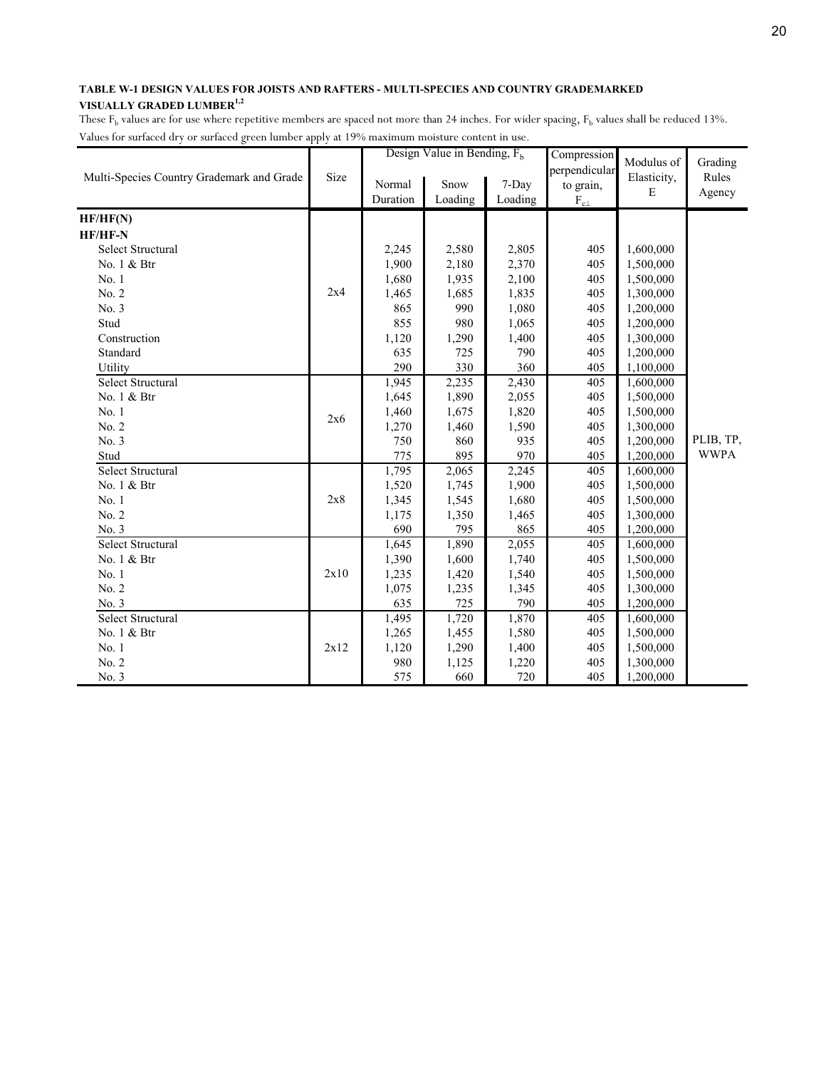**TABLE W-1 DESIGN VALUES FOR JOISTS AND RAFTERS - MULTI-SPECIES AND COUNTRY GRADEMARKED VISUALLY GRADED LUMBER[1,2]**

These $F_b$ values are for use where repetitive members are spaced not more than 24 inches. For wider spacing, $F_b$ values shall be reduced 13%.

Values for surfaced dry or surfaced green lumber apply at 19% maximum moisture content in use.

| Multi-Species Country Grademark and Grade | Size | Design Value in Bending, $F_b$ | | | Compression perpendicular to grain, $F_{c\perp}$ | Modulus of Elasticity, E | Grading Rules Agency |
|---|---|---|---|---|---|---|---|
| | | Normal Duration | Snow Loading | 7-Day Loading | | | |
| **HF/HF(N)** | | | | | | | |
| **HF/HF-N** | | | | | | | |
| Select Structural | 2x4 | 2,245 | 2,580 | 2,805 | 405 | 1,600,000 | PLIB, TP, WWPA |
| No. 1 & Btr | 2x4 | 1,900 | 2,180 | 2,370 | 405 | 1,500,000 | PLIB, TP, WWPA |
| No. 1 | 2x4 | 1,680 | 1,935 | 2,100 | 405 | 1,500,000 | PLIB, TP, WWPA |
| No. 2 | 2x4 | 1,465 | 1,685 | 1,835 | 405 | 1,300,000 | PLIB, TP, WWPA |
| No. 3 | 2x4 | 865 | 990 | 1,080 | 405 | 1,200,000 | PLIB, TP, WWPA |
| Stud | 2x4 | 855 | 980 | 1,065 | 405 | 1,200,000 | PLIB, TP, WWPA |
| Construction | 2x4 | 1,120 | 1,290 | 1,400 | 405 | 1,300,000 | PLIB, TP, WWPA |
| Standard | 2x4 | 635 | 725 | 790 | 405 | 1,200,000 | PLIB, TP, WWPA |
| Utility | 2x4 | 290 | 330 | 360 | 405 | 1,100,000 | PLIB, TP, WWPA |
| Select Structural | 2x6 | 1,945 | 2,235 | 2,430 | 405 | 1,600,000 | PLIB, TP, WWPA |
| No. 1 & Btr | 2x6 | 1,645 | 1,890 | 2,055 | 405 | 1,500,000 | PLIB, TP, WWPA |
| No. 1 | 2x6 | 1,460 | 1,675 | 1,820 | 405 | 1,500,000 | PLIB, TP, WWPA |
| No. 2 | 2x6 | 1,270 | 1,460 | 1,590 | 405 | 1,300,000 | PLIB, TP, WWPA |
| No. 3 | 2x6 | 750 | 860 | 935 | 405 | 1,200,000 | PLIB, TP, WWPA |
| Stud | 2x6 | 775 | 895 | 970 | 405 | 1,200,000 | PLIB, TP, WWPA |
| Select Structural | 2x8 | 1,795 | 2,065 | 2,245 | 405 | 1,600,000 | PLIB, TP, WWPA |
| No. 1 & Btr | 2x8 | 1,520 | 1,745 | 1,900 | 405 | 1,500,000 | PLIB, TP, WWPA |
| No. 1 | 2x8 | 1,345 | 1,545 | 1,680 | 405 | 1,500,000 | PLIB, TP, WWPA |
| No. 2 | 2x8 | 1,175 | 1,350 | 1,465 | 405 | 1,300,000 | PLIB, TP, WWPA |
| No. 3 | 2x8 | 690 | 795 | 865 | 405 | 1,200,000 | PLIB, TP, WWPA |
| Select Structural | 2x10 | 1,645 | 1,890 | 2,055 | 405 | 1,600,000 | PLIB, TP, WWPA |
| No. 1 & Btr | 2x10 | 1,390 | 1,600 | 1,740 | 405 | 1,500,000 | PLIB, TP, WWPA |
| No. 1 | 2x10 | 1,235 | 1,420 | 1,540 | 405 | 1,500,000 | PLIB, TP, WWPA |
| No. 2 | 2x10 | 1,075 | 1,235 | 1,345 | 405 | 1,300,000 | PLIB, TP, WWPA |
| No. 3 | 2x10 | 635 | 725 | 790 | 405 | 1,200,000 | PLIB, TP, WWPA |
| Select Structural | 2x12 | 1,495 | 1,720 | 1,870 | 405 | 1,600,000 | PLIB, TP, WWPA |
| No. 1 & Btr | 2x12 | 1,265 | 1,455 | 1,580 | 405 | 1,500,000 | PLIB, TP, WWPA |
| No. 1 | 2x12 | 1,120 | 1,290 | 1,400 | 405 | 1,500,000 | PLIB, TP, WWPA |
| No. 2 | 2x12 | 980 | 1,125 | 1,220 | 405 | 1,300,000 | PLIB, TP, WWPA |
| No. 3 | 2x12 | 575 | 660 | 720 | 405 | 1,200,000 | PLIB, TP, WWPA |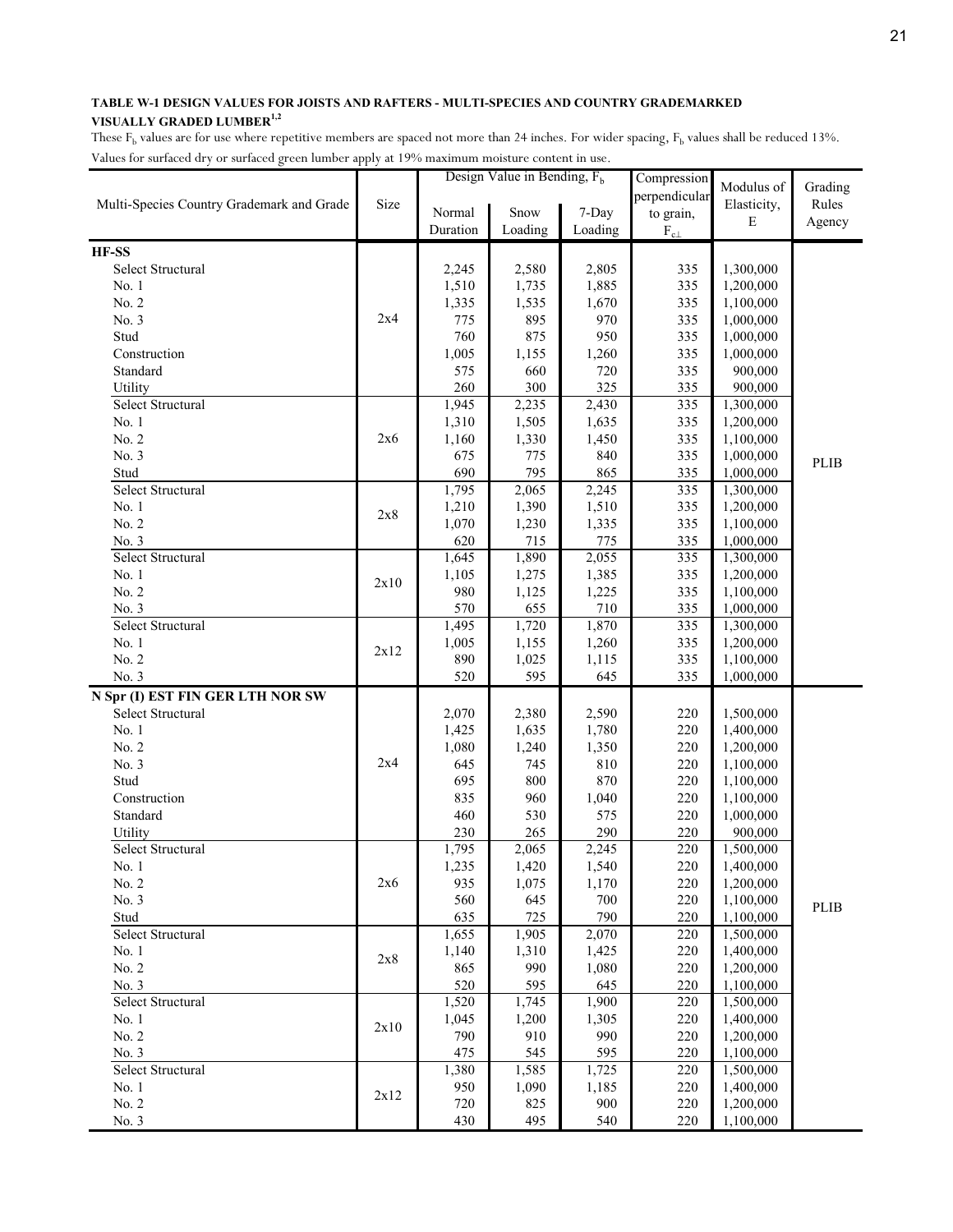**TABLE W-1 DESIGN VALUES FOR JOISTS AND RAFTERS - MULTI-SPECIES AND COUNTRY GRADEMARKED VISUALLY GRADED LUMBER[1,2]**

These $F_b$ values are for use where repetitive members are spaced not more than 24 inches. For wider spacing, $F_b$ values shall be reduced 13%.

Values for surfaced dry or surfaced green lumber apply at 19% maximum moisture content in use.

| Multi-Species Country Grademark and Grade | Size | Design Value in Bending, $F_b$ | | | Compression perpendicular to grain, $F_{c\perp}$ | Modulus of Elasticity, E | Grading Rules Agency |
|---|---|---|---|---|---|---|---|
| | | Normal Duration | Snow Loading | 7-Day Loading | | | |
| **HF-SS** | | | | | | | |
| Select Structural | 2x4 | 2,245 | 2,580 | 2,805 | 335 | 1,300,000 | PLIB |
| No. 1 | 2x4 | 1,510 | 1,735 | 1,885 | 335 | 1,200,000 | PLIB |
| No. 2 | 2x4 | 1,335 | 1,535 | 1,670 | 335 | 1,100,000 | PLIB |
| No. 3 | 2x4 | 775 | 895 | 970 | 335 | 1,000,000 | PLIB |
| Stud | 2x4 | 760 | 875 | 950 | 335 | 1,000,000 | PLIB |
| Construction | 2x4 | 1,005 | 1,155 | 1,260 | 335 | 1,000,000 | PLIB |
| Standard | 2x4 | 575 | 660 | 720 | 335 | 900,000 | PLIB |
| Utility | 2x4 | 260 | 300 | 325 | 335 | 900,000 | PLIB |
| Select Structural | 2x6 | 1,945 | 2,235 | 2,430 | 335 | 1,300,000 | PLIB |
| No. 1 | 2x6 | 1,310 | 1,505 | 1,635 | 335 | 1,200,000 | PLIB |
| No. 2 | 2x6 | 1,160 | 1,330 | 1,450 | 335 | 1,100,000 | PLIB |
| No. 3 | 2x6 | 675 | 775 | 840 | 335 | 1,000,000 | PLIB |
| Stud | 2x6 | 690 | 795 | 865 | 335 | 1,000,000 | PLIB |
| Select Structural | 2x8 | 1,795 | 2,065 | 2,245 | 335 | 1,300,000 | PLIB |
| No. 1 | 2x8 | 1,210 | 1,390 | 1,510 | 335 | 1,200,000 | PLIB |
| No. 2 | 2x8 | 1,070 | 1,230 | 1,335 | 335 | 1,100,000 | PLIB |
| No. 3 | 2x8 | 620 | 715 | 775 | 335 | 1,000,000 | PLIB |
| Select Structural | 2x10 | 1,645 | 1,890 | 2,055 | 335 | 1,300,000 | PLIB |
| No. 1 | 2x10 | 1,105 | 1,275 | 1,385 | 335 | 1,200,000 | PLIB |
| No. 2 | 2x10 | 980 | 1,125 | 1,225 | 335 | 1,100,000 | PLIB |
| No. 3 | 2x10 | 570 | 655 | 710 | 335 | 1,000,000 | PLIB |
| Select Structural | 2x12 | 1,495 | 1,720 | 1,870 | 335 | 1,300,000 | PLIB |
| No. 1 | 2x12 | 1,005 | 1,155 | 1,260 | 335 | 1,200,000 | PLIB |
| No. 2 | 2x12 | 890 | 1,025 | 1,115 | 335 | 1,100,000 | PLIB |
| No. 3 | 2x12 | 520 | 595 | 645 | 335 | 1,000,000 | PLIB |
| **N Spr (I) EST FIN GER LTH NOR SW** | | | | | | | |
| Select Structural | 2x4 | 2,070 | 2,380 | 2,590 | 220 | 1,500,000 | PLIB |
| No. 1 | 2x4 | 1,425 | 1,635 | 1,780 | 220 | 1,400,000 | PLIB |
| No. 2 | 2x4 | 1,080 | 1,240 | 1,350 | 220 | 1,200,000 | PLIB |
| No. 3 | 2x4 | 645 | 745 | 810 | 220 | 1,100,000 | PLIB |
| Stud | 2x4 | 695 | 800 | 870 | 220 | 1,100,000 | PLIB |
| Construction | 2x4 | 835 | 960 | 1,040 | 220 | 1,100,000 | PLIB |
| Standard | 2x4 | 460 | 530 | 575 | 220 | 1,000,000 | PLIB |
| Utility | 2x4 | 230 | 265 | 290 | 220 | 900,000 | PLIB |
| Select Structural | 2x6 | 1,795 | 2,065 | 2,245 | 220 | 1,500,000 | PLIB |
| No. 1 | 2x6 | 1,235 | 1,420 | 1,540 | 220 | 1,400,000 | PLIB |
| No. 2 | 2x6 | 935 | 1,075 | 1,170 | 220 | 1,200,000 | PLIB |
| No. 3 | 2x6 | 560 | 645 | 700 | 220 | 1,100,000 | PLIB |
| Stud | 2x6 | 635 | 725 | 790 | 220 | 1,100,000 | PLIB |
| Select Structural | 2x8 | 1,655 | 1,905 | 2,070 | 220 | 1,500,000 | PLIB |
| No. 1 | 2x8 | 1,140 | 1,310 | 1,425 | 220 | 1,400,000 | PLIB |
| No. 2 | 2x8 | 865 | 990 | 1,080 | 220 | 1,200,000 | PLIB |
| No. 3 | 2x8 | 520 | 595 | 645 | 220 | 1,100,000 | PLIB |
| Select Structural | 2x10 | 1,520 | 1,745 | 1,900 | 220 | 1,500,000 | PLIB |
| No. 1 | 2x10 | 1,045 | 1,200 | 1,305 | 220 | 1,400,000 | PLIB |
| No. 2 | 2x10 | 790 | 910 | 990 | 220 | 1,200,000 | PLIB |
| No. 3 | 2x10 | 475 | 545 | 595 | 220 | 1,100,000 | PLIB |
| Select Structural | 2x12 | 1,380 | 1,585 | 1,725 | 220 | 1,500,000 | PLIB |
| No. 1 | 2x12 | 950 | 1,090 | 1,185 | 220 | 1,400,000 | PLIB |
| No. 2 | 2x12 | 720 | 825 | 900 | 220 | 1,200,000 | PLIB |
| No. 3 | 2x12 | 430 | 495 | 540 | 220 | 1,100,000 | PLIB |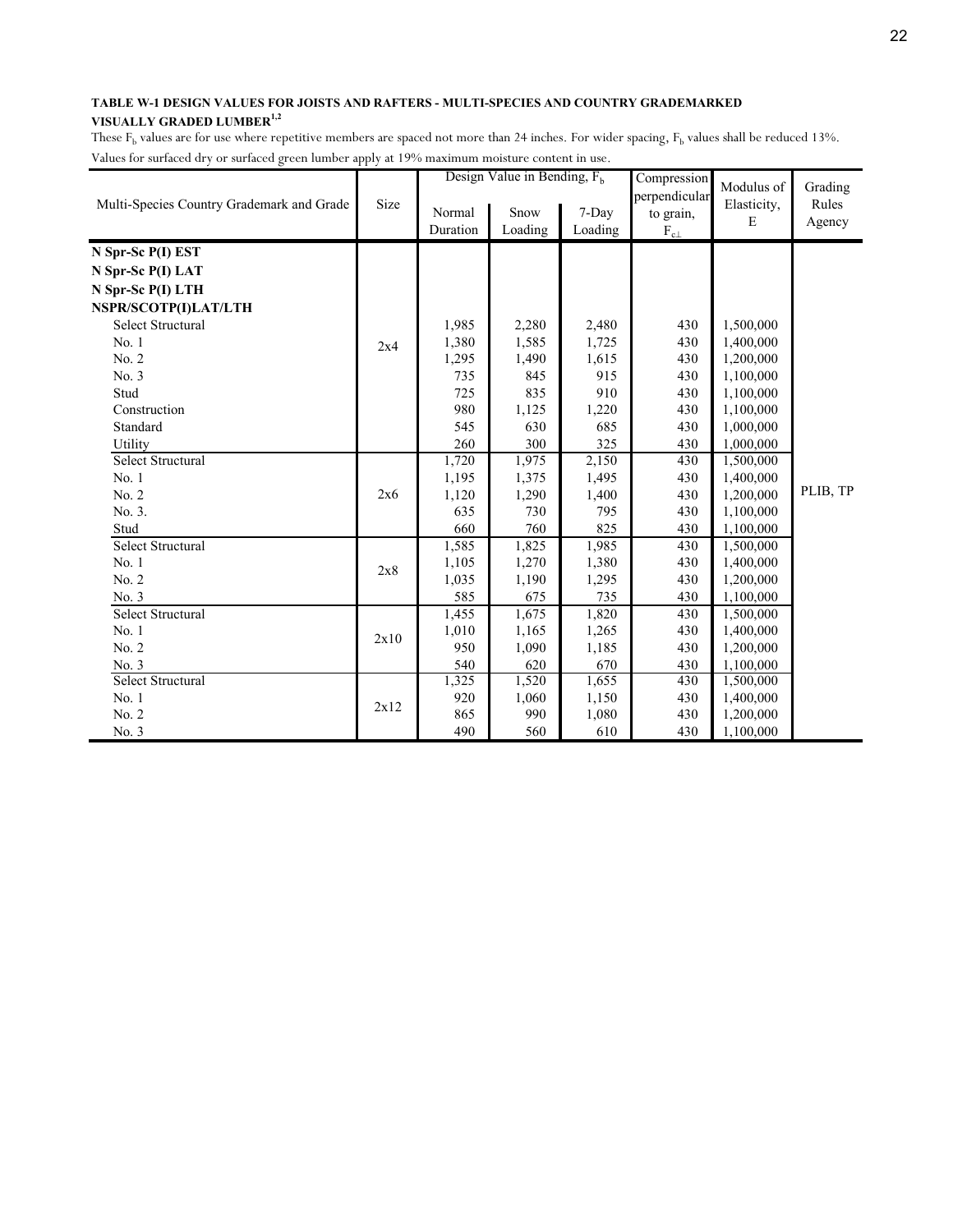**TABLE W-1 DESIGN VALUES FOR JOISTS AND RAFTERS - MULTI-SPECIES AND COUNTRY GRADEMARKED VISUALLY GRADED LUMBER[1,2]**

These $F_b$ values are for use where repetitive members are spaced not more than 24 inches. For wider spacing, $F_b$ values shall be reduced 13%.

Values for surfaced dry or surfaced green lumber apply at 19% maximum moisture content in use.

| Multi-Species Country Grademark and Grade | Size | Design Value in Bending, $F_b$ | | | Compression perpendicular to grain, $F_{c\perp}$ | Modulus of Elasticity, E | Grading Rules Agency |
|---|---|---|---|---|---|---|---|
| | | Normal Duration | Snow Loading | 7-Day Loading | | | |
| **N Spr-Sc P(I) EST** | | | | | | | |
| **N Spr-Sc P(I) LAT** | | | | | | | |
| **N Spr-Sc P(I) LTH** | | | | | | | |
| **NSPR/SCOTP(I)LAT/LTH** | | | | | | | |
| Select Structural | 2x4 | 1,985 | 2,280 | 2,480 | 430 | 1,500,000 | PLIB, TP |
| No. 1 | | 1,380 | 1,585 | 1,725 | 430 | 1,400,000 | |
| No. 2 | | 1,295 | 1,490 | 1,615 | 430 | 1,200,000 | |
| No. 3 | | 735 | 845 | 915 | 430 | 1,100,000 | |
| Stud | | 725 | 835 | 910 | 430 | 1,100,000 | |
| Construction | | 980 | 1,125 | 1,220 | 430 | 1,100,000 | |
| Standard | | 545 | 630 | 685 | 430 | 1,000,000 | |
| Utility | | 260 | 300 | 325 | 430 | 1,000,000 | |
| Select Structural | 2x6 | 1,720 | 1,975 | 2,150 | 430 | 1,500,000 | |
| No. 1 | | 1,195 | 1,375 | 1,495 | 430 | 1,400,000 | |
| No. 2 | | 1,120 | 1,290 | 1,400 | 430 | 1,200,000 | |
| No. 3. | | 635 | 730 | 795 | 430 | 1,100,000 | |
| Stud | | 660 | 760 | 825 | 430 | 1,100,000 | |
| Select Structural | 2x8 | 1,585 | 1,825 | 1,985 | 430 | 1,500,000 | |
| No. 1 | | 1,105 | 1,270 | 1,380 | 430 | 1,400,000 | |
| No. 2 | | 1,035 | 1,190 | 1,295 | 430 | 1,200,000 | |
| No. 3 | | 585 | 675 | 735 | 430 | 1,100,000 | |
| Select Structural | 2x10 | 1,455 | 1,675 | 1,820 | 430 | 1,500,000 | |
| No. 1 | | 1,010 | 1,165 | 1,265 | 430 | 1,400,000 | |
| No. 2 | | 950 | 1,090 | 1,185 | 430 | 1,200,000 | |
| No. 3 | | 540 | 620 | 670 | 430 | 1,100,000 | |
| Select Structural | 2x12 | 1,325 | 1,520 | 1,655 | 430 | 1,500,000 | |
| No. 1 | | 920 | 1,060 | 1,150 | 430 | 1,400,000 | |
| No. 2 | | 865 | 990 | 1,080 | 430 | 1,200,000 | |
| No. 3 | | 490 | 560 | 610 | 430 | 1,100,000 | |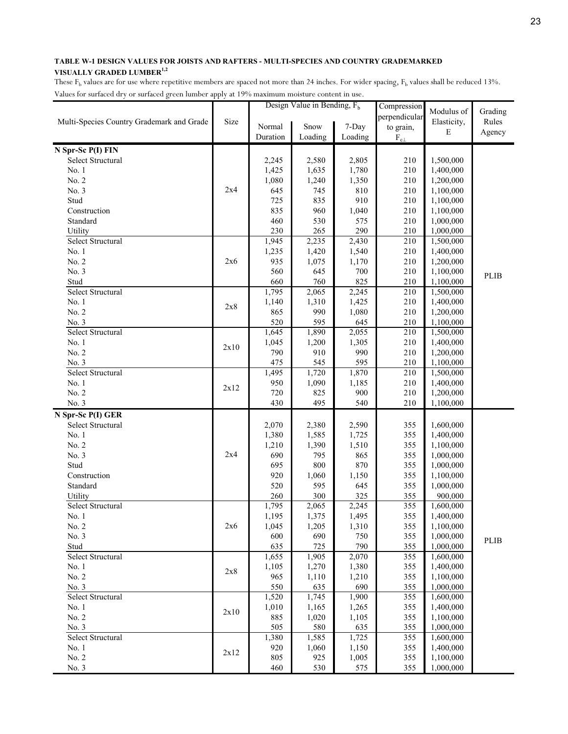**TABLE W-1 DESIGN VALUES FOR JOISTS AND RAFTERS - MULTI-SPECIES AND COUNTRY GRADEMARKED VISUALLY GRADED LUMBER[1,2]**

These $F_b$ values are for use where repetitive members are spaced not more than 24 inches. For wider spacing, $F_b$ values shall be reduced 13%. Values for surfaced dry or surfaced green lumber apply at 19% maximum moisture content in use.

| Multi-Species Country Grademark and Grade | Size | Design Value in Bending, $F_b$ | | | Compression perpendicular to grain, $F_{c\perp}$ | Modulus of Elasticity, E | Grading Rules Agency |
|---|---|---|---|---|---|---|---|
| | | Normal Duration | Snow Loading | 7-Day Loading | | | |
| **N Spr-Sc P(I) FIN** | | | | | | | |
| Select Structural | 2x4 | 2,245 | 2,580 | 2,805 | 210 | 1,500,000 | PLIB |
| No. 1 | 2x4 | 1,425 | 1,635 | 1,780 | 210 | 1,400,000 | PLIB |
| No. 2 | 2x4 | 1,080 | 1,240 | 1,350 | 210 | 1,200,000 | PLIB |
| No. 3 | 2x4 | 645 | 745 | 810 | 210 | 1,100,000 | PLIB |
| Stud | 2x4 | 725 | 835 | 910 | 210 | 1,100,000 | PLIB |
| Construction | 2x4 | 835 | 960 | 1,040 | 210 | 1,100,000 | PLIB |
| Standard | 2x4 | 460 | 530 | 575 | 210 | 1,000,000 | PLIB |
| Utility | 2x4 | 230 | 265 | 290 | 210 | 1,000,000 | PLIB |
| Select Structural | 2x6 | 1,945 | 2,235 | 2,430 | 210 | 1,500,000 | PLIB |
| No. 1 | 2x6 | 1,235 | 1,420 | 1,540 | 210 | 1,400,000 | PLIB |
| No. 2 | 2x6 | 935 | 1,075 | 1,170 | 210 | 1,200,000 | PLIB |
| No. 3 | 2x6 | 560 | 645 | 700 | 210 | 1,100,000 | PLIB |
| Stud | 2x6 | 660 | 760 | 825 | 210 | 1,100,000 | PLIB |
| Select Structural | 2x8 | 1,795 | 2,065 | 2,245 | 210 | 1,500,000 | PLIB |
| No. 1 | 2x8 | 1,140 | 1,310 | 1,425 | 210 | 1,400,000 | PLIB |
| No. 2 | 2x8 | 865 | 990 | 1,080 | 210 | 1,200,000 | PLIB |
| No. 3 | 2x8 | 520 | 595 | 645 | 210 | 1,100,000 | PLIB |
| Select Structural | 2x10 | 1,645 | 1,890 | 2,055 | 210 | 1,500,000 | PLIB |
| No. 1 | 2x10 | 1,045 | 1,200 | 1,305 | 210 | 1,400,000 | PLIB |
| No. 2 | 2x10 | 790 | 910 | 990 | 210 | 1,200,000 | PLIB |
| No. 3 | 2x10 | 475 | 545 | 595 | 210 | 1,100,000 | PLIB |
| Select Structural | 2x12 | 1,495 | 1,720 | 1,870 | 210 | 1,500,000 | PLIB |
| No. 1 | 2x12 | 950 | 1,090 | 1,185 | 210 | 1,400,000 | PLIB |
| No. 2 | 2x12 | 720 | 825 | 900 | 210 | 1,200,000 | PLIB |
| No. 3 | 2x12 | 430 | 495 | 540 | 210 | 1,100,000 | PLIB |
| **N Spr-Sc P(I) GER** | | | | | | | |
| Select Structural | 2x4 | 2,070 | 2,380 | 2,590 | 355 | 1,600,000 | PLIB |
| No. 1 | 2x4 | 1,380 | 1,585 | 1,725 | 355 | 1,400,000 | PLIB |
| No. 2 | 2x4 | 1,210 | 1,390 | 1,510 | 355 | 1,100,000 | PLIB |
| No. 3 | 2x4 | 690 | 795 | 865 | 355 | 1,000,000 | PLIB |
| Stud | 2x4 | 695 | 800 | 870 | 355 | 1,000,000 | PLIB |
| Construction | 2x4 | 920 | 1,060 | 1,150 | 355 | 1,100,000 | PLIB |
| Standard | 2x4 | 520 | 595 | 645 | 355 | 1,000,000 | PLIB |
| Utility | 2x4 | 260 | 300 | 325 | 355 | 900,000 | PLIB |
| Select Structural | 2x6 | 1,795 | 2,065 | 2,245 | 355 | 1,600,000 | PLIB |
| No. 1 | 2x6 | 1,195 | 1,375 | 1,495 | 355 | 1,400,000 | PLIB |
| No. 2 | 2x6 | 1,045 | 1,205 | 1,310 | 355 | 1,100,000 | PLIB |
| No. 3 | 2x6 | 600 | 690 | 750 | 355 | 1,000,000 | PLIB |
| Stud | 2x6 | 635 | 725 | 790 | 355 | 1,000,000 | PLIB |
| Select Structural | 2x8 | 1,655 | 1,905 | 2,070 | 355 | 1,600,000 | PLIB |
| No. 1 | 2x8 | 1,105 | 1,270 | 1,380 | 355 | 1,400,000 | PLIB |
| No. 2 | 2x8 | 965 | 1,110 | 1,210 | 355 | 1,100,000 | PLIB |
| No. 3 | 2x8 | 550 | 635 | 690 | 355 | 1,000,000 | PLIB |
| Select Structural | 2x10 | 1,520 | 1,745 | 1,900 | 355 | 1,600,000 | PLIB |
| No. 1 | 2x10 | 1,010 | 1,165 | 1,265 | 355 | 1,400,000 | PLIB |
| No. 2 | 2x10 | 885 | 1,020 | 1,105 | 355 | 1,100,000 | PLIB |
| No. 3 | 2x10 | 505 | 580 | 635 | 355 | 1,000,000 | PLIB |
| Select Structural | 2x12 | 1,380 | 1,585 | 1,725 | 355 | 1,600,000 | PLIB |
| No. 1 | 2x12 | 920 | 1,060 | 1,150 | 355 | 1,400,000 | PLIB |
| No. 2 | 2x12 | 805 | 925 | 1,005 | 355 | 1,100,000 | PLIB |
| No. 3 | 2x12 | 460 | 530 | 575 | 355 | 1,000,000 | PLIB |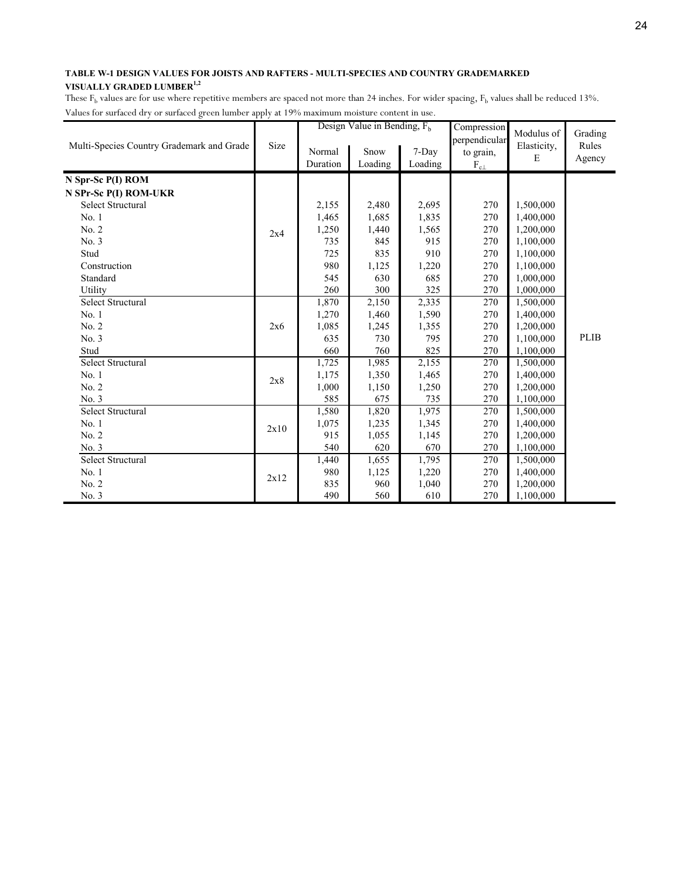**TABLE W-1 DESIGN VALUES FOR JOISTS AND RAFTERS - MULTI-SPECIES AND COUNTRY GRADEMARKED VISUALLY GRADED LUMBER[1,2]**

These $F_b$ values are for use where repetitive members are spaced not more than 24 inches. For wider spacing, $F_b$ values shall be reduced 13%. Values for surfaced dry or surfaced green lumber apply at 19% maximum moisture content in use.

| Multi-Species Country Grademark and Grade | Size | Design Value in Bending, $F_b$ | | | Compression perpendicular to grain, $F_{c\perp}$ | Modulus of Elasticity, E | Grading Rules Agency |
|---|---|---|---|---|---|---|---|
| | | Normal Duration | Snow Loading | 7-Day Loading | | | |
| **N Spr-Sc P(I) ROM** | | | | | | | |
| **N SPr-Sc P(I) ROM-UKR** | | | | | | | |
| Select Structural | 2x4 | 2,155 | 2,480 | 2,695 | 270 | 1,500,000 | PLIB |
| No. 1 | 2x4 | 1,465 | 1,685 | 1,835 | 270 | 1,400,000 | PLIB |
| No. 2 | 2x4 | 1,250 | 1,440 | 1,565 | 270 | 1,200,000 | PLIB |
| No. 3 | 2x4 | 735 | 845 | 915 | 270 | 1,100,000 | PLIB |
| Stud | 2x4 | 725 | 835 | 910 | 270 | 1,100,000 | PLIB |
| Construction | 2x4 | 980 | 1,125 | 1,220 | 270 | 1,100,000 | PLIB |
| Standard | 2x4 | 545 | 630 | 685 | 270 | 1,000,000 | PLIB |
| Utility | 2x4 | 260 | 300 | 325 | 270 | 1,000,000 | PLIB |
| Select Structural | 2x6 | 1,870 | 2,150 | 2,335 | 270 | 1,500,000 | PLIB |
| No. 1 | 2x6 | 1,270 | 1,460 | 1,590 | 270 | 1,400,000 | PLIB |
| No. 2 | 2x6 | 1,085 | 1,245 | 1,355 | 270 | 1,200,000 | PLIB |
| No. 3 | 2x6 | 635 | 730 | 795 | 270 | 1,100,000 | PLIB |
| Stud | 2x6 | 660 | 760 | 825 | 270 | 1,100,000 | PLIB |
| Select Structural | 2x8 | 1,725 | 1,985 | 2,155 | 270 | 1,500,000 | PLIB |
| No. 1 | 2x8 | 1,175 | 1,350 | 1,465 | 270 | 1,400,000 | PLIB |
| No. 2 | 2x8 | 1,000 | 1,150 | 1,250 | 270 | 1,200,000 | PLIB |
| No. 3 | 2x8 | 585 | 675 | 735 | 270 | 1,100,000 | PLIB |
| Select Structural | 2x10 | 1,580 | 1,820 | 1,975 | 270 | 1,500,000 | PLIB |
| No. 1 | 2x10 | 1,075 | 1,235 | 1,345 | 270 | 1,400,000 | PLIB |
| No. 2 | 2x10 | 915 | 1,055 | 1,145 | 270 | 1,200,000 | PLIB |
| No. 3 | 2x10 | 540 | 620 | 670 | 270 | 1,100,000 | PLIB |
| Select Structural | 2x12 | 1,440 | 1,655 | 1,795 | 270 | 1,500,000 | PLIB |
| No. 1 | 2x12 | 980 | 1,125 | 1,220 | 270 | 1,400,000 | PLIB |
| No. 2 | 2x12 | 835 | 960 | 1,040 | 270 | 1,200,000 | PLIB |
| No. 3 | 2x12 | 490 | 560 | 610 | 270 | 1,100,000 | PLIB |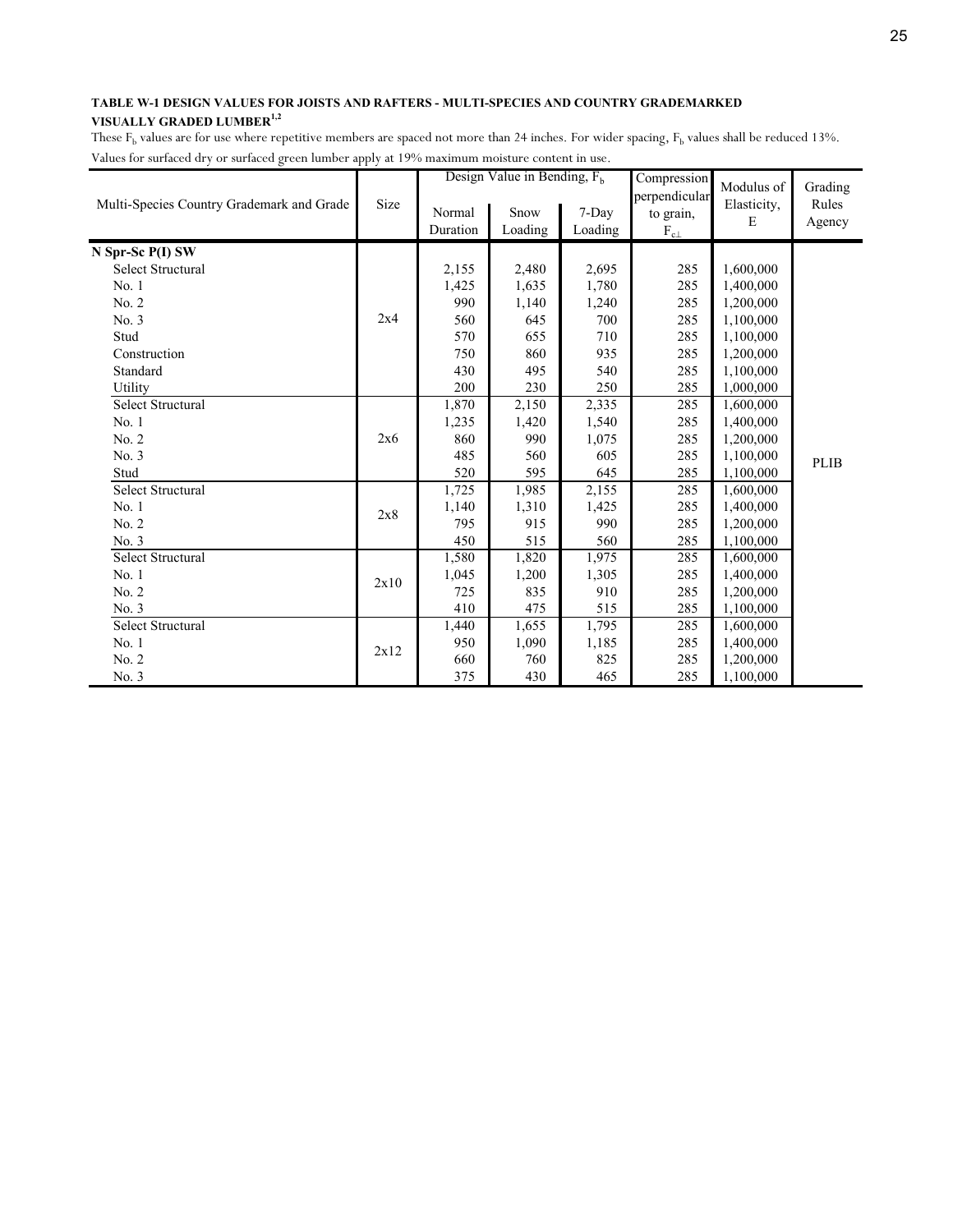**TABLE W-1 DESIGN VALUES FOR JOISTS AND RAFTERS - MULTI-SPECIES AND COUNTRY GRADEMARKED VISUALLY GRADED LUMBER[1,2]**

These $F_b$ values are for use where repetitive members are spaced not more than 24 inches. For wider spacing, $F_b$ values shall be reduced 13%.
Values for surfaced dry or surfaced green lumber apply at 19% maximum moisture content in use.

| Multi-Species Country Grademark and Grade | Size | Design Value in Bending, $F_b$ | | | Compression perpendicular to grain, $F_{c\perp}$ | Modulus of Elasticity, E | Grading Rules Agency |
|---|---|---|---|---|---|---|---|
| | | Normal Duration | Snow Loading | 7-Day Loading | | | |
| **N Spr-Sc P(I) SW** | | | | | | | |
| Select Structural | 2x4 | 2,155 | 2,480 | 2,695 | 285 | 1,600,000 | PLIB |
| No. 1 | 2x4 | 1,425 | 1,635 | 1,780 | 285 | 1,400,000 | PLIB |
| No. 2 | 2x4 | 990 | 1,140 | 1,240 | 285 | 1,200,000 | PLIB |
| No. 3 | 2x4 | 560 | 645 | 700 | 285 | 1,100,000 | PLIB |
| Stud | 2x4 | 570 | 655 | 710 | 285 | 1,100,000 | PLIB |
| Construction | 2x4 | 750 | 860 | 935 | 285 | 1,200,000 | PLIB |
| Standard | 2x4 | 430 | 495 | 540 | 285 | 1,100,000 | PLIB |
| Utility | 2x4 | 200 | 230 | 250 | 285 | 1,000,000 | PLIB |
| Select Structural | 2x6 | 1,870 | 2,150 | 2,335 | 285 | 1,600,000 | PLIB |
| No. 1 | 2x6 | 1,235 | 1,420 | 1,540 | 285 | 1,400,000 | PLIB |
| No. 2 | 2x6 | 860 | 990 | 1,075 | 285 | 1,200,000 | PLIB |
| No. 3 | 2x6 | 485 | 560 | 605 | 285 | 1,100,000 | PLIB |
| Stud | 2x6 | 520 | 595 | 645 | 285 | 1,100,000 | PLIB |
| Select Structural | 2x8 | 1,725 | 1,985 | 2,155 | 285 | 1,600,000 | PLIB |
| No. 1 | 2x8 | 1,140 | 1,310 | 1,425 | 285 | 1,400,000 | PLIB |
| No. 2 | 2x8 | 795 | 915 | 990 | 285 | 1,200,000 | PLIB |
| No. 3 | 2x8 | 450 | 515 | 560 | 285 | 1,100,000 | PLIB |
| Select Structural | 2x10 | 1,580 | 1,820 | 1,975 | 285 | 1,600,000 | PLIB |
| No. 1 | 2x10 | 1,045 | 1,200 | 1,305 | 285 | 1,400,000 | PLIB |
| No. 2 | 2x10 | 725 | 835 | 910 | 285 | 1,200,000 | PLIB |
| No. 3 | 2x10 | 410 | 475 | 515 | 285 | 1,100,000 | PLIB |
| Select Structural | 2x12 | 1,440 | 1,655 | 1,795 | 285 | 1,600,000 | PLIB |
| No. 1 | 2x12 | 950 | 1,090 | 1,185 | 285 | 1,400,000 | PLIB |
| No. 2 | 2x12 | 660 | 760 | 825 | 285 | 1,200,000 | PLIB |
| No. 3 | 2x12 | 375 | 430 | 465 | 285 | 1,100,000 | PLIB |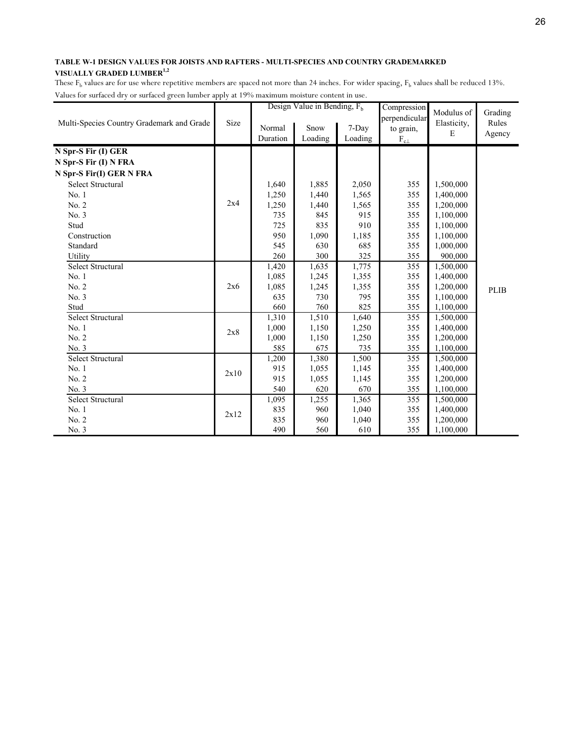**TABLE W-1 DESIGN VALUES FOR JOISTS AND RAFTERS - MULTI-SPECIES AND COUNTRY GRADEMARKED VISUALLY GRADED LUMBER[1,2]**

These $F_b$ values are for use where repetitive members are spaced not more than 24 inches. For wider spacing, $F_b$ values shall be reduced 13%.
Values for surfaced dry or surfaced green lumber apply at 19% maximum moisture content in use.

| Multi-Species Country Grademark and Grade | Size | Design Value in Bending, $F_b$ | | | Compression perpendicular to grain, $F_{c\perp}$ | Modulus of Elasticity, E | Grading Rules Agency |
|---|---|---|---|---|---|---|---|
| | | Normal Duration | Snow Loading | 7-Day Loading | | | |
| **N Spr-S Fir (I) GER** | | | | | | | |
| **N Spr-S Fir (I) N FRA** | | | | | | | |
| **N Spr-S Fir(I) GER N FRA** | | | | | | | |
| Select Structural | 2x4 | 1,640 | 1,885 | 2,050 | 355 | 1,500,000 | PLIB |
| No. 1 | 2x4 | 1,250 | 1,440 | 1,565 | 355 | 1,400,000 | PLIB |
| No. 2 | 2x4 | 1,250 | 1,440 | 1,565 | 355 | 1,200,000 | PLIB |
| No. 3 | 2x4 | 735 | 845 | 915 | 355 | 1,100,000 | PLIB |
| Stud | 2x4 | 725 | 835 | 910 | 355 | 1,100,000 | PLIB |
| Construction | 2x4 | 950 | 1,090 | 1,185 | 355 | 1,100,000 | PLIB |
| Standard | 2x4 | 545 | 630 | 685 | 355 | 1,000,000 | PLIB |
| Utility | 2x4 | 260 | 300 | 325 | 355 | 900,000 | PLIB |
| Select Structural | 2x6 | 1,420 | 1,635 | 1,775 | 355 | 1,500,000 | PLIB |
| No. 1 | 2x6 | 1,085 | 1,245 | 1,355 | 355 | 1,400,000 | PLIB |
| No. 2 | 2x6 | 1,085 | 1,245 | 1,355 | 355 | 1,200,000 | PLIB |
| No. 3 | 2x6 | 635 | 730 | 795 | 355 | 1,100,000 | PLIB |
| Stud | 2x6 | 660 | 760 | 825 | 355 | 1,100,000 | PLIB |
| Select Structural | 2x8 | 1,310 | 1,510 | 1,640 | 355 | 1,500,000 | PLIB |
| No. 1 | 2x8 | 1,000 | 1,150 | 1,250 | 355 | 1,400,000 | PLIB |
| No. 2 | 2x8 | 1,000 | 1,150 | 1,250 | 355 | 1,200,000 | PLIB |
| No. 3 | 2x8 | 585 | 675 | 735 | 355 | 1,100,000 | PLIB |
| Select Structural | 2x10 | 1,200 | 1,380 | 1,500 | 355 | 1,500,000 | PLIB |
| No. 1 | 2x10 | 915 | 1,055 | 1,145 | 355 | 1,400,000 | PLIB |
| No. 2 | 2x10 | 915 | 1,055 | 1,145 | 355 | 1,200,000 | PLIB |
| No. 3 | 2x10 | 540 | 620 | 670 | 355 | 1,100,000 | PLIB |
| Select Structural | 2x12 | 1,095 | 1,255 | 1,365 | 355 | 1,500,000 | PLIB |
| No. 1 | 2x12 | 835 | 960 | 1,040 | 355 | 1,400,000 | PLIB |
| No. 2 | 2x12 | 835 | 960 | 1,040 | 355 | 1,200,000 | PLIB |
| No. 3 | 2x12 | 490 | 560 | 610 | 355 | 1,100,000 | PLIB |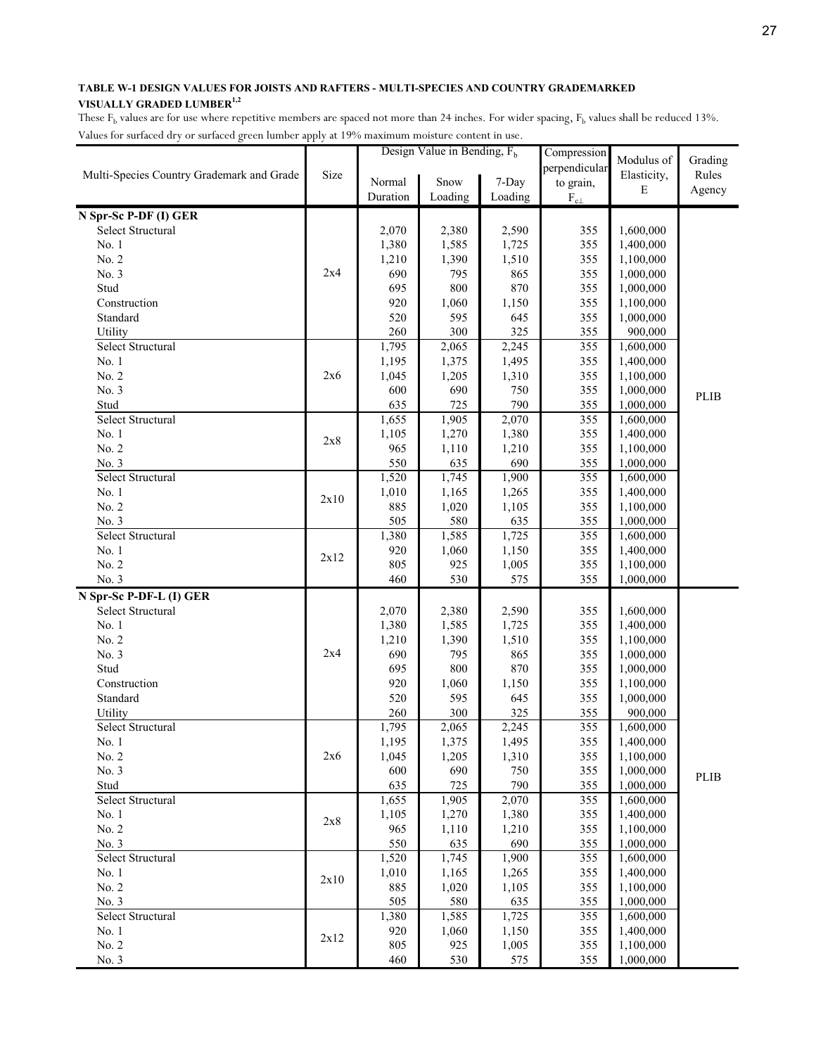**TABLE W-1 DESIGN VALUES FOR JOISTS AND RAFTERS - MULTI-SPECIES AND COUNTRY GRADEMARKED VISUALLY GRADED LUMBER[1,2]**

These $F_b$ values are for use where repetitive members are spaced not more than 24 inches. For wider spacing, $F_b$ values shall be reduced 13%. Values for surfaced dry or surfaced green lumber apply at 19% maximum moisture content in use.

| Multi-Species Country Grademark and Grade | Size | Design Value in Bending, $F_b$ | | | Compression perpendicular to grain, $F_{c\perp}$ | Modulus of Elasticity, E | Grading Rules Agency |
|---|---|---|---|---|---|---|---|
| | | Normal Duration | Snow Loading | 7-Day Loading | | | |
| **N Spr-Sc P-DF (I) GER** | | | | | | | |
| Select Structural | 2x4 | 2,070 | 2,380 | 2,590 | 355 | 1,600,000 | PLIB |
| No. 1 | 2x4 | 1,380 | 1,585 | 1,725 | 355 | 1,400,000 | PLIB |
| No. 2 | 2x4 | 1,210 | 1,390 | 1,510 | 355 | 1,100,000 | PLIB |
| No. 3 | 2x4 | 690 | 795 | 865 | 355 | 1,000,000 | PLIB |
| Stud | 2x4 | 695 | 800 | 870 | 355 | 1,000,000 | PLIB |
| Construction | 2x4 | 920 | 1,060 | 1,150 | 355 | 1,100,000 | PLIB |
| Standard | 2x4 | 520 | 595 | 645 | 355 | 1,000,000 | PLIB |
| Utility | 2x4 | 260 | 300 | 325 | 355 | 900,000 | PLIB |
| Select Structural | 2x6 | 1,795 | 2,065 | 2,245 | 355 | 1,600,000 | PLIB |
| No. 1 | 2x6 | 1,195 | 1,375 | 1,495 | 355 | 1,400,000 | PLIB |
| No. 2 | 2x6 | 1,045 | 1,205 | 1,310 | 355 | 1,100,000 | PLIB |
| No. 3 | 2x6 | 600 | 690 | 750 | 355 | 1,000,000 | PLIB |
| Stud | 2x6 | 635 | 725 | 790 | 355 | 1,000,000 | PLIB |
| Select Structural | 2x8 | 1,655 | 1,905 | 2,070 | 355 | 1,600,000 | PLIB |
| No. 1 | 2x8 | 1,105 | 1,270 | 1,380 | 355 | 1,400,000 | PLIB |
| No. 2 | 2x8 | 965 | 1,110 | 1,210 | 355 | 1,100,000 | PLIB |
| No. 3 | 2x8 | 550 | 635 | 690 | 355 | 1,000,000 | PLIB |
| Select Structural | 2x10 | 1,520 | 1,745 | 1,900 | 355 | 1,600,000 | PLIB |
| No. 1 | 2x10 | 1,010 | 1,165 | 1,265 | 355 | 1,400,000 | PLIB |
| No. 2 | 2x10 | 885 | 1,020 | 1,105 | 355 | 1,100,000 | PLIB |
| No. 3 | 2x10 | 505 | 580 | 635 | 355 | 1,000,000 | PLIB |
| Select Structural | 2x12 | 1,380 | 1,585 | 1,725 | 355 | 1,600,000 | PLIB |
| No. 1 | 2x12 | 920 | 1,060 | 1,150 | 355 | 1,400,000 | PLIB |
| No. 2 | 2x12 | 805 | 925 | 1,005 | 355 | 1,100,000 | PLIB |
| No. 3 | 2x12 | 460 | 530 | 575 | 355 | 1,000,000 | PLIB |
| **N Spr-Sc P-DF-L (I) GER** | | | | | | | |
| Select Structural | 2x4 | 2,070 | 2,380 | 2,590 | 355 | 1,600,000 | PLIB |
| No. 1 | 2x4 | 1,380 | 1,585 | 1,725 | 355 | 1,400,000 | PLIB |
| No. 2 | 2x4 | 1,210 | 1,390 | 1,510 | 355 | 1,100,000 | PLIB |
| No. 3 | 2x4 | 690 | 795 | 865 | 355 | 1,000,000 | PLIB |
| Stud | 2x4 | 695 | 800 | 870 | 355 | 1,000,000 | PLIB |
| Construction | 2x4 | 920 | 1,060 | 1,150 | 355 | 1,100,000 | PLIB |
| Standard | 2x4 | 520 | 595 | 645 | 355 | 1,000,000 | PLIB |
| Utility | 2x4 | 260 | 300 | 325 | 355 | 900,000 | PLIB |
| Select Structural | 2x6 | 1,795 | 2,065 | 2,245 | 355 | 1,600,000 | PLIB |
| No. 1 | 2x6 | 1,195 | 1,375 | 1,495 | 355 | 1,400,000 | PLIB |
| No. 2 | 2x6 | 1,045 | 1,205 | 1,310 | 355 | 1,100,000 | PLIB |
| No. 3 | 2x6 | 600 | 690 | 750 | 355 | 1,000,000 | PLIB |
| Stud | 2x6 | 635 | 725 | 790 | 355 | 1,000,000 | PLIB |
| Select Structural | 2x8 | 1,655 | 1,905 | 2,070 | 355 | 1,600,000 | PLIB |
| No. 1 | 2x8 | 1,105 | 1,270 | 1,380 | 355 | 1,400,000 | PLIB |
| No. 2 | 2x8 | 965 | 1,110 | 1,210 | 355 | 1,100,000 | PLIB |
| No. 3 | 2x8 | 550 | 635 | 690 | 355 | 1,000,000 | PLIB |
| Select Structural | 2x10 | 1,520 | 1,745 | 1,900 | 355 | 1,600,000 | PLIB |
| No. 1 | 2x10 | 1,010 | 1,165 | 1,265 | 355 | 1,400,000 | PLIB |
| No. 2 | 2x10 | 885 | 1,020 | 1,105 | 355 | 1,100,000 | PLIB |
| No. 3 | 2x10 | 505 | 580 | 635 | 355 | 1,000,000 | PLIB |
| Select Structural | 2x12 | 1,380 | 1,585 | 1,725 | 355 | 1,600,000 | PLIB |
| No. 1 | 2x12 | 920 | 1,060 | 1,150 | 355 | 1,400,000 | PLIB |
| No. 2 | 2x12 | 805 | 925 | 1,005 | 355 | 1,100,000 | PLIB |
| No. 3 | 2x12 | 460 | 530 | 575 | 355 | 1,000,000 | PLIB |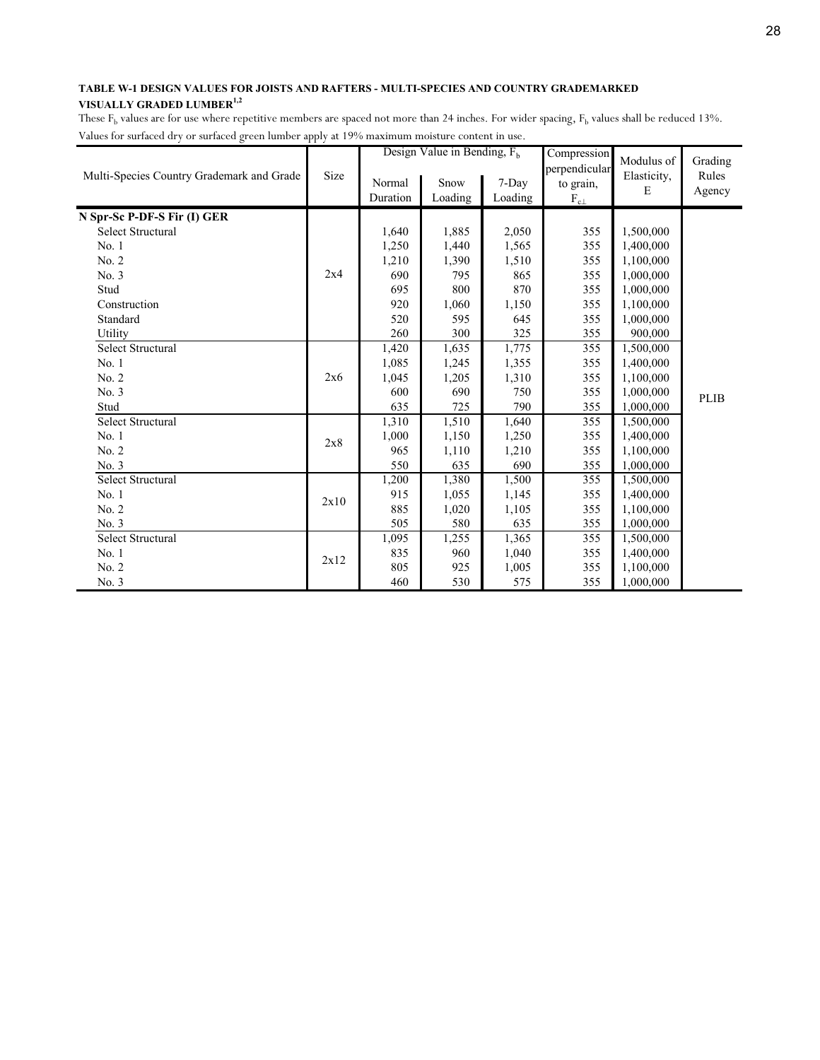**TABLE W-1 DESIGN VALUES FOR JOISTS AND RAFTERS - MULTI-SPECIES AND COUNTRY GRADEMARKED VISUALLY GRADED LUMBER[1,2]**

These $F_b$ values are for use where repetitive members are spaced not more than 24 inches. For wider spacing, $F_b$ values shall be reduced 13%.
Values for surfaced dry or surfaced green lumber apply at 19% maximum moisture content in use.

| Multi-Species Country Grademark and Grade | Size | Design Value in Bending, $F_b$ | | | Compression perpendicular to grain, $F_{c\perp}$ | Modulus of Elasticity, E | Grading Rules Agency |
|---|---|---|---|---|---|---|---|
| | | Normal Duration | Snow Loading | 7-Day Loading | | | |
| **N Spr-Sc P-DF-S Fir (I) GER** | | | | | | | |
| Select Structural | 2x4 | 1,640 | 1,885 | 2,050 | 355 | 1,500,000 | PLIB |
| No. 1 | 2x4 | 1,250 | 1,440 | 1,565 | 355 | 1,400,000 | PLIB |
| No. 2 | 2x4 | 1,210 | 1,390 | 1,510 | 355 | 1,100,000 | PLIB |
| No. 3 | 2x4 | 690 | 795 | 865 | 355 | 1,000,000 | PLIB |
| Stud | 2x4 | 695 | 800 | 870 | 355 | 1,000,000 | PLIB |
| Construction | 2x4 | 920 | 1,060 | 1,150 | 355 | 1,100,000 | PLIB |
| Standard | 2x4 | 520 | 595 | 645 | 355 | 1,000,000 | PLIB |
| Utility | 2x4 | 260 | 300 | 325 | 355 | 900,000 | PLIB |
| Select Structural | 2x6 | 1,420 | 1,635 | 1,775 | 355 | 1,500,000 | PLIB |
| No. 1 | 2x6 | 1,085 | 1,245 | 1,355 | 355 | 1,400,000 | PLIB |
| No. 2 | 2x6 | 1,045 | 1,205 | 1,310 | 355 | 1,100,000 | PLIB |
| No. 3 | 2x6 | 600 | 690 | 750 | 355 | 1,000,000 | PLIB |
| Stud | 2x6 | 635 | 725 | 790 | 355 | 1,000,000 | PLIB |
| Select Structural | 2x8 | 1,310 | 1,510 | 1,640 | 355 | 1,500,000 | PLIB |
| No. 1 | 2x8 | 1,000 | 1,150 | 1,250 | 355 | 1,400,000 | PLIB |
| No. 2 | 2x8 | 965 | 1,110 | 1,210 | 355 | 1,100,000 | PLIB |
| No. 3 | 2x8 | 550 | 635 | 690 | 355 | 1,000,000 | PLIB |
| Select Structural | 2x10 | 1,200 | 1,380 | 1,500 | 355 | 1,500,000 | PLIB |
| No. 1 | 2x10 | 915 | 1,055 | 1,145 | 355 | 1,400,000 | PLIB |
| No. 2 | 2x10 | 885 | 1,020 | 1,105 | 355 | 1,100,000 | PLIB |
| No. 3 | 2x10 | 505 | 580 | 635 | 355 | 1,000,000 | PLIB |
| Select Structural | 2x12 | 1,095 | 1,255 | 1,365 | 355 | 1,500,000 | PLIB |
| No. 1 | 2x12 | 835 | 960 | 1,040 | 355 | 1,400,000 | PLIB |
| No. 2 | 2x12 | 805 | 925 | 1,005 | 355 | 1,100,000 | PLIB |
| No. 3 | 2x12 | 460 | 530 | 575 | 355 | 1,000,000 | PLIB |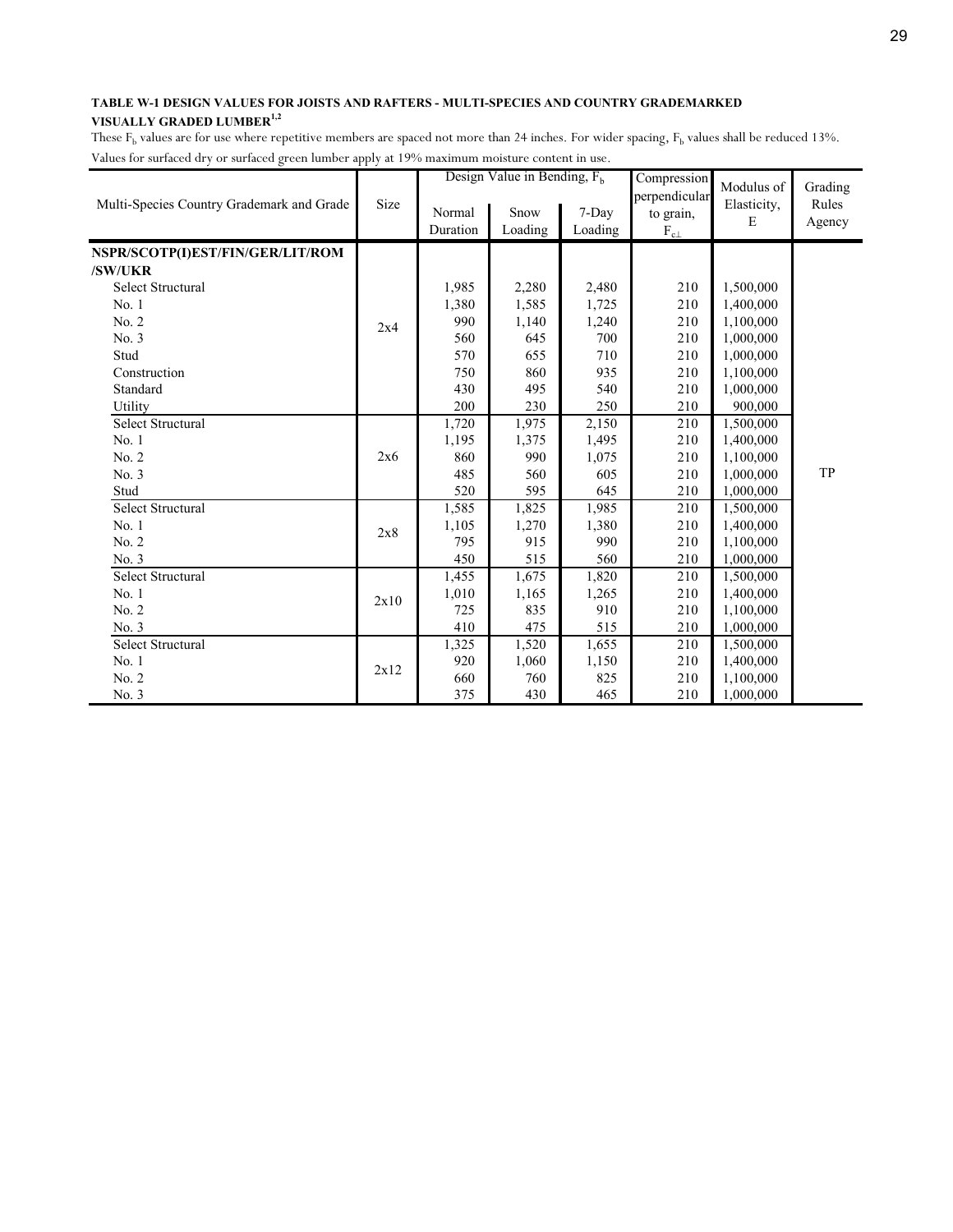**TABLE W-1 DESIGN VALUES FOR JOISTS AND RAFTERS - MULTI-SPECIES AND COUNTRY GRADEMARKED VISUALLY GRADED LUMBER[1,2]**

These $F_b$ values are for use where repetitive members are spaced not more than 24 inches. For wider spacing, $F_b$ values shall be reduced 13%.

Values for surfaced dry or surfaced green lumber apply at 19% maximum moisture content in use.

| Multi-Species Country Grademark and Grade | Size | Design Value in Bending, $F_b$ | | | Compression perpendicular to grain, $F_{c\perp}$ | Modulus of Elasticity, E | Grading Rules Agency |
|---|---|---|---|---|---|---|---|
| | | Normal Duration | Snow Loading | 7-Day Loading | | | |
| **NSPR/SCOTP(I)EST/FIN/GER/LIT/ROM /SW/UKR** | | | | | | | |
| Select Structural | 2x4 | 1,985 | 2,280 | 2,480 | 210 | 1,500,000 | TP |
| No. 1 | | 1,380 | 1,585 | 1,725 | 210 | 1,400,000 | |
| No. 2 | | 990 | 1,140 | 1,240 | 210 | 1,100,000 | |
| No. 3 | | 560 | 645 | 700 | 210 | 1,000,000 | |
| Stud | | 570 | 655 | 710 | 210 | 1,000,000 | |
| Construction | | 750 | 860 | 935 | 210 | 1,100,000 | |
| Standard | | 430 | 495 | 540 | 210 | 1,000,000 | |
| Utility | | 200 | 230 | 250 | 210 | 900,000 | |
| Select Structural | 2x6 | 1,720 | 1,975 | 2,150 | 210 | 1,500,000 | |
| No. 1 | | 1,195 | 1,375 | 1,495 | 210 | 1,400,000 | |
| No. 2 | | 860 | 990 | 1,075 | 210 | 1,100,000 | |
| No. 3 | | 485 | 560 | 605 | 210 | 1,000,000 | |
| Stud | | 520 | 595 | 645 | 210 | 1,000,000 | |
| Select Structural | 2x8 | 1,585 | 1,825 | 1,985 | 210 | 1,500,000 | |
| No. 1 | | 1,105 | 1,270 | 1,380 | 210 | 1,400,000 | |
| No. 2 | | 795 | 915 | 990 | 210 | 1,100,000 | |
| No. 3 | | 450 | 515 | 560 | 210 | 1,000,000 | |
| Select Structural | 2x10 | 1,455 | 1,675 | 1,820 | 210 | 1,500,000 | |
| No. 1 | | 1,010 | 1,165 | 1,265 | 210 | 1,400,000 | |
| No. 2 | | 725 | 835 | 910 | 210 | 1,100,000 | |
| No. 3 | | 410 | 475 | 515 | 210 | 1,000,000 | |
| Select Structural | 2x12 | 1,325 | 1,520 | 1,655 | 210 | 1,500,000 | |
| No. 1 | | 920 | 1,060 | 1,150 | 210 | 1,400,000 | |
| No. 2 | | 660 | 760 | 825 | 210 | 1,100,000 | |
| No. 3 | | 375 | 430 | 465 | 210 | 1,000,000 | |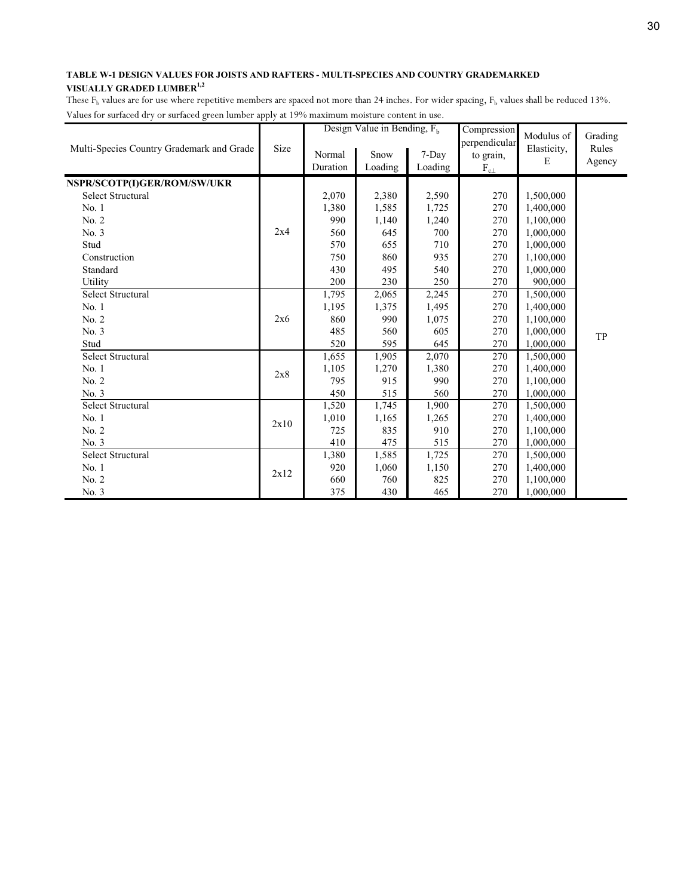**TABLE W-1 DESIGN VALUES FOR JOISTS AND RAFTERS - MULTI-SPECIES AND COUNTRY GRADEMARKED VISUALLY GRADED LUMBER[1,2]**

These $F_b$ values are for use where repetitive members are spaced not more than 24 inches. For wider spacing, $F_b$ values shall be reduced 13%.

Values for surfaced dry or surfaced green lumber apply at 19% maximum moisture content in use.

| Multi-Species Country Grademark and Grade | Size | Design Value in Bending, $F_b$ | | | Compression perpendicular to grain, $F_{c\perp}$ | Modulus of Elasticity, E | Grading Rules Agency |
|---|---|---|---|---|---|---|---|
| | | Normal Duration | Snow Loading | 7-Day Loading | | | |
| **NSPR/SCOTP(I)GER/ROM/SW/UKR** | | | | | | | |
| Select Structural | 2x4 | 2,070 | 2,380 | 2,590 | 270 | 1,500,000 | TP |
| No. 1 | 2x4 | 1,380 | 1,585 | 1,725 | 270 | 1,400,000 | TP |
| No. 2 | 2x4 | 990 | 1,140 | 1,240 | 270 | 1,100,000 | TP |
| No. 3 | 2x4 | 560 | 645 | 700 | 270 | 1,000,000 | TP |
| Stud | 2x4 | 570 | 655 | 710 | 270 | 1,000,000 | TP |
| Construction | 2x4 | 750 | 860 | 935 | 270 | 1,100,000 | TP |
| Standard | 2x4 | 430 | 495 | 540 | 270 | 1,000,000 | TP |
| Utility | 2x4 | 200 | 230 | 250 | 270 | 900,000 | TP |
| Select Structural | 2x6 | 1,795 | 2,065 | 2,245 | 270 | 1,500,000 | TP |
| No. 1 | 2x6 | 1,195 | 1,375 | 1,495 | 270 | 1,400,000 | TP |
| No. 2 | 2x6 | 860 | 990 | 1,075 | 270 | 1,100,000 | TP |
| No. 3 | 2x6 | 485 | 560 | 605 | 270 | 1,000,000 | TP |
| Stud | 2x6 | 520 | 595 | 645 | 270 | 1,000,000 | TP |
| Select Structural | 2x8 | 1,655 | 1,905 | 2,070 | 270 | 1,500,000 | TP |
| No. 1 | 2x8 | 1,105 | 1,270 | 1,380 | 270 | 1,400,000 | TP |
| No. 2 | 2x8 | 795 | 915 | 990 | 270 | 1,100,000 | TP |
| No. 3 | 2x8 | 450 | 515 | 560 | 270 | 1,000,000 | TP |
| Select Structural | 2x10 | 1,520 | 1,745 | 1,900 | 270 | 1,500,000 | TP |
| No. 1 | 2x10 | 1,010 | 1,165 | 1,265 | 270 | 1,400,000 | TP |
| No. 2 | 2x10 | 725 | 835 | 910 | 270 | 1,100,000 | TP |
| No. 3 | 2x10 | 410 | 475 | 515 | 270 | 1,000,000 | TP |
| Select Structural | 2x12 | 1,380 | 1,585 | 1,725 | 270 | 1,500,000 | TP |
| No. 1 | 2x12 | 920 | 1,060 | 1,150 | 270 | 1,400,000 | TP |
| No. 2 | 2x12 | 660 | 760 | 825 | 270 | 1,100,000 | TP |
| No. 3 | 2x12 | 375 | 430 | 465 | 270 | 1,000,000 | TP |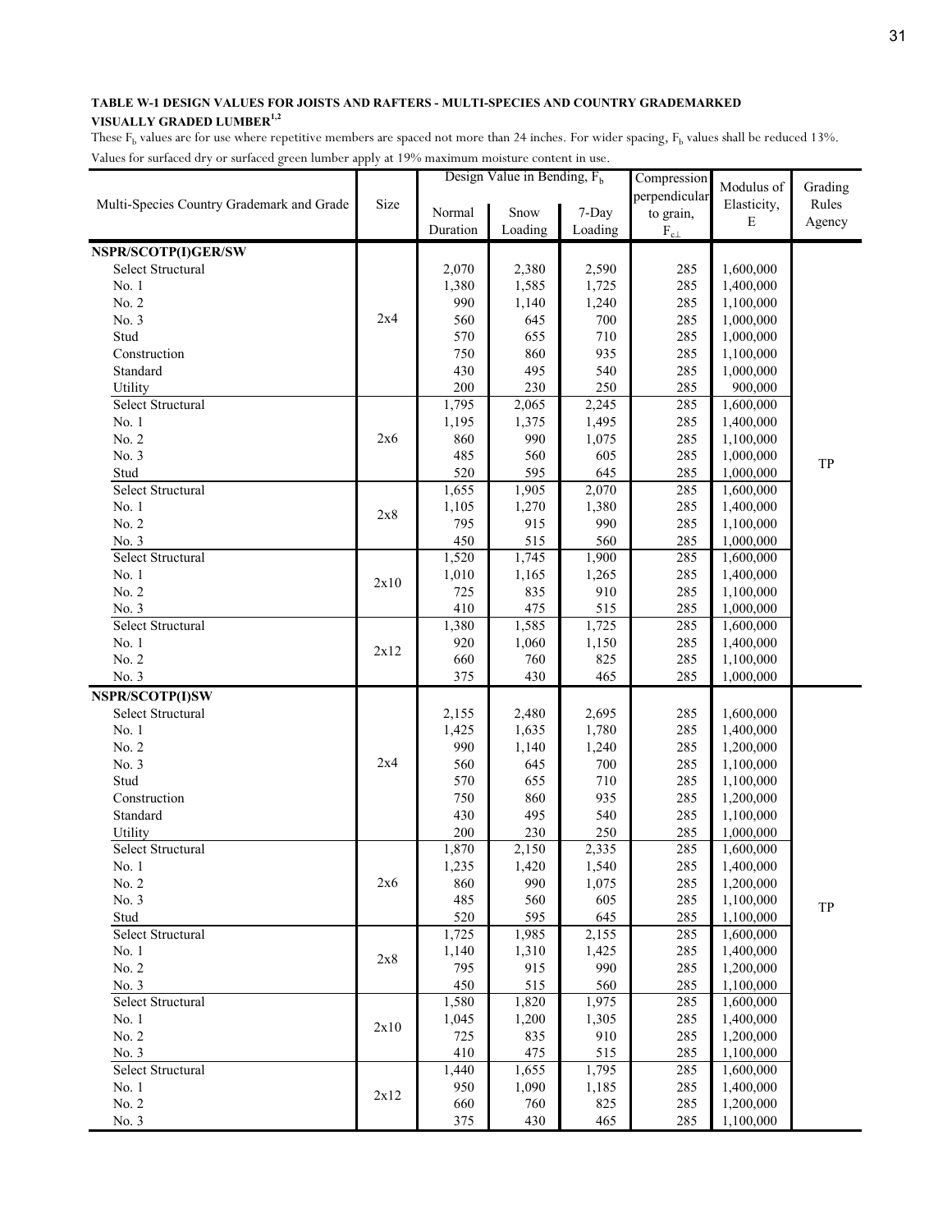**TABLE W-1 DESIGN VALUES FOR JOISTS AND RAFTERS - MULTI-SPECIES AND COUNTRY GRADEMARKED VISUALLY GRADED LUMBER[1,2]**

These $F_b$ values are for use where repetitive members are spaced not more than 24 inches. For wider spacing, $F_b$ values shall be reduced 13%. Values for surfaced dry or surfaced green lumber apply at 19% maximum moisture content in use.

| Multi-Species Country Grademark and Grade | Size | Design Value in Bending, $F_b$ | | | Compression perpendicular to grain, $F_{c\perp}$ | Modulus of Elasticity, E | Grading Rules Agency |
|---|---|---|---|---|---|---|---|
| | | Normal Duration | Snow Loading | 7-Day Loading | | | |
| **NSPR/SCOTP(I)GER/SW** | | | | | | | |
| Select Structural | 2x4 | 2,070 | 2,380 | 2,590 | 285 | 1,600,000 | TP |
| No. 1 | 2x4 | 1,380 | 1,585 | 1,725 | 285 | 1,400,000 | TP |
| No. 2 | 2x4 | 990 | 1,140 | 1,240 | 285 | 1,100,000 | TP |
| No. 3 | 2x4 | 560 | 645 | 700 | 285 | 1,000,000 | TP |
| Stud | 2x4 | 570 | 655 | 710 | 285 | 1,000,000 | TP |
| Construction | 2x4 | 750 | 860 | 935 | 285 | 1,100,000 | TP |
| Standard | 2x4 | 430 | 495 | 540 | 285 | 1,000,000 | TP |
| Utility | 2x4 | 200 | 230 | 250 | 285 | 900,000 | TP |
| Select Structural | 2x6 | 1,795 | 2,065 | 2,245 | 285 | 1,600,000 | TP |
| No. 1 | 2x6 | 1,195 | 1,375 | 1,495 | 285 | 1,400,000 | TP |
| No. 2 | 2x6 | 860 | 990 | 1,075 | 285 | 1,100,000 | TP |
| No. 3 | 2x6 | 485 | 560 | 605 | 285 | 1,000,000 | TP |
| Stud | 2x6 | 520 | 595 | 645 | 285 | 1,000,000 | TP |
| Select Structural | 2x8 | 1,655 | 1,905 | 2,070 | 285 | 1,600,000 | TP |
| No. 1 | 2x8 | 1,105 | 1,270 | 1,380 | 285 | 1,400,000 | TP |
| No. 2 | 2x8 | 795 | 915 | 990 | 285 | 1,100,000 | TP |
| No. 3 | 2x8 | 450 | 515 | 560 | 285 | 1,000,000 | TP |
| Select Structural | 2x10 | 1,520 | 1,745 | 1,900 | 285 | 1,600,000 | TP |
| No. 1 | 2x10 | 1,010 | 1,165 | 1,265 | 285 | 1,400,000 | TP |
| No. 2 | 2x10 | 725 | 835 | 910 | 285 | 1,100,000 | TP |
| No. 3 | 2x10 | 410 | 475 | 515 | 285 | 1,000,000 | TP |
| Select Structural | 2x12 | 1,380 | 1,585 | 1,725 | 285 | 1,600,000 | TP |
| No. 1 | 2x12 | 920 | 1,060 | 1,150 | 285 | 1,400,000 | TP |
| No. 2 | 2x12 | 660 | 760 | 825 | 285 | 1,100,000 | TP |
| No. 3 | 2x12 | 375 | 430 | 465 | 285 | 1,000,000 | TP |
| **NSPR/SCOTP(I)SW** | | | | | | | |
| Select Structural | 2x4 | 2,155 | 2,480 | 2,695 | 285 | 1,600,000 | TP |
| No. 1 | 2x4 | 1,425 | 1,635 | 1,780 | 285 | 1,400,000 | TP |
| No. 2 | 2x4 | 990 | 1,140 | 1,240 | 285 | 1,200,000 | TP |
| No. 3 | 2x4 | 560 | 645 | 700 | 285 | 1,100,000 | TP |
| Stud | 2x4 | 570 | 655 | 710 | 285 | 1,100,000 | TP |
| Construction | 2x4 | 750 | 860 | 935 | 285 | 1,200,000 | TP |
| Standard | 2x4 | 430 | 495 | 540 | 285 | 1,100,000 | TP |
| Utility | 2x4 | 200 | 230 | 250 | 285 | 1,000,000 | TP |
| Select Structural | 2x6 | 1,870 | 2,150 | 2,335 | 285 | 1,600,000 | TP |
| No. 1 | 2x6 | 1,235 | 1,420 | 1,540 | 285 | 1,400,000 | TP |
| No. 2 | 2x6 | 860 | 990 | 1,075 | 285 | 1,200,000 | TP |
| No. 3 | 2x6 | 485 | 560 | 605 | 285 | 1,100,000 | TP |
| Stud | 2x6 | 520 | 595 | 645 | 285 | 1,100,000 | TP |
| Select Structural | 2x8 | 1,725 | 1,985 | 2,155 | 285 | 1,600,000 | TP |
| No. 1 | 2x8 | 1,140 | 1,310 | 1,425 | 285 | 1,400,000 | TP |
| No. 2 | 2x8 | 795 | 915 | 990 | 285 | 1,200,000 | TP |
| No. 3 | 2x8 | 450 | 515 | 560 | 285 | 1,100,000 | TP |
| Select Structural | 2x10 | 1,580 | 1,820 | 1,975 | 285 | 1,600,000 | TP |
| No. 1 | 2x10 | 1,045 | 1,200 | 1,305 | 285 | 1,400,000 | TP |
| No. 2 | 2x10 | 725 | 835 | 910 | 285 | 1,200,000 | TP |
| No. 3 | 2x10 | 410 | 475 | 515 | 285 | 1,100,000 | TP |
| Select Structural | 2x12 | 1,440 | 1,655 | 1,795 | 285 | 1,600,000 | TP |
| No. 1 | 2x12 | 950 | 1,090 | 1,185 | 285 | 1,400,000 | TP |
| No. 2 | 2x12 | 660 | 760 | 825 | 285 | 1,200,000 | TP |
| No. 3 | 2x12 | 375 | 430 | 465 | 285 | 1,100,000 | TP |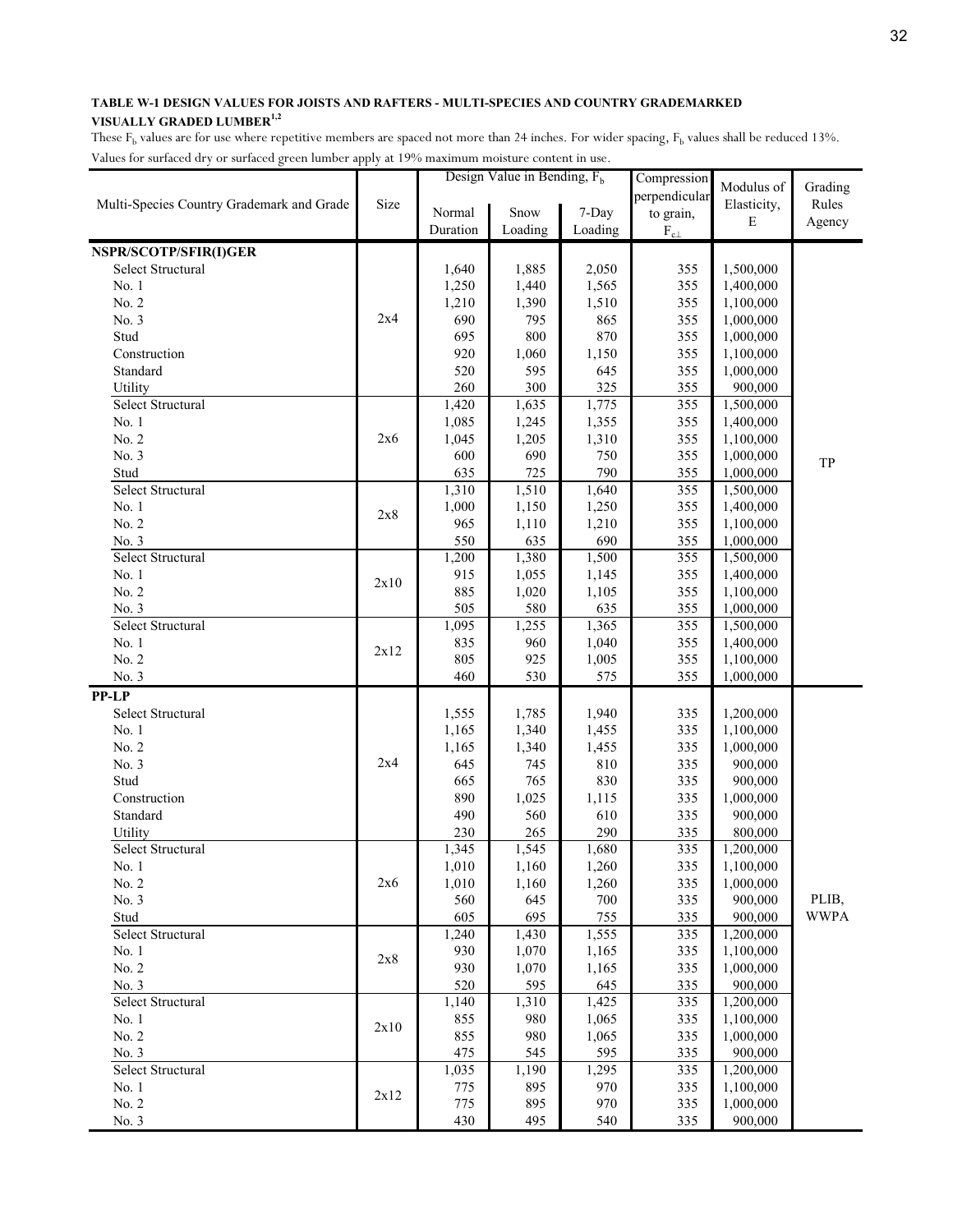**TABLE W-1 DESIGN VALUES FOR JOISTS AND RAFTERS - MULTI-SPECIES AND COUNTRY GRADEMARKED VISUALLY GRADED LUMBER[1,2]**

These $F_b$ values are for use where repetitive members are spaced not more than 24 inches. For wider spacing, $F_b$ values shall be reduced 13%. Values for surfaced dry or surfaced green lumber apply at 19% maximum moisture content in use.

| Multi-Species Country Grademark and Grade | Size | Design Value in Bending, $F_b$ | | | Compression perpendicular to grain, $F_{c\perp}$ | Modulus of Elasticity, E | Grading Rules Agency |
|---|---|---|---|---|---|---|---|
| | | Normal Duration | Snow Loading | 7-Day Loading | | | |
| **NSPR/SCOTP/SFIR(I)GER** | | | | | | | |
| Select Structural | 2x4 | 1,640 | 1,885 | 2,050 | 355 | 1,500,000 | TP |
| No. 1 | 2x4 | 1,250 | 1,440 | 1,565 | 355 | 1,400,000 | TP |
| No. 2 | 2x4 | 1,210 | 1,390 | 1,510 | 355 | 1,100,000 | TP |
| No. 3 | 2x4 | 690 | 795 | 865 | 355 | 1,000,000 | TP |
| Stud | 2x4 | 695 | 800 | 870 | 355 | 1,000,000 | TP |
| Construction | 2x4 | 920 | 1,060 | 1,150 | 355 | 1,100,000 | TP |
| Standard | 2x4 | 520 | 595 | 645 | 355 | 1,000,000 | TP |
| Utility | 2x4 | 260 | 300 | 325 | 355 | 900,000 | TP |
| Select Structural | 2x6 | 1,420 | 1,635 | 1,775 | 355 | 1,500,000 | TP |
| No. 1 | 2x6 | 1,085 | 1,245 | 1,355 | 355 | 1,400,000 | TP |
| No. 2 | 2x6 | 1,045 | 1,205 | 1,310 | 355 | 1,100,000 | TP |
| No. 3 | 2x6 | 600 | 690 | 750 | 355 | 1,000,000 | TP |
| Stud | 2x6 | 635 | 725 | 790 | 355 | 1,000,000 | TP |
| Select Structural | 2x8 | 1,310 | 1,510 | 1,640 | 355 | 1,500,000 | TP |
| No. 1 | 2x8 | 1,000 | 1,150 | 1,250 | 355 | 1,400,000 | TP |
| No. 2 | 2x8 | 965 | 1,110 | 1,210 | 355 | 1,100,000 | TP |
| No. 3 | 2x8 | 550 | 635 | 690 | 355 | 1,000,000 | TP |
| Select Structural | 2x10 | 1,200 | 1,380 | 1,500 | 355 | 1,500,000 | TP |
| No. 1 | 2x10 | 915 | 1,055 | 1,145 | 355 | 1,400,000 | TP |
| No. 2 | 2x10 | 885 | 1,020 | 1,105 | 355 | 1,100,000 | TP |
| No. 3 | 2x10 | 505 | 580 | 635 | 355 | 1,000,000 | TP |
| Select Structural | 2x12 | 1,095 | 1,255 | 1,365 | 355 | 1,500,000 | TP |
| No. 1 | 2x12 | 835 | 960 | 1,040 | 355 | 1,400,000 | TP |
| No. 2 | 2x12 | 805 | 925 | 1,005 | 355 | 1,100,000 | TP |
| No. 3 | 2x12 | 460 | 530 | 575 | 355 | 1,000,000 | TP |
| **PP-LP** | | | | | | | |
| Select Structural | 2x4 | 1,555 | 1,785 | 1,940 | 335 | 1,200,000 | PLIB, WWPA |
| No. 1 | 2x4 | 1,165 | 1,340 | 1,455 | 335 | 1,100,000 | PLIB, WWPA |
| No. 2 | 2x4 | 1,165 | 1,340 | 1,455 | 335 | 1,000,000 | PLIB, WWPA |
| No. 3 | 2x4 | 645 | 745 | 810 | 335 | 900,000 | PLIB, WWPA |
| Stud | 2x4 | 665 | 765 | 830 | 335 | 900,000 | PLIB, WWPA |
| Construction | 2x4 | 890 | 1,025 | 1,115 | 335 | 1,000,000 | PLIB, WWPA |
| Standard | 2x4 | 490 | 560 | 610 | 335 | 900,000 | PLIB, WWPA |
| Utility | 2x4 | 230 | 265 | 290 | 335 | 800,000 | PLIB, WWPA |
| Select Structural | 2x6 | 1,345 | 1,545 | 1,680 | 335 | 1,200,000 | PLIB, WWPA |
| No. 1 | 2x6 | 1,010 | 1,160 | 1,260 | 335 | 1,100,000 | PLIB, WWPA |
| No. 2 | 2x6 | 1,010 | 1,160 | 1,260 | 335 | 1,000,000 | PLIB, WWPA |
| No. 3 | 2x6 | 560 | 645 | 700 | 335 | 900,000 | PLIB, WWPA |
| Stud | 2x6 | 605 | 695 | 755 | 335 | 900,000 | PLIB, WWPA |
| Select Structural | 2x8 | 1,240 | 1,430 | 1,555 | 335 | 1,200,000 | PLIB, WWPA |
| No. 1 | 2x8 | 930 | 1,070 | 1,165 | 335 | 1,100,000 | PLIB, WWPA |
| No. 2 | 2x8 | 930 | 1,070 | 1,165 | 335 | 1,000,000 | PLIB, WWPA |
| No. 3 | 2x8 | 520 | 595 | 645 | 335 | 900,000 | PLIB, WWPA |
| Select Structural | 2x10 | 1,140 | 1,310 | 1,425 | 335 | 1,200,000 | PLIB, WWPA |
| No. 1 | 2x10 | 855 | 980 | 1,065 | 335 | 1,100,000 | PLIB, WWPA |
| No. 2 | 2x10 | 855 | 980 | 1,065 | 335 | 1,000,000 | PLIB, WWPA |
| No. 3 | 2x10 | 475 | 545 | 595 | 335 | 900,000 | PLIB, WWPA |
| Select Structural | 2x12 | 1,035 | 1,190 | 1,295 | 335 | 1,200,000 | PLIB, WWPA |
| No. 1 | 2x12 | 775 | 895 | 970 | 335 | 1,100,000 | PLIB, WWPA |
| No. 2 | 2x12 | 775 | 895 | 970 | 335 | 1,000,000 | PLIB, WWPA |
| No. 3 | 2x12 | 430 | 495 | 540 | 335 | 900,000 | PLIB, WWPA |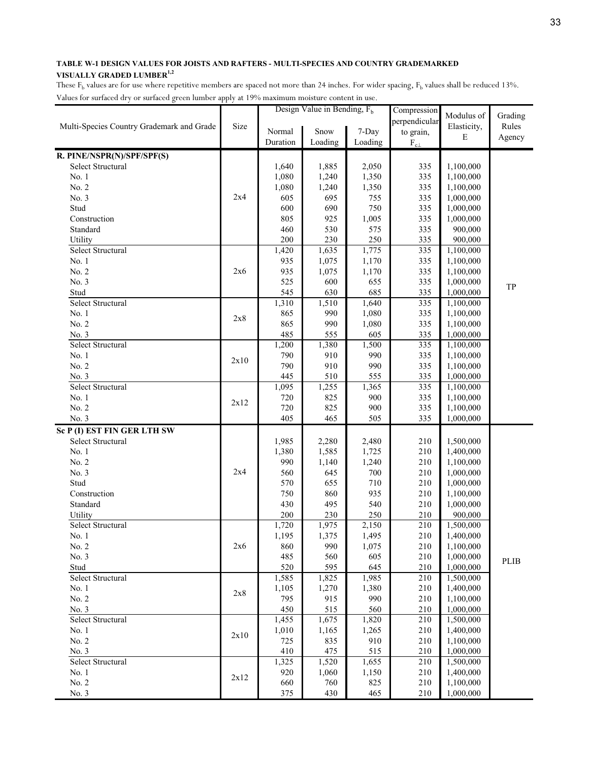**TABLE W-1 DESIGN VALUES FOR JOISTS AND RAFTERS - MULTI-SPECIES AND COUNTRY GRADEMARKED VISUALLY GRADED LUMBER[1,2]**

These $F_b$ values are for use where repetitive members are spaced not more than 24 inches. For wider spacing, $F_b$ values shall be reduced 13%. Values for surfaced dry or surfaced green lumber apply at 19% maximum moisture content in use.

| Multi-Species Country Grademark and Grade | Size | Design Value in Bending, $F_b$ | | | Compression perpendicular to grain, $F_{c\perp}$ | Modulus of Elasticity, E | Grading Rules Agency |
|---|---|---|---|---|---|---|---|
| | | Normal Duration | Snow Loading | 7-Day Loading | | | |
| **R. PINE/NSPR(N)/SPF/SPF(S)** | | | | | | | |
| Select Structural | 2x4 | 1,640 | 1,885 | 2,050 | 335 | 1,100,000 | TP |
| No. 1 | 2x4 | 1,080 | 1,240 | 1,350 | 335 | 1,100,000 | TP |
| No. 2 | 2x4 | 1,080 | 1,240 | 1,350 | 335 | 1,100,000 | TP |
| No. 3 | 2x4 | 605 | 695 | 755 | 335 | 1,000,000 | TP |
| Stud | 2x4 | 600 | 690 | 750 | 335 | 1,000,000 | TP |
| Construction | 2x4 | 805 | 925 | 1,005 | 335 | 1,000,000 | TP |
| Standard | 2x4 | 460 | 530 | 575 | 335 | 900,000 | TP |
| Utility | 2x4 | 200 | 230 | 250 | 335 | 900,000 | TP |
| Select Structural | 2x6 | 1,420 | 1,635 | 1,775 | 335 | 1,100,000 | TP |
| No. 1 | 2x6 | 935 | 1,075 | 1,170 | 335 | 1,100,000 | TP |
| No. 2 | 2x6 | 935 | 1,075 | 1,170 | 335 | 1,100,000 | TP |
| No. 3 | 2x6 | 525 | 600 | 655 | 335 | 1,000,000 | TP |
| Stud | 2x6 | 545 | 630 | 685 | 335 | 1,000,000 | TP |
| Select Structural | 2x8 | 1,310 | 1,510 | 1,640 | 335 | 1,100,000 | TP |
| No. 1 | 2x8 | 865 | 990 | 1,080 | 335 | 1,100,000 | TP |
| No. 2 | 2x8 | 865 | 990 | 1,080 | 335 | 1,100,000 | TP |
| No. 3 | 2x8 | 485 | 555 | 605 | 335 | 1,000,000 | TP |
| Select Structural | 2x10 | 1,200 | 1,380 | 1,500 | 335 | 1,100,000 | TP |
| No. 1 | 2x10 | 790 | 910 | 990 | 335 | 1,100,000 | TP |
| No. 2 | 2x10 | 790 | 910 | 990 | 335 | 1,100,000 | TP |
| No. 3 | 2x10 | 445 | 510 | 555 | 335 | 1,000,000 | TP |
| Select Structural | 2x12 | 1,095 | 1,255 | 1,365 | 335 | 1,100,000 | TP |
| No. 1 | 2x12 | 720 | 825 | 900 | 335 | 1,100,000 | TP |
| No. 2 | 2x12 | 720 | 825 | 900 | 335 | 1,100,000 | TP |
| No. 3 | 2x12 | 405 | 465 | 505 | 335 | 1,000,000 | TP |
| **Sc P (I) EST FIN GER LTH SW** | | | | | | | |
| Select Structural | 2x4 | 1,985 | 2,280 | 2,480 | 210 | 1,500,000 | PLIB |
| No. 1 | 2x4 | 1,380 | 1,585 | 1,725 | 210 | 1,400,000 | PLIB |
| No. 2 | 2x4 | 990 | 1,140 | 1,240 | 210 | 1,100,000 | PLIB |
| No. 3 | 2x4 | 560 | 645 | 700 | 210 | 1,000,000 | PLIB |
| Stud | 2x4 | 570 | 655 | 710 | 210 | 1,000,000 | PLIB |
| Construction | 2x4 | 750 | 860 | 935 | 210 | 1,100,000 | PLIB |
| Standard | 2x4 | 430 | 495 | 540 | 210 | 1,000,000 | PLIB |
| Utility | 2x4 | 200 | 230 | 250 | 210 | 900,000 | PLIB |
| Select Structural | 2x6 | 1,720 | 1,975 | 2,150 | 210 | 1,500,000 | PLIB |
| No. 1 | 2x6 | 1,195 | 1,375 | 1,495 | 210 | 1,400,000 | PLIB |
| No. 2 | 2x6 | 860 | 990 | 1,075 | 210 | 1,100,000 | PLIB |
| No. 3 | 2x6 | 485 | 560 | 605 | 210 | 1,000,000 | PLIB |
| Stud | 2x6 | 520 | 595 | 645 | 210 | 1,000,000 | PLIB |
| Select Structural | 2x8 | 1,585 | 1,825 | 1,985 | 210 | 1,500,000 | PLIB |
| No. 1 | 2x8 | 1,105 | 1,270 | 1,380 | 210 | 1,400,000 | PLIB |
| No. 2 | 2x8 | 795 | 915 | 990 | 210 | 1,100,000 | PLIB |
| No. 3 | 2x8 | 450 | 515 | 560 | 210 | 1,000,000 | PLIB |
| Select Structural | 2x10 | 1,455 | 1,675 | 1,820 | 210 | 1,500,000 | PLIB |
| No. 1 | 2x10 | 1,010 | 1,165 | 1,265 | 210 | 1,400,000 | PLIB |
| No. 2 | 2x10 | 725 | 835 | 910 | 210 | 1,100,000 | PLIB |
| No. 3 | 2x10 | 410 | 475 | 515 | 210 | 1,000,000 | PLIB |
| Select Structural | 2x12 | 1,325 | 1,520 | 1,655 | 210 | 1,500,000 | PLIB |
| No. 1 | 2x12 | 920 | 1,060 | 1,150 | 210 | 1,400,000 | PLIB |
| No. 2 | 2x12 | 660 | 760 | 825 | 210 | 1,100,000 | PLIB |
| No. 3 | 2x12 | 375 | 430 | 465 | 210 | 1,000,000 | PLIB |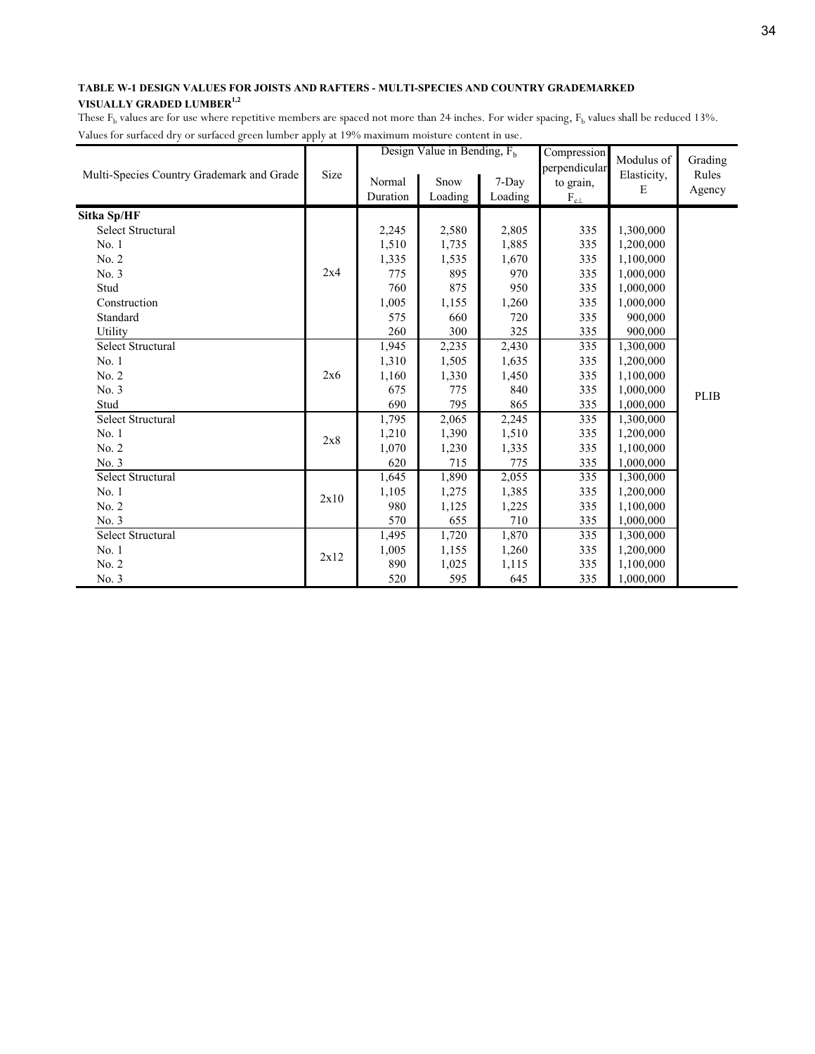**TABLE W-1 DESIGN VALUES FOR JOISTS AND RAFTERS - MULTI-SPECIES AND COUNTRY GRADEMARKED VISUALLY GRADED LUMBER[1,2]**

These $F_b$ values are for use where repetitive members are spaced not more than 24 inches. For wider spacing, $F_b$ values shall be reduced 13%.

Values for surfaced dry or surfaced green lumber apply at 19% maximum moisture content in use.

| Multi-Species Country Grademark and Grade | Size | Design Value in Bending, $F_b$ | | | Compression perpendicular to grain, $F_{c\perp}$ | Modulus of Elasticity, E | Grading Rules Agency |
|---|---|---|---|---|---|---|---|
| | | Normal Duration | Snow Loading | 7-Day Loading | | | |
| **Sitka Sp/HF** | | | | | | | |
| Select Structural | 2x4 | 2,245 | 2,580 | 2,805 | 335 | 1,300,000 | PLIB |
| No. 1 | | 1,510 | 1,735 | 1,885 | 335 | 1,200,000 | |
| No. 2 | | 1,335 | 1,535 | 1,670 | 335 | 1,100,000 | |
| No. 3 | | 775 | 895 | 970 | 335 | 1,000,000 | |
| Stud | | 760 | 875 | 950 | 335 | 1,000,000 | |
| Construction | | 1,005 | 1,155 | 1,260 | 335 | 1,000,000 | |
| Standard | | 575 | 660 | 720 | 335 | 900,000 | |
| Utility | | 260 | 300 | 325 | 335 | 900,000 | |
| Select Structural | 2x6 | 1,945 | 2,235 | 2,430 | 335 | 1,300,000 | |
| No. 1 | | 1,310 | 1,505 | 1,635 | 335 | 1,200,000 | |
| No. 2 | | 1,160 | 1,330 | 1,450 | 335 | 1,100,000 | |
| No. 3 | | 675 | 775 | 840 | 335 | 1,000,000 | |
| Stud | | 690 | 795 | 865 | 335 | 1,000,000 | |
| Select Structural | 2x8 | 1,795 | 2,065 | 2,245 | 335 | 1,300,000 | |
| No. 1 | | 1,210 | 1,390 | 1,510 | 335 | 1,200,000 | |
| No. 2 | | 1,070 | 1,230 | 1,335 | 335 | 1,100,000 | |
| No. 3 | | 620 | 715 | 775 | 335 | 1,000,000 | |
| Select Structural | 2x10 | 1,645 | 1,890 | 2,055 | 335 | 1,300,000 | |
| No. 1 | | 1,105 | 1,275 | 1,385 | 335 | 1,200,000 | |
| No. 2 | | 980 | 1,125 | 1,225 | 335 | 1,100,000 | |
| No. 3 | | 570 | 655 | 710 | 335 | 1,000,000 | |
| Select Structural | 2x12 | 1,495 | 1,720 | 1,870 | 335 | 1,300,000 | |
| No. 1 | | 1,005 | 1,155 | 1,260 | 335 | 1,200,000 | |
| No. 2 | | 890 | 1,025 | 1,115 | 335 | 1,100,000 | |
| No. 3 | | 520 | 595 | 645 | 335 | 1,000,000 | |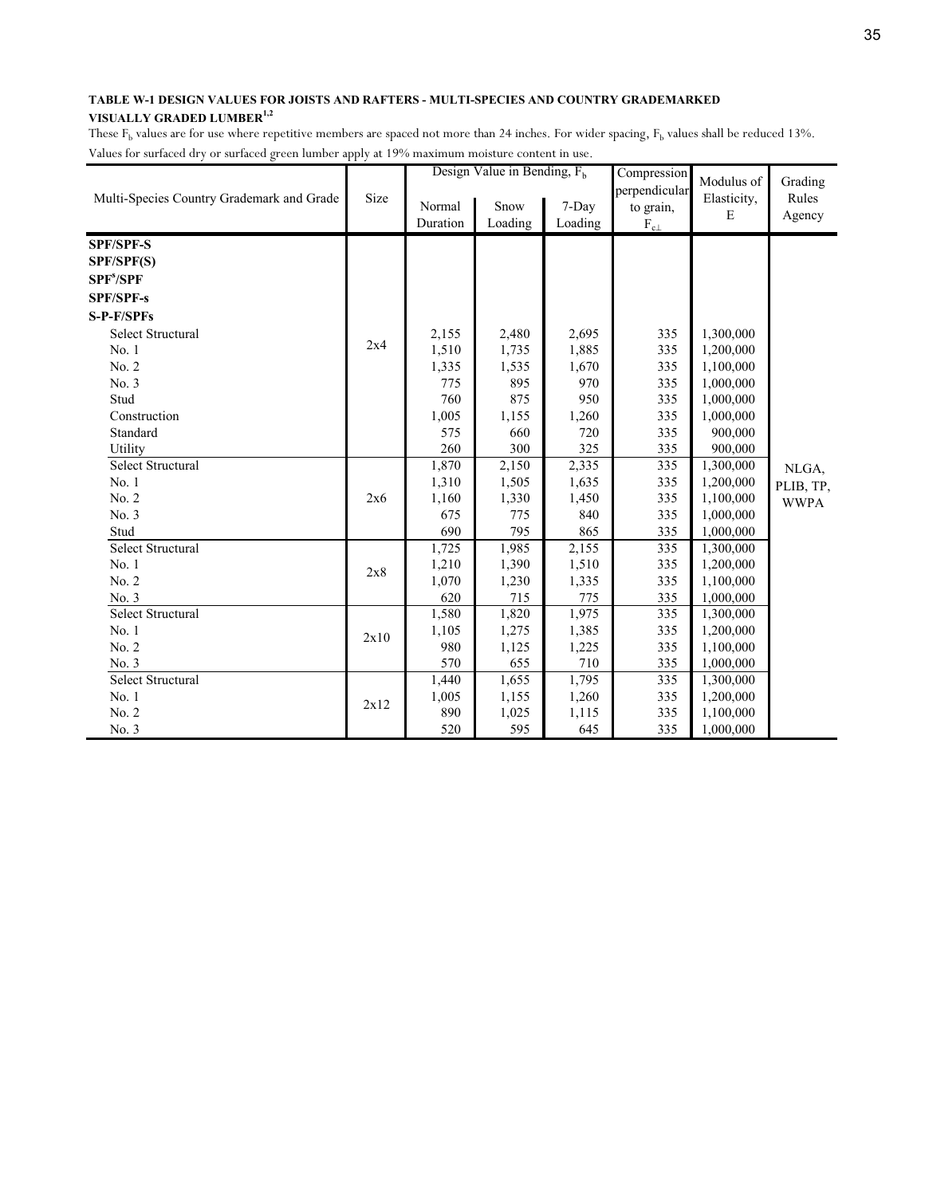**TABLE W-1 DESIGN VALUES FOR JOISTS AND RAFTERS - MULTI-SPECIES AND COUNTRY GRADEMARKED VISUALLY GRADED LUMBER[1,2]**

These $F_b$ values are for use where repetitive members are spaced not more than 24 inches. For wider spacing, $F_b$ values shall be reduced 13%. Values for surfaced dry or surfaced green lumber apply at 19% maximum moisture content in use.

| Multi-Species Country Grademark and Grade | Size | Design Value in Bending, $F_b$ | | | Compression perpendicular to grain, $F_{c\perp}$ | Modulus of Elasticity, E | Grading Rules Agency |
|---|---|---|---|---|---|---|---|
| | | Normal Duration | Snow Loading | 7-Day Loading | | | |
| **SPF/SPF-S** | | | | | | | |
| **SPF/SPF(S)** | | | | | | | |
| **SPF[s]/SPF** | | | | | | | |
| **SPF/SPF-s** | | | | | | | |
| **S-P-F/SPFs** | | | | | | | |
| Select Structural | 2x4 | 2,155 | 2,480 | 2,695 | 335 | 1,300,000 | NLGA, PLIB, TP, WWPA |
| No. 1 | 2x4 | 1,510 | 1,735 | 1,885 | 335 | 1,200,000 | |
| No. 2 | 2x4 | 1,335 | 1,535 | 1,670 | 335 | 1,100,000 | |
| No. 3 | 2x4 | 775 | 895 | 970 | 335 | 1,000,000 | |
| Stud | 2x4 | 760 | 875 | 950 | 335 | 1,000,000 | |
| Construction | 2x4 | 1,005 | 1,155 | 1,260 | 335 | 1,000,000 | |
| Standard | 2x4 | 575 | 660 | 720 | 335 | 900,000 | |
| Utility | 2x4 | 260 | 300 | 325 | 335 | 900,000 | |
| Select Structural | 2x6 | 1,870 | 2,150 | 2,335 | 335 | 1,300,000 | |
| No. 1 | 2x6 | 1,310 | 1,505 | 1,635 | 335 | 1,200,000 | |
| No. 2 | 2x6 | 1,160 | 1,330 | 1,450 | 335 | 1,100,000 | |
| No. 3 | 2x6 | 675 | 775 | 840 | 335 | 1,000,000 | |
| Stud | 2x6 | 690 | 795 | 865 | 335 | 1,000,000 | |
| Select Structural | 2x8 | 1,725 | 1,985 | 2,155 | 335 | 1,300,000 | |
| No. 1 | 2x8 | 1,210 | 1,390 | 1,510 | 335 | 1,200,000 | |
| No. 2 | 2x8 | 1,070 | 1,230 | 1,335 | 335 | 1,100,000 | |
| No. 3 | 2x8 | 620 | 715 | 775 | 335 | 1,000,000 | |
| Select Structural | 2x10 | 1,580 | 1,820 | 1,975 | 335 | 1,300,000 | |
| No. 1 | 2x10 | 1,105 | 1,275 | 1,385 | 335 | 1,200,000 | |
| No. 2 | 2x10 | 980 | 1,125 | 1,225 | 335 | 1,100,000 | |
| No. 3 | 2x10 | 570 | 655 | 710 | 335 | 1,000,000 | |
| Select Structural | 2x12 | 1,440 | 1,655 | 1,795 | 335 | 1,300,000 | |
| No. 1 | 2x12 | 1,005 | 1,155 | 1,260 | 335 | 1,200,000 | |
| No. 2 | 2x12 | 890 | 1,025 | 1,115 | 335 | 1,100,000 | |
| No. 3 | 2x12 | 520 | 595 | 645 | 335 | 1,000,000 | |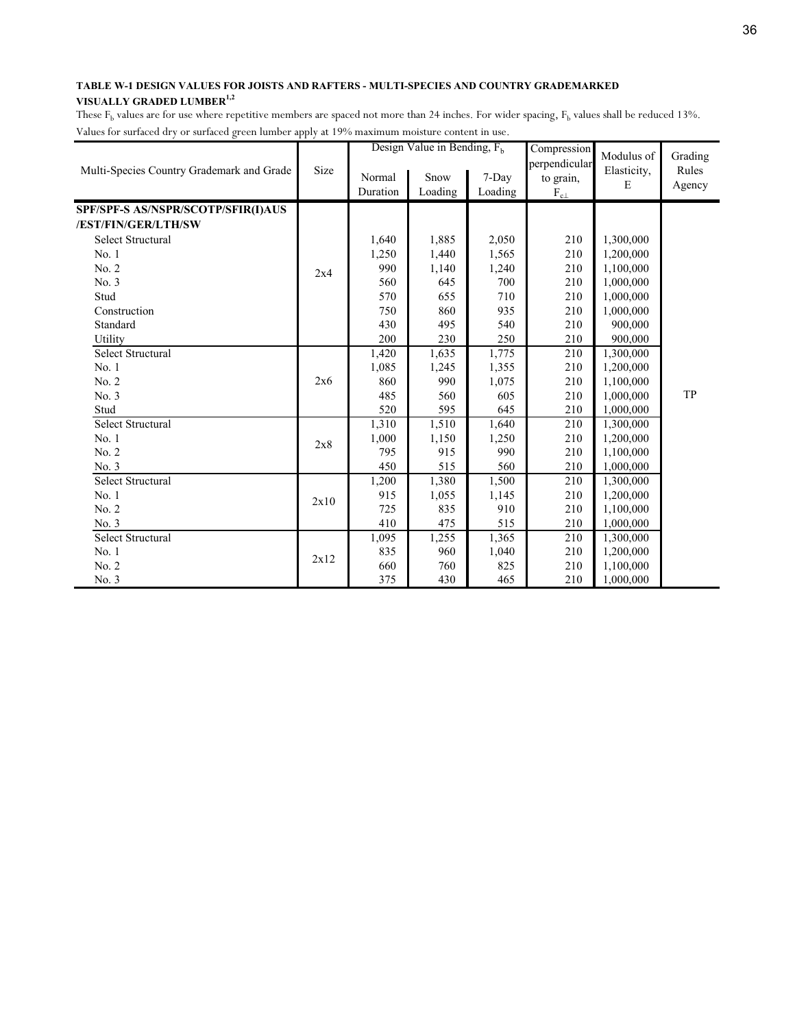**TABLE W-1 DESIGN VALUES FOR JOISTS AND RAFTERS - MULTI-SPECIES AND COUNTRY GRADEMARKED VISUALLY GRADED LUMBER[1,2]**

These $F_b$ values are for use where repetitive members are spaced not more than 24 inches. For wider spacing, $F_b$ values shall be reduced 13%. Values for surfaced dry or surfaced green lumber apply at 19% maximum moisture content in use.

| Multi-Species Country Grademark and Grade | Size | Design Value in Bending, $F_b$ | | | Compression perpendicular to grain, $F_{c\perp}$ | Modulus of Elasticity, E | Grading Rules Agency |
|---|---|---|---|---|---|---|---|
| | | Normal Duration | Snow Loading | 7-Day Loading | | | |
| **SPF/SPF-S AS/NSPR/SCOTP/SFIR(I)AUS /EST/FIN/GER/LTH/SW** | | | | | | | |
| Select Structural | 2x4 | 1,640 | 1,885 | 2,050 | 210 | 1,300,000 | TP |
| No. 1 | 2x4 | 1,250 | 1,440 | 1,565 | 210 | 1,200,000 | TP |
| No. 2 | 2x4 | 990 | 1,140 | 1,240 | 210 | 1,100,000 | TP |
| No. 3 | 2x4 | 560 | 645 | 700 | 210 | 1,000,000 | TP |
| Stud | 2x4 | 570 | 655 | 710 | 210 | 1,000,000 | TP |
| Construction | 2x4 | 750 | 860 | 935 | 210 | 1,000,000 | TP |
| Standard | 2x4 | 430 | 495 | 540 | 210 | 900,000 | TP |
| Utility | 2x4 | 200 | 230 | 250 | 210 | 900,000 | TP |
| Select Structural | 2x6 | 1,420 | 1,635 | 1,775 | 210 | 1,300,000 | TP |
| No. 1 | 2x6 | 1,085 | 1,245 | 1,355 | 210 | 1,200,000 | TP |
| No. 2 | 2x6 | 860 | 990 | 1,075 | 210 | 1,100,000 | TP |
| No. 3 | 2x6 | 485 | 560 | 605 | 210 | 1,000,000 | TP |
| Stud | 2x6 | 520 | 595 | 645 | 210 | 1,000,000 | TP |
| Select Structural | 2x8 | 1,310 | 1,510 | 1,640 | 210 | 1,300,000 | TP |
| No. 1 | 2x8 | 1,000 | 1,150 | 1,250 | 210 | 1,200,000 | TP |
| No. 2 | 2x8 | 795 | 915 | 990 | 210 | 1,100,000 | TP |
| No. 3 | 2x8 | 450 | 515 | 560 | 210 | 1,000,000 | TP |
| Select Structural | 2x10 | 1,200 | 1,380 | 1,500 | 210 | 1,300,000 | TP |
| No. 1 | 2x10 | 915 | 1,055 | 1,145 | 210 | 1,200,000 | TP |
| No. 2 | 2x10 | 725 | 835 | 910 | 210 | 1,100,000 | TP |
| No. 3 | 2x10 | 410 | 475 | 515 | 210 | 1,000,000 | TP |
| Select Structural | 2x12 | 1,095 | 1,255 | 1,365 | 210 | 1,300,000 | TP |
| No. 1 | 2x12 | 835 | 960 | 1,040 | 210 | 1,200,000 | TP |
| No. 2 | 2x12 | 660 | 760 | 825 | 210 | 1,100,000 | TP |
| No. 3 | 2x12 | 375 | 430 | 465 | 210 | 1,000,000 | TP |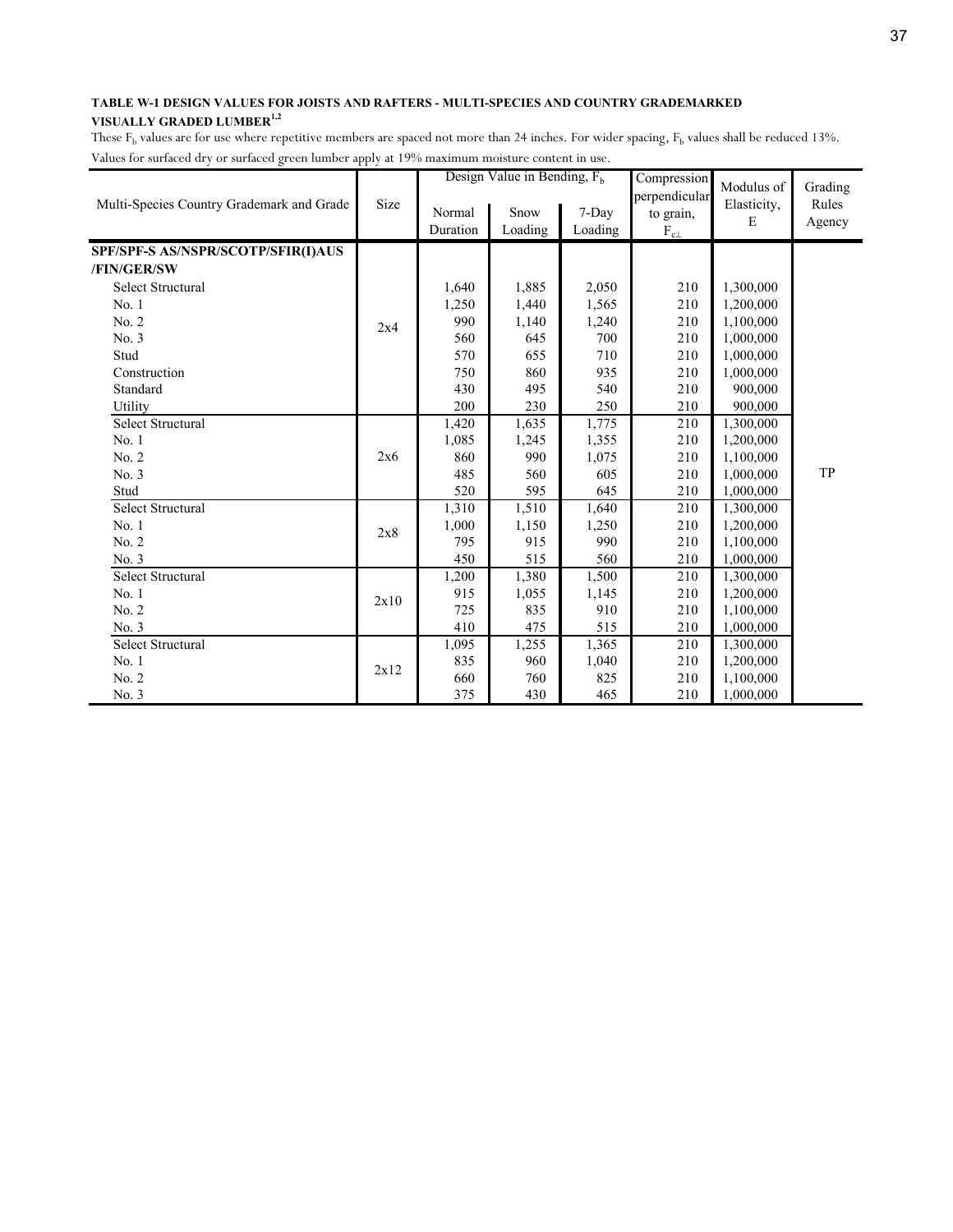**TABLE W-1 DESIGN VALUES FOR JOISTS AND RAFTERS - MULTI-SPECIES AND COUNTRY GRADEMARKED VISUALLY GRADED LUMBER[1,2]**

These $F_b$ values are for use where repetitive members are spaced not more than 24 inches. For wider spacing, $F_b$ values shall be reduced 13%.

Values for surfaced dry or surfaced green lumber apply at 19% maximum moisture content in use.

| Multi-Species Country Grademark and Grade | Size | Design Value in Bending, $F_b$ | | | Compression perpendicular to grain, $F_{c\perp}$ | Modulus of Elasticity, E | Grading Rules Agency |
|---|---|---|---|---|---|---|---|
| | | Normal Duration | Snow Loading | 7-Day Loading | | | |
| **SPF/SPF-S AS/NSPR/SCOTP/SFIR(I)AUS /FIN/GER/SW** | | | | | | | |
| Select Structural | 2x4 | 1,640 | 1,885 | 2,050 | 210 | 1,300,000 | TP |
| No. 1 | 2x4 | 1,250 | 1,440 | 1,565 | 210 | 1,200,000 | TP |
| No. 2 | 2x4 | 990 | 1,140 | 1,240 | 210 | 1,100,000 | TP |
| No. 3 | 2x4 | 560 | 645 | 700 | 210 | 1,000,000 | TP |
| Stud | 2x4 | 570 | 655 | 710 | 210 | 1,000,000 | TP |
| Construction | 2x4 | 750 | 860 | 935 | 210 | 1,000,000 | TP |
| Standard | 2x4 | 430 | 495 | 540 | 210 | 900,000 | TP |
| Utility | 2x4 | 200 | 230 | 250 | 210 | 900,000 | TP |
| Select Structural | 2x6 | 1,420 | 1,635 | 1,775 | 210 | 1,300,000 | TP |
| No. 1 | 2x6 | 1,085 | 1,245 | 1,355 | 210 | 1,200,000 | TP |
| No. 2 | 2x6 | 860 | 990 | 1,075 | 210 | 1,100,000 | TP |
| No. 3 | 2x6 | 485 | 560 | 605 | 210 | 1,000,000 | TP |
| Stud | 2x6 | 520 | 595 | 645 | 210 | 1,000,000 | TP |
| Select Structural | 2x8 | 1,310 | 1,510 | 1,640 | 210 | 1,300,000 | TP |
| No. 1 | 2x8 | 1,000 | 1,150 | 1,250 | 210 | 1,200,000 | TP |
| No. 2 | 2x8 | 795 | 915 | 990 | 210 | 1,100,000 | TP |
| No. 3 | 2x8 | 450 | 515 | 560 | 210 | 1,000,000 | TP |
| Select Structural | 2x10 | 1,200 | 1,380 | 1,500 | 210 | 1,300,000 | TP |
| No. 1 | 2x10 | 915 | 1,055 | 1,145 | 210 | 1,200,000 | TP |
| No. 2 | 2x10 | 725 | 835 | 910 | 210 | 1,100,000 | TP |
| No. 3 | 2x10 | 410 | 475 | 515 | 210 | 1,000,000 | TP |
| Select Structural | 2x12 | 1,095 | 1,255 | 1,365 | 210 | 1,300,000 | TP |
| No. 1 | 2x12 | 835 | 960 | 1,040 | 210 | 1,200,000 | TP |
| No. 2 | 2x12 | 660 | 760 | 825 | 210 | 1,100,000 | TP |
| No. 3 | 2x12 | 375 | 430 | 465 | 210 | 1,000,000 | TP |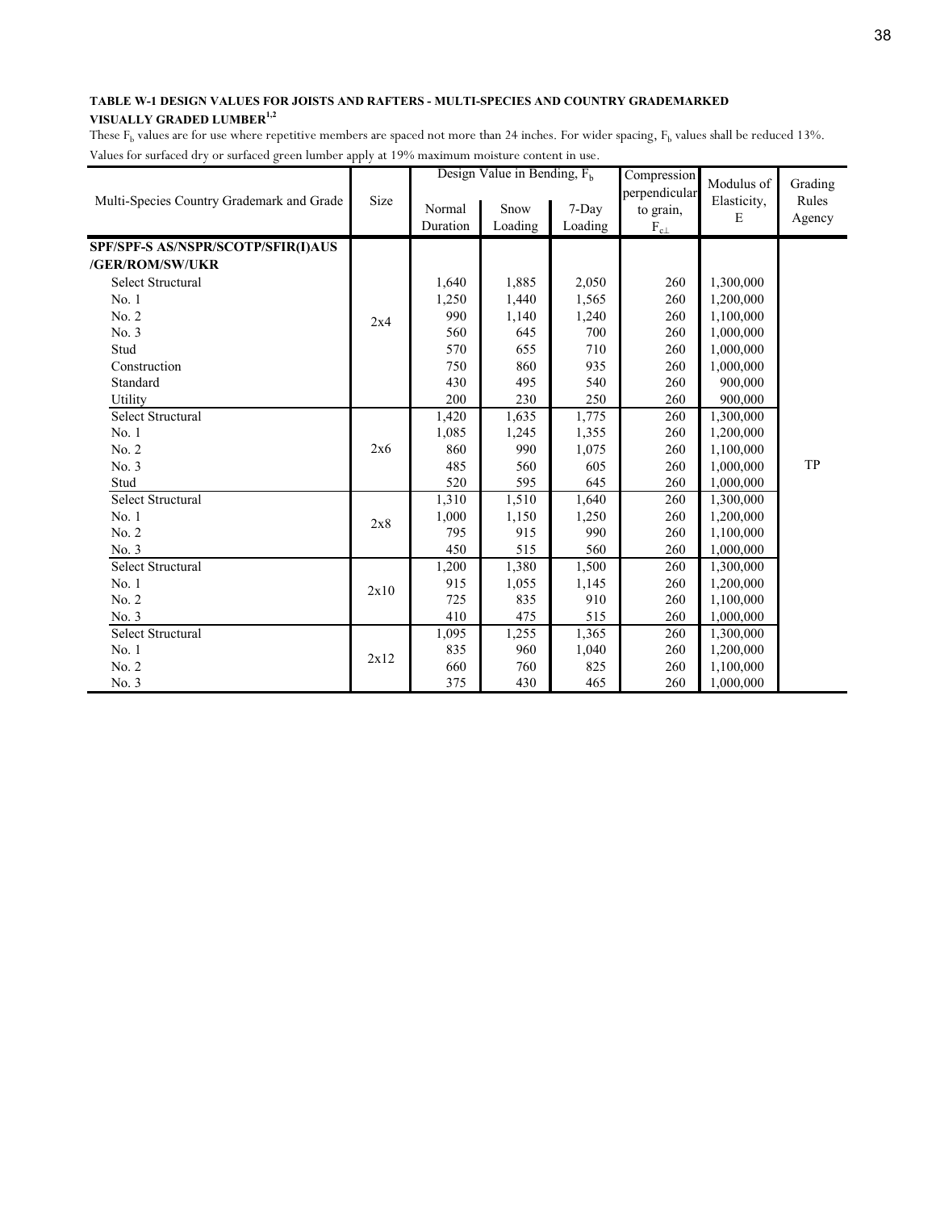**TABLE W-1 DESIGN VALUES FOR JOISTS AND RAFTERS - MULTI-SPECIES AND COUNTRY GRADEMARKED VISUALLY GRADED LUMBER[1,2]**

These $F_b$ values are for use where repetitive members are spaced not more than 24 inches. For wider spacing, $F_b$ values shall be reduced 13%.

Values for surfaced dry or surfaced green lumber apply at 19% maximum moisture content in use.

| Multi-Species Country Grademark and Grade | Size | Design Value in Bending, $F_b$ | | | Compression perpendicular to grain, $F_{c\perp}$ | Modulus of Elasticity, E | Grading Rules Agency |
|---|---|---|---|---|---|---|---|
| | | Normal Duration | Snow Loading | 7-Day Loading | | | |
| **SPF/SPF-S AS/NSPR/SCOTP/SFIR(I)AUS /GER/ROM/SW/UKR** | | | | | | | |
| Select Structural | 2x4 | 1,640 | 1,885 | 2,050 | 260 | 1,300,000 | TP |
| No. 1 | 2x4 | 1,250 | 1,440 | 1,565 | 260 | 1,200,000 | TP |
| No. 2 | 2x4 | 990 | 1,140 | 1,240 | 260 | 1,100,000 | TP |
| No. 3 | 2x4 | 560 | 645 | 700 | 260 | 1,000,000 | TP |
| Stud | 2x4 | 570 | 655 | 710 | 260 | 1,000,000 | TP |
| Construction | 2x4 | 750 | 860 | 935 | 260 | 1,000,000 | TP |
| Standard | 2x4 | 430 | 495 | 540 | 260 | 900,000 | TP |
| Utility | 2x4 | 200 | 230 | 250 | 260 | 900,000 | TP |
| Select Structural | 2x6 | 1,420 | 1,635 | 1,775 | 260 | 1,300,000 | TP |
| No. 1 | 2x6 | 1,085 | 1,245 | 1,355 | 260 | 1,200,000 | TP |
| No. 2 | 2x6 | 860 | 990 | 1,075 | 260 | 1,100,000 | TP |
| No. 3 | 2x6 | 485 | 560 | 605 | 260 | 1,000,000 | TP |
| Stud | 2x6 | 520 | 595 | 645 | 260 | 1,000,000 | TP |
| Select Structural | 2x8 | 1,310 | 1,510 | 1,640 | 260 | 1,300,000 | TP |
| No. 1 | 2x8 | 1,000 | 1,150 | 1,250 | 260 | 1,200,000 | TP |
| No. 2 | 2x8 | 795 | 915 | 990 | 260 | 1,100,000 | TP |
| No. 3 | 2x8 | 450 | 515 | 560 | 260 | 1,000,000 | TP |
| Select Structural | 2x10 | 1,200 | 1,380 | 1,500 | 260 | 1,300,000 | TP |
| No. 1 | 2x10 | 915 | 1,055 | 1,145 | 260 | 1,200,000 | TP |
| No. 2 | 2x10 | 725 | 835 | 910 | 260 | 1,100,000 | TP |
| No. 3 | 2x10 | 410 | 475 | 515 | 260 | 1,000,000 | TP |
| Select Structural | 2x12 | 1,095 | 1,255 | 1,365 | 260 | 1,300,000 | TP |
| No. 1 | 2x12 | 835 | 960 | 1,040 | 260 | 1,200,000 | TP |
| No. 2 | 2x12 | 660 | 760 | 825 | 260 | 1,100,000 | TP |
| No. 3 | 2x12 | 375 | 430 | 465 | 260 | 1,000,000 | TP |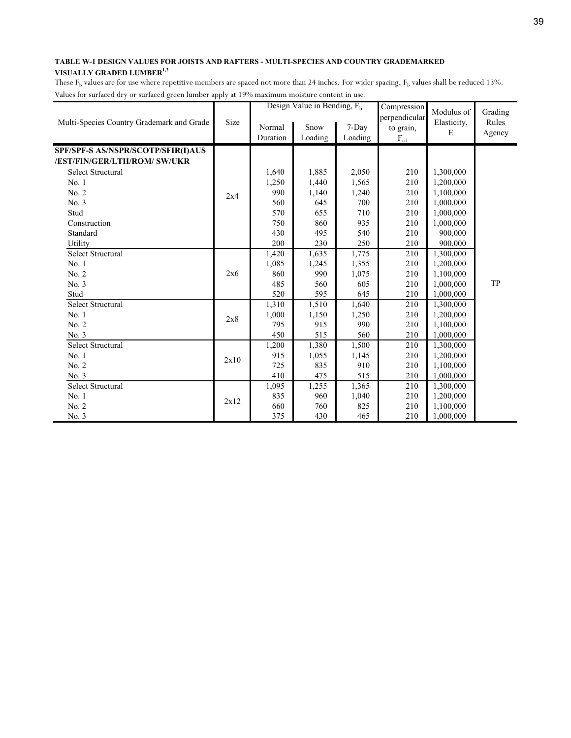**TABLE W-1 DESIGN VALUES FOR JOISTS AND RAFTERS - MULTI-SPECIES AND COUNTRY GRADEMARKED VISUALLY GRADED LUMBER[1,2]**

These $F_b$ values are for use where repetitive members are spaced not more than 24 inches. For wider spacing, $F_b$ values shall be reduced 13%.

Values for surfaced dry or surfaced green lumber apply at 19% maximum moisture content in use.

| Multi-Species Country Grademark and Grade | Size | Design Value in Bending, $F_b$ | | | Compression perpendicular to grain, $F_{c\perp}$ | Modulus of Elasticity, E | Grading Rules Agency |
|---|---|---|---|---|---|---|---|
| | | Normal Duration | Snow Loading | 7-Day Loading | | | |
| **SPF/SPF-S AS/NSPR/SCOTP/SFIR(I)AUS /EST/FIN/GER/LTH/ROM/ SW/UKR** | | | | | | | |
| Select Structural | 2x4 | 1,640 | 1,885 | 2,050 | 210 | 1,300,000 | TP |
| No. 1 | 2x4 | 1,250 | 1,440 | 1,565 | 210 | 1,200,000 | TP |
| No. 2 | 2x4 | 990 | 1,140 | 1,240 | 210 | 1,100,000 | TP |
| No. 3 | 2x4 | 560 | 645 | 700 | 210 | 1,000,000 | TP |
| Stud | 2x4 | 570 | 655 | 710 | 210 | 1,000,000 | TP |
| Construction | 2x4 | 750 | 860 | 935 | 210 | 1,000,000 | TP |
| Standard | 2x4 | 430 | 495 | 540 | 210 | 900,000 | TP |
| Utility | 2x4 | 200 | 230 | 250 | 210 | 900,000 | TP |
| Select Structural | 2x6 | 1,420 | 1,635 | 1,775 | 210 | 1,300,000 | TP |
| No. 1 | 2x6 | 1,085 | 1,245 | 1,355 | 210 | 1,200,000 | TP |
| No. 2 | 2x6 | 860 | 990 | 1,075 | 210 | 1,100,000 | TP |
| No. 3 | 2x6 | 485 | 560 | 605 | 210 | 1,000,000 | TP |
| Stud | 2x6 | 520 | 595 | 645 | 210 | 1,000,000 | TP |
| Select Structural | 2x8 | 1,310 | 1,510 | 1,640 | 210 | 1,300,000 | TP |
| No. 1 | 2x8 | 1,000 | 1,150 | 1,250 | 210 | 1,200,000 | TP |
| No. 2 | 2x8 | 795 | 915 | 990 | 210 | 1,100,000 | TP |
| No. 3 | 2x8 | 450 | 515 | 560 | 210 | 1,000,000 | TP |
| Select Structural | 2x10 | 1,200 | 1,380 | 1,500 | 210 | 1,300,000 | TP |
| No. 1 | 2x10 | 915 | 1,055 | 1,145 | 210 | 1,200,000 | TP |
| No. 2 | 2x10 | 725 | 835 | 910 | 210 | 1,100,000 | TP |
| No. 3 | 2x10 | 410 | 475 | 515 | 210 | 1,000,000 | TP |
| Select Structural | 2x12 | 1,095 | 1,255 | 1,365 | 210 | 1,300,000 | TP |
| No. 1 | 2x12 | 835 | 960 | 1,040 | 210 | 1,200,000 | TP |
| No. 2 | 2x12 | 660 | 760 | 825 | 210 | 1,100,000 | TP |
| No. 3 | 2x12 | 375 | 430 | 465 | 210 | 1,000,000 | TP |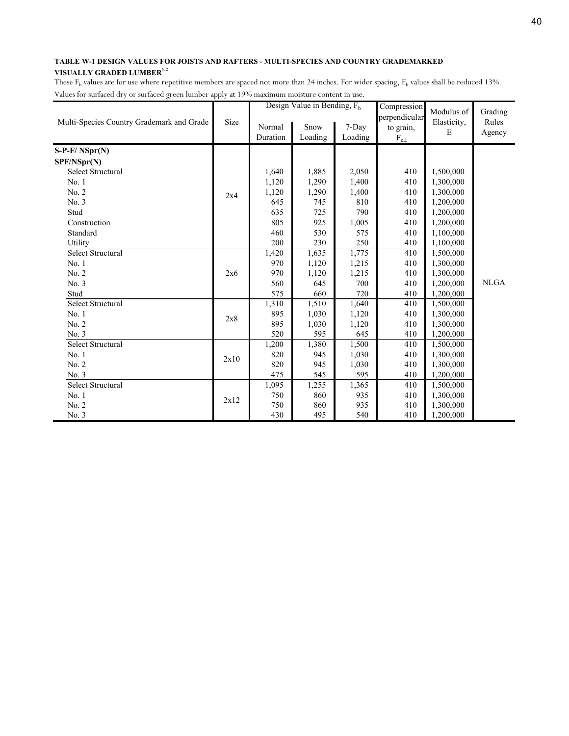**TABLE W-1 DESIGN VALUES FOR JOISTS AND RAFTERS - MULTI-SPECIES AND COUNTRY GRADEMARKED VISUALLY GRADED LUMBER[1,2]**

These $F_b$ values are for use where repetitive members are spaced not more than 24 inches. For wider spacing, $F_b$ values shall be reduced 13%.

Values for surfaced dry or surfaced green lumber apply at 19% maximum moisture content in use.

| Multi-Species Country Grademark and Grade | Size | Design Value in Bending, $F_b$ | | | Compression perpendicular to grain, $F_{c\perp}$ | Modulus of Elasticity, E | Grading Rules Agency |
|---|---|---|---|---|---|---|---|
| | | Normal Duration | Snow Loading | 7-Day Loading | | | |
| **S-P-F/ NSpr(N)** | | | | | | | |
| **SPF/NSpr(N)** | | | | | | | |
| Select Structural | 2x4 | 1,640 | 1,885 | 2,050 | 410 | 1,500,000 | NLGA |
| No. 1 | 2x4 | 1,120 | 1,290 | 1,400 | 410 | 1,300,000 | NLGA |
| No. 2 | 2x4 | 1,120 | 1,290 | 1,400 | 410 | 1,300,000 | NLGA |
| No. 3 | 2x4 | 645 | 745 | 810 | 410 | 1,200,000 | NLGA |
| Stud | 2x4 | 635 | 725 | 790 | 410 | 1,200,000 | NLGA |
| Construction | 2x4 | 805 | 925 | 1,005 | 410 | 1,200,000 | NLGA |
| Standard | 2x4 | 460 | 530 | 575 | 410 | 1,100,000 | NLGA |
| Utility | 2x4 | 200 | 230 | 250 | 410 | 1,100,000 | NLGA |
| Select Structural | 2x6 | 1,420 | 1,635 | 1,775 | 410 | 1,500,000 | NLGA |
| No. 1 | 2x6 | 970 | 1,120 | 1,215 | 410 | 1,300,000 | NLGA |
| No. 2 | 2x6 | 970 | 1,120 | 1,215 | 410 | 1,300,000 | NLGA |
| No. 3 | 2x6 | 560 | 645 | 700 | 410 | 1,200,000 | NLGA |
| Stud | 2x6 | 575 | 660 | 720 | 410 | 1,200,000 | NLGA |
| Select Structural | 2x8 | 1,310 | 1,510 | 1,640 | 410 | 1,500,000 | NLGA |
| No. 1 | 2x8 | 895 | 1,030 | 1,120 | 410 | 1,300,000 | NLGA |
| No. 2 | 2x8 | 895 | 1,030 | 1,120 | 410 | 1,300,000 | NLGA |
| No. 3 | 2x8 | 520 | 595 | 645 | 410 | 1,200,000 | NLGA |
| Select Structural | 2x10 | 1,200 | 1,380 | 1,500 | 410 | 1,500,000 | NLGA |
| No. 1 | 2x10 | 820 | 945 | 1,030 | 410 | 1,300,000 | NLGA |
| No. 2 | 2x10 | 820 | 945 | 1,030 | 410 | 1,300,000 | NLGA |
| No. 3 | 2x10 | 475 | 545 | 595 | 410 | 1,200,000 | NLGA |
| Select Structural | 2x12 | 1,095 | 1,255 | 1,365 | 410 | 1,500,000 | NLGA |
| No. 1 | 2x12 | 750 | 860 | 935 | 410 | 1,300,000 | NLGA |
| No. 2 | 2x12 | 750 | 860 | 935 | 410 | 1,300,000 | NLGA |
| No. 3 | 2x12 | 430 | 495 | 540 | 410 | 1,200,000 | NLGA |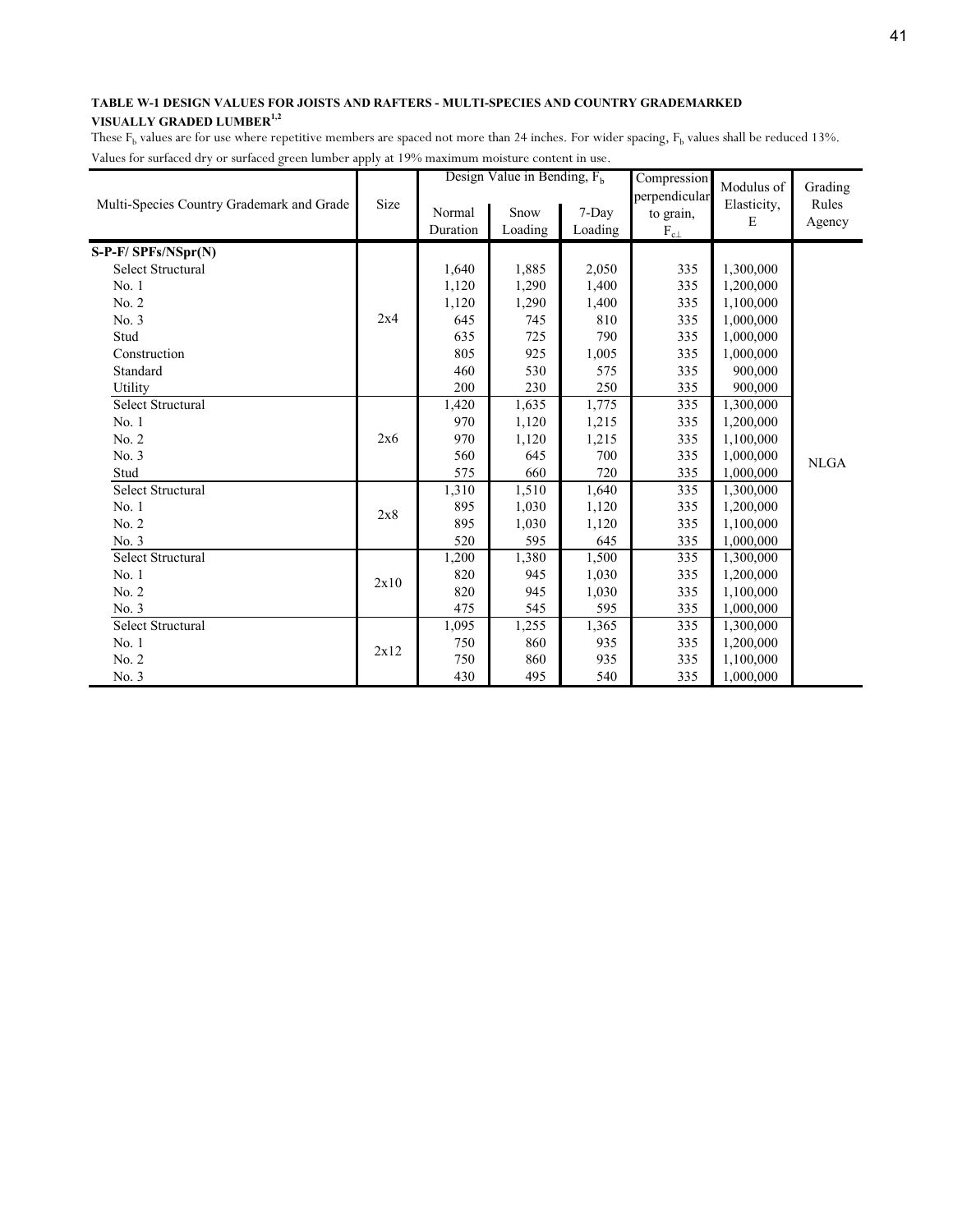**TABLE W-1 DESIGN VALUES FOR JOISTS AND RAFTERS - MULTI-SPECIES AND COUNTRY GRADEMARKED VISUALLY GRADED LUMBER[1,2]**

These $F_b$ values are for use where repetitive members are spaced not more than 24 inches. For wider spacing, $F_b$ values shall be reduced 13%.

Values for surfaced dry or surfaced green lumber apply at 19% maximum moisture content in use.

| Multi-Species Country Grademark and Grade | Size | Design Value in Bending, $F_b$ | | | Compression perpendicular to grain, $F_{c\perp}$ | Modulus of Elasticity, E | Grading Rules Agency |
|---|---|---|---|---|---|---|---|
| | | Normal Duration | Snow Loading | 7-Day Loading | | | |
| **S-P-F/ SPFs/NSpr(N)** | | | | | | | |
| Select Structural | 2x4 | 1,640 | 1,885 | 2,050 | 335 | 1,300,000 | NLGA |
| No. 1 | 2x4 | 1,120 | 1,290 | 1,400 | 335 | 1,200,000 | NLGA |
| No. 2 | 2x4 | 1,120 | 1,290 | 1,400 | 335 | 1,100,000 | NLGA |
| No. 3 | 2x4 | 645 | 745 | 810 | 335 | 1,000,000 | NLGA |
| Stud | 2x4 | 635 | 725 | 790 | 335 | 1,000,000 | NLGA |
| Construction | 2x4 | 805 | 925 | 1,005 | 335 | 1,000,000 | NLGA |
| Standard | 2x4 | 460 | 530 | 575 | 335 | 900,000 | NLGA |
| Utility | 2x4 | 200 | 230 | 250 | 335 | 900,000 | NLGA |
| Select Structural | 2x6 | 1,420 | 1,635 | 1,775 | 335 | 1,300,000 | NLGA |
| No. 1 | 2x6 | 970 | 1,120 | 1,215 | 335 | 1,200,000 | NLGA |
| No. 2 | 2x6 | 970 | 1,120 | 1,215 | 335 | 1,100,000 | NLGA |
| No. 3 | 2x6 | 560 | 645 | 700 | 335 | 1,000,000 | NLGA |
| Stud | 2x6 | 575 | 660 | 720 | 335 | 1,000,000 | NLGA |
| Select Structural | 2x8 | 1,310 | 1,510 | 1,640 | 335 | 1,300,000 | NLGA |
| No. 1 | 2x8 | 895 | 1,030 | 1,120 | 335 | 1,200,000 | NLGA |
| No. 2 | 2x8 | 895 | 1,030 | 1,120 | 335 | 1,100,000 | NLGA |
| No. 3 | 2x8 | 520 | 595 | 645 | 335 | 1,000,000 | NLGA |
| Select Structural | 2x10 | 1,200 | 1,380 | 1,500 | 335 | 1,300,000 | NLGA |
| No. 1 | 2x10 | 820 | 945 | 1,030 | 335 | 1,200,000 | NLGA |
| No. 2 | 2x10 | 820 | 945 | 1,030 | 335 | 1,100,000 | NLGA |
| No. 3 | 2x10 | 475 | 545 | 595 | 335 | 1,000,000 | NLGA |
| Select Structural | 2x12 | 1,095 | 1,255 | 1,365 | 335 | 1,300,000 | NLGA |
| No. 1 | 2x12 | 750 | 860 | 935 | 335 | 1,200,000 | NLGA |
| No. 2 | 2x12 | 750 | 860 | 935 | 335 | 1,100,000 | NLGA |
| No. 3 | 2x12 | 430 | 495 | 540 | 335 | 1,000,000 | NLGA |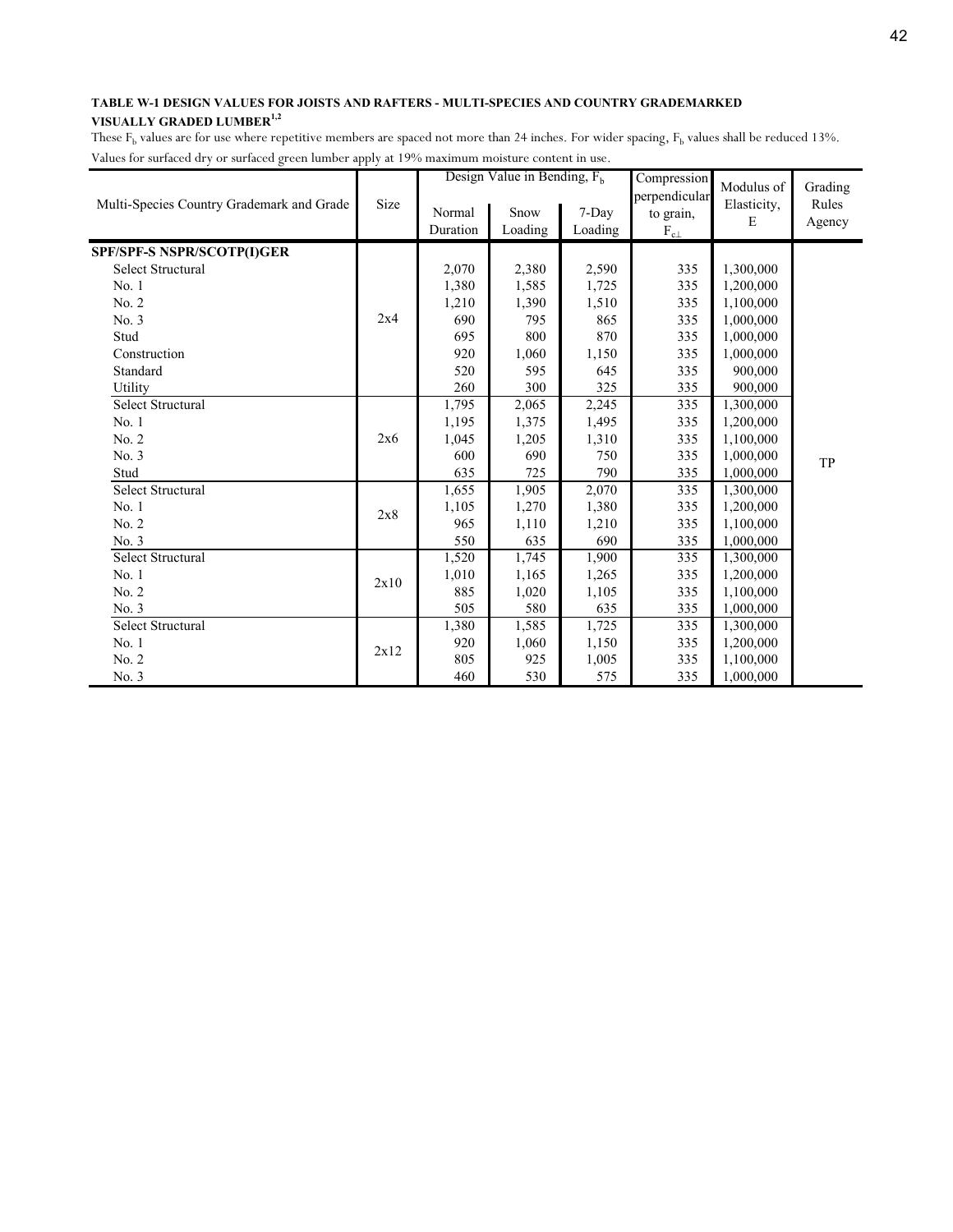**TABLE W-1 DESIGN VALUES FOR JOISTS AND RAFTERS - MULTI-SPECIES AND COUNTRY GRADEMARKED VISUALLY GRADED LUMBER[1,2]**

These $F_b$ values are for use where repetitive members are spaced not more than 24 inches. For wider spacing, $F_b$ values shall be reduced 13%.

Values for surfaced dry or surfaced green lumber apply at 19% maximum moisture content in use.

| Multi-Species Country Grademark and Grade | Size | Design Value in Bending, $F_b$ | | | Compression perpendicular to grain, $F_{c\perp}$ | Modulus of Elasticity, E | Grading Rules Agency |
|---|---|---|---|---|---|---|---|
| | | Normal Duration | Snow Loading | 7-Day Loading | | | |
| **SPF/SPF-S NSPR/SCOTP(I)GER** | | | | | | | |
| Select Structural | 2x4 | 2,070 | 2,380 | 2,590 | 335 | 1,300,000 | TP |
| No. 1 | 2x4 | 1,380 | 1,585 | 1,725 | 335 | 1,200,000 | TP |
| No. 2 | 2x4 | 1,210 | 1,390 | 1,510 | 335 | 1,100,000 | TP |
| No. 3 | 2x4 | 690 | 795 | 865 | 335 | 1,000,000 | TP |
| Stud | 2x4 | 695 | 800 | 870 | 335 | 1,000,000 | TP |
| Construction | 2x4 | 920 | 1,060 | 1,150 | 335 | 1,000,000 | TP |
| Standard | 2x4 | 520 | 595 | 645 | 335 | 900,000 | TP |
| Utility | 2x4 | 260 | 300 | 325 | 335 | 900,000 | TP |
| Select Structural | 2x6 | 1,795 | 2,065 | 2,245 | 335 | 1,300,000 | TP |
| No. 1 | 2x6 | 1,195 | 1,375 | 1,495 | 335 | 1,200,000 | TP |
| No. 2 | 2x6 | 1,045 | 1,205 | 1,310 | 335 | 1,100,000 | TP |
| No. 3 | 2x6 | 600 | 690 | 750 | 335 | 1,000,000 | TP |
| Stud | 2x6 | 635 | 725 | 790 | 335 | 1,000,000 | TP |
| Select Structural | 2x8 | 1,655 | 1,905 | 2,070 | 335 | 1,300,000 | TP |
| No. 1 | 2x8 | 1,105 | 1,270 | 1,380 | 335 | 1,200,000 | TP |
| No. 2 | 2x8 | 965 | 1,110 | 1,210 | 335 | 1,100,000 | TP |
| No. 3 | 2x8 | 550 | 635 | 690 | 335 | 1,000,000 | TP |
| Select Structural | 2x10 | 1,520 | 1,745 | 1,900 | 335 | 1,300,000 | TP |
| No. 1 | 2x10 | 1,010 | 1,165 | 1,265 | 335 | 1,200,000 | TP |
| No. 2 | 2x10 | 885 | 1,020 | 1,105 | 335 | 1,100,000 | TP |
| No. 3 | 2x10 | 505 | 580 | 635 | 335 | 1,000,000 | TP |
| Select Structural | 2x12 | 1,380 | 1,585 | 1,725 | 335 | 1,300,000 | TP |
| No. 1 | 2x12 | 920 | 1,060 | 1,150 | 335 | 1,200,000 | TP |
| No. 2 | 2x12 | 805 | 925 | 1,005 | 335 | 1,100,000 | TP |
| No. 3 | 2x12 | 460 | 530 | 575 | 335 | 1,000,000 | TP |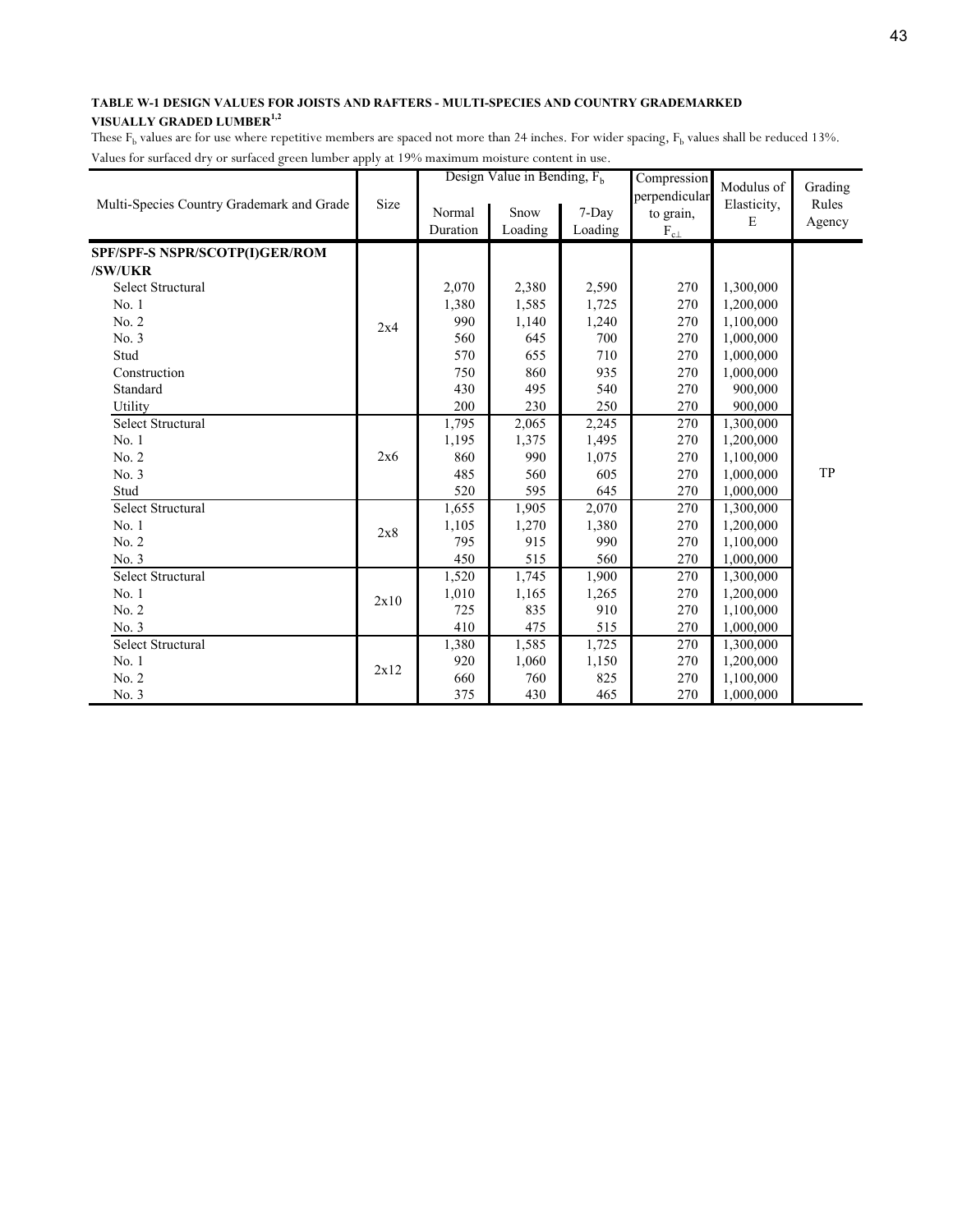**TABLE W-1 DESIGN VALUES FOR JOISTS AND RAFTERS - MULTI-SPECIES AND COUNTRY GRADEMARKED VISUALLY GRADED LUMBER[1,2]**

These $F_b$ values are for use where repetitive members are spaced not more than 24 inches. For wider spacing, $F_b$ values shall be reduced 13%.

Values for surfaced dry or surfaced green lumber apply at 19% maximum moisture content in use.

| Multi-Species Country Grademark and Grade | Size | Design Value in Bending, $F_b$ | | | Compression perpendicular to grain, $F_{c\perp}$ | Modulus of Elasticity, E | Grading Rules Agency |
|---|---|---|---|---|---|---|---|
| | | Normal Duration | Snow Loading | 7-Day Loading | | | |
| **SPF/SPF-S NSPR/SCOTP(I)GER/ROM /SW/UKR** | | | | | | | |
| Select Structural | 2x4 | 2,070 | 2,380 | 2,590 | 270 | 1,300,000 | TP |
| No. 1 | 2x4 | 1,380 | 1,585 | 1,725 | 270 | 1,200,000 | TP |
| No. 2 | 2x4 | 990 | 1,140 | 1,240 | 270 | 1,100,000 | TP |
| No. 3 | 2x4 | 560 | 645 | 700 | 270 | 1,000,000 | TP |
| Stud | 2x4 | 570 | 655 | 710 | 270 | 1,000,000 | TP |
| Construction | 2x4 | 750 | 860 | 935 | 270 | 1,000,000 | TP |
| Standard | 2x4 | 430 | 495 | 540 | 270 | 900,000 | TP |
| Utility | 2x4 | 200 | 230 | 250 | 270 | 900,000 | TP |
| Select Structural | 2x6 | 1,795 | 2,065 | 2,245 | 270 | 1,300,000 | TP |
| No. 1 | 2x6 | 1,195 | 1,375 | 1,495 | 270 | 1,200,000 | TP |
| No. 2 | 2x6 | 860 | 990 | 1,075 | 270 | 1,100,000 | TP |
| No. 3 | 2x6 | 485 | 560 | 605 | 270 | 1,000,000 | TP |
| Stud | 2x6 | 520 | 595 | 645 | 270 | 1,000,000 | TP |
| Select Structural | 2x8 | 1,655 | 1,905 | 2,070 | 270 | 1,300,000 | TP |
| No. 1 | 2x8 | 1,105 | 1,270 | 1,380 | 270 | 1,200,000 | TP |
| No. 2 | 2x8 | 795 | 915 | 990 | 270 | 1,100,000 | TP |
| No. 3 | 2x8 | 450 | 515 | 560 | 270 | 1,000,000 | TP |
| Select Structural | 2x10 | 1,520 | 1,745 | 1,900 | 270 | 1,300,000 | TP |
| No. 1 | 2x10 | 1,010 | 1,165 | 1,265 | 270 | 1,200,000 | TP |
| No. 2 | 2x10 | 725 | 835 | 910 | 270 | 1,100,000 | TP |
| No. 3 | 2x10 | 410 | 475 | 515 | 270 | 1,000,000 | TP |
| Select Structural | 2x12 | 1,380 | 1,585 | 1,725 | 270 | 1,300,000 | TP |
| No. 1 | 2x12 | 920 | 1,060 | 1,150 | 270 | 1,200,000 | TP |
| No. 2 | 2x12 | 660 | 760 | 825 | 270 | 1,100,000 | TP |
| No. 3 | 2x12 | 375 | 430 | 465 | 270 | 1,000,000 | TP |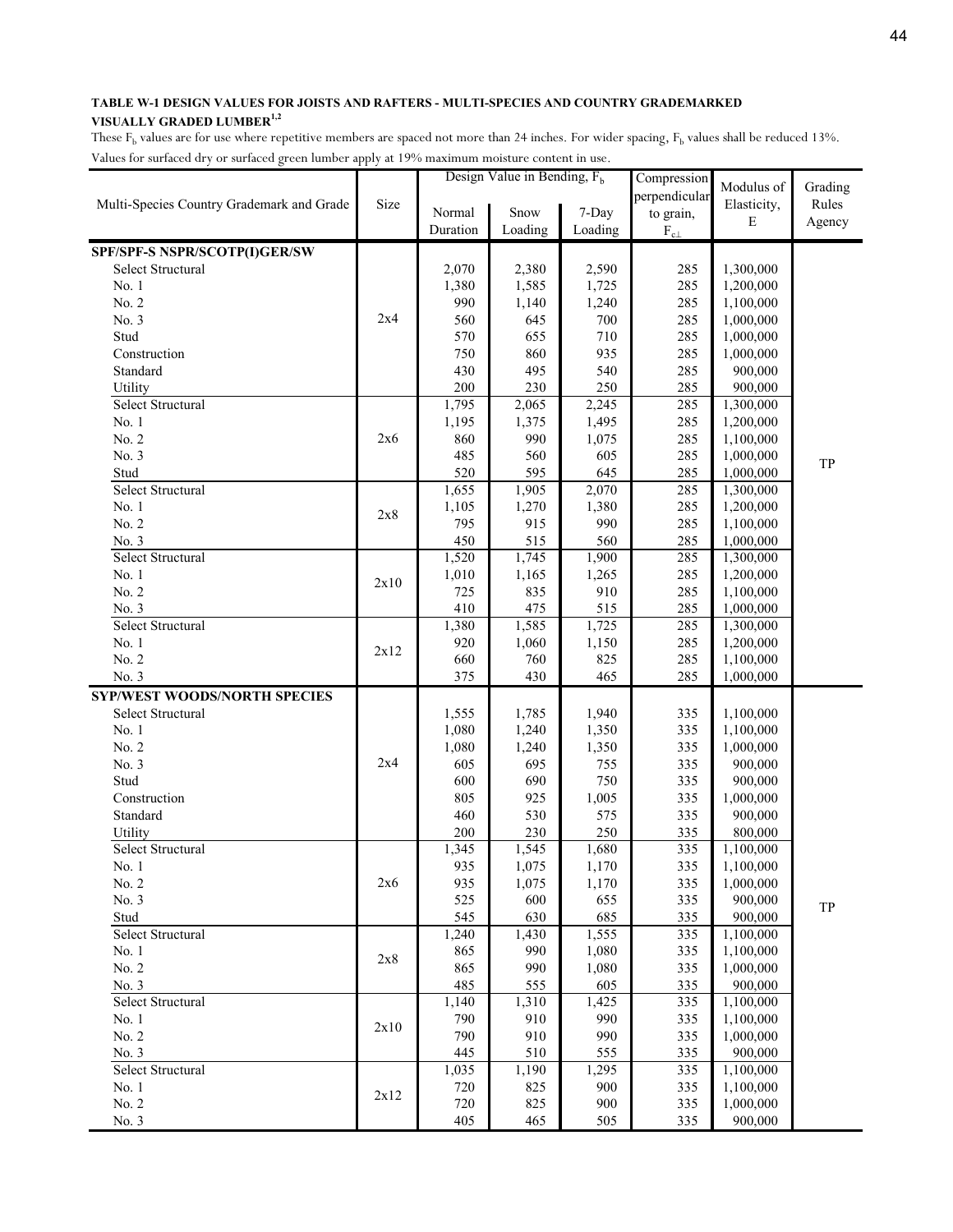**TABLE W-1 DESIGN VALUES FOR JOISTS AND RAFTERS - MULTI-SPECIES AND COUNTRY GRADEMARKED VISUALLY GRADED LUMBER[1,2]**

These $F_b$ values are for use where repetitive members are spaced not more than 24 inches. For wider spacing, $F_b$ values shall be reduced 13%. Values for surfaced dry or surfaced green lumber apply at 19% maximum moisture content in use.

| Multi-Species Country Grademark and Grade | Size | Design Value in Bending, $F_b$ | | | Compression perpendicular to grain, $F_{c\perp}$ | Modulus of Elasticity, E | Grading Rules Agency |
|---|---|---|---|---|---|---|---|
| | | Normal Duration | Snow Loading | 7-Day Loading | | | |
| **SPF/SPF-S NSPR/SCOTP(I)GER/SW** | | | | | | | |
| Select Structural | 2x4 | 2,070 | 2,380 | 2,590 | 285 | 1,300,000 | TP |
| No. 1 | 2x4 | 1,380 | 1,585 | 1,725 | 285 | 1,200,000 | TP |
| No. 2 | 2x4 | 990 | 1,140 | 1,240 | 285 | 1,100,000 | TP |
| No. 3 | 2x4 | 560 | 645 | 700 | 285 | 1,000,000 | TP |
| Stud | 2x4 | 570 | 655 | 710 | 285 | 1,000,000 | TP |
| Construction | 2x4 | 750 | 860 | 935 | 285 | 1,000,000 | TP |
| Standard | 2x4 | 430 | 495 | 540 | 285 | 900,000 | TP |
| Utility | 2x4 | 200 | 230 | 250 | 285 | 900,000 | TP |
| Select Structural | 2x6 | 1,795 | 2,065 | 2,245 | 285 | 1,300,000 | TP |
| No. 1 | 2x6 | 1,195 | 1,375 | 1,495 | 285 | 1,200,000 | TP |
| No. 2 | 2x6 | 860 | 990 | 1,075 | 285 | 1,100,000 | TP |
| No. 3 | 2x6 | 485 | 560 | 605 | 285 | 1,000,000 | TP |
| Stud | 2x6 | 520 | 595 | 645 | 285 | 1,000,000 | TP |
| Select Structural | 2x8 | 1,655 | 1,905 | 2,070 | 285 | 1,300,000 | TP |
| No. 1 | 2x8 | 1,105 | 1,270 | 1,380 | 285 | 1,200,000 | TP |
| No. 2 | 2x8 | 795 | 915 | 990 | 285 | 1,100,000 | TP |
| No. 3 | 2x8 | 450 | 515 | 560 | 285 | 1,000,000 | TP |
| Select Structural | 2x10 | 1,520 | 1,745 | 1,900 | 285 | 1,300,000 | TP |
| No. 1 | 2x10 | 1,010 | 1,165 | 1,265 | 285 | 1,200,000 | TP |
| No. 2 | 2x10 | 725 | 835 | 910 | 285 | 1,100,000 | TP |
| No. 3 | 2x10 | 410 | 475 | 515 | 285 | 1,000,000 | TP |
| Select Structural | 2x12 | 1,380 | 1,585 | 1,725 | 285 | 1,300,000 | TP |
| No. 1 | 2x12 | 920 | 1,060 | 1,150 | 285 | 1,200,000 | TP |
| No. 2 | 2x12 | 660 | 760 | 825 | 285 | 1,100,000 | TP |
| No. 3 | 2x12 | 375 | 430 | 465 | 285 | 1,000,000 | TP |
| **SYP/WEST WOODS/NORTH SPECIES** | | | | | | | |
| Select Structural | 2x4 | 1,555 | 1,785 | 1,940 | 335 | 1,100,000 | TP |
| No. 1 | 2x4 | 1,080 | 1,240 | 1,350 | 335 | 1,100,000 | TP |
| No. 2 | 2x4 | 1,080 | 1,240 | 1,350 | 335 | 1,000,000 | TP |
| No. 3 | 2x4 | 605 | 695 | 755 | 335 | 900,000 | TP |
| Stud | 2x4 | 600 | 690 | 750 | 335 | 900,000 | TP |
| Construction | 2x4 | 805 | 925 | 1,005 | 335 | 1,000,000 | TP |
| Standard | 2x4 | 460 | 530 | 575 | 335 | 900,000 | TP |
| Utility | 2x4 | 200 | 230 | 250 | 335 | 800,000 | TP |
| Select Structural | 2x6 | 1,345 | 1,545 | 1,680 | 335 | 1,100,000 | TP |
| No. 1 | 2x6 | 935 | 1,075 | 1,170 | 335 | 1,100,000 | TP |
| No. 2 | 2x6 | 935 | 1,075 | 1,170 | 335 | 1,000,000 | TP |
| No. 3 | 2x6 | 525 | 600 | 655 | 335 | 900,000 | TP |
| Stud | 2x6 | 545 | 630 | 685 | 335 | 900,000 | TP |
| Select Structural | 2x8 | 1,240 | 1,430 | 1,555 | 335 | 1,100,000 | TP |
| No. 1 | 2x8 | 865 | 990 | 1,080 | 335 | 1,100,000 | TP |
| No. 2 | 2x8 | 865 | 990 | 1,080 | 335 | 1,000,000 | TP |
| No. 3 | 2x8 | 485 | 555 | 605 | 335 | 900,000 | TP |
| Select Structural | 2x10 | 1,140 | 1,310 | 1,425 | 335 | 1,100,000 | TP |
| No. 1 | 2x10 | 790 | 910 | 990 | 335 | 1,100,000 | TP |
| No. 2 | 2x10 | 790 | 910 | 990 | 335 | 1,000,000 | TP |
| No. 3 | 2x10 | 445 | 510 | 555 | 335 | 900,000 | TP |
| Select Structural | 2x12 | 1,035 | 1,190 | 1,295 | 335 | 1,100,000 | TP |
| No. 1 | 2x12 | 720 | 825 | 900 | 335 | 1,100,000 | TP |
| No. 2 | 2x12 | 720 | 825 | 900 | 335 | 1,000,000 | TP |
| No. 3 | 2x12 | 405 | 465 | 505 | 335 | 900,000 | TP |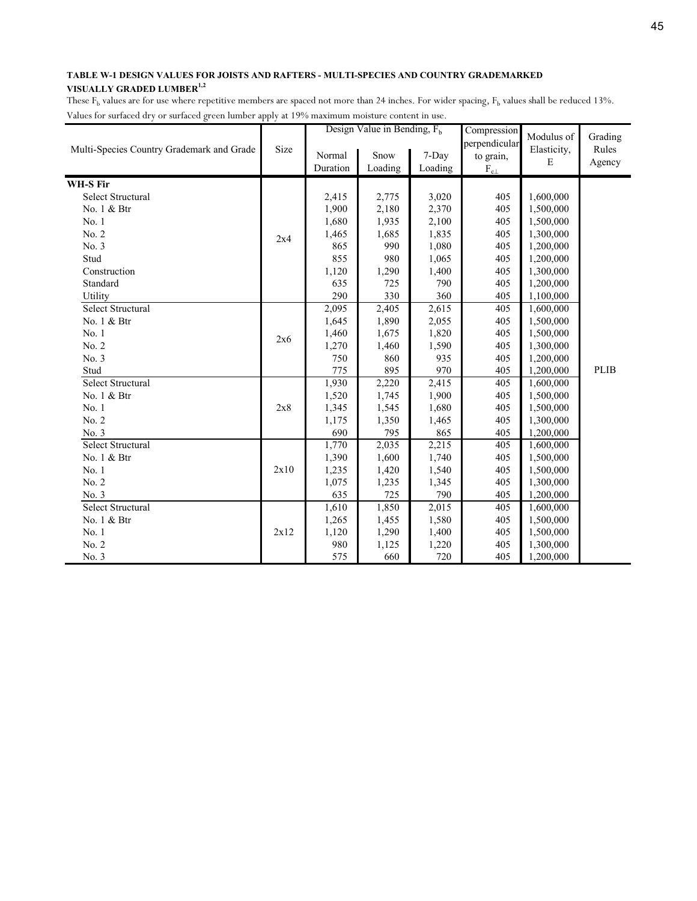**TABLE W-1 DESIGN VALUES FOR JOISTS AND RAFTERS - MULTI-SPECIES AND COUNTRY GRADEMARKED VISUALLY GRADED LUMBER[1,2]**

These $F_b$ values are for use where repetitive members are spaced not more than 24 inches. For wider spacing, $F_b$ values shall be reduced 13%.

Values for surfaced dry or surfaced green lumber apply at 19% maximum moisture content in use.

| Multi-Species Country Grademark and Grade | Size | Design Value in Bending, $F_b$ | | | Compression perpendicular to grain, $F_{c\perp}$ | Modulus of Elasticity, E | Grading Rules Agency |
|---|---|---|---|---|---|---|---|
| | | Normal Duration | Snow Loading | 7-Day Loading | | | |
| **WH-S Fir** | | | | | | | |
| Select Structural | 2x4 | 2,415 | 2,775 | 3,020 | 405 | 1,600,000 | PLIB |
| No. 1 & Btr | | 1,900 | 2,180 | 2,370 | 405 | 1,500,000 | |
| No. 1 | | 1,680 | 1,935 | 2,100 | 405 | 1,500,000 | |
| No. 2 | | 1,465 | 1,685 | 1,835 | 405 | 1,300,000 | |
| No. 3 | | 865 | 990 | 1,080 | 405 | 1,200,000 | |
| Stud | | 855 | 980 | 1,065 | 405 | 1,200,000 | |
| Construction | | 1,120 | 1,290 | 1,400 | 405 | 1,300,000 | |
| Standard | | 635 | 725 | 790 | 405 | 1,200,000 | |
| Utility | | 290 | 330 | 360 | 405 | 1,100,000 | |
| Select Structural | 2x6 | 2,095 | 2,405 | 2,615 | 405 | 1,600,000 | |
| No. 1 & Btr | | 1,645 | 1,890 | 2,055 | 405 | 1,500,000 | |
| No. 1 | | 1,460 | 1,675 | 1,820 | 405 | 1,500,000 | |
| No. 2 | | 1,270 | 1,460 | 1,590 | 405 | 1,300,000 | |
| No. 3 | | 750 | 860 | 935 | 405 | 1,200,000 | |
| Stud | | 775 | 895 | 970 | 405 | 1,200,000 | |
| Select Structural | 2x8 | 1,930 | 2,220 | 2,415 | 405 | 1,600,000 | |
| No. 1 & Btr | | 1,520 | 1,745 | 1,900 | 405 | 1,500,000 | |
| No. 1 | | 1,345 | 1,545 | 1,680 | 405 | 1,500,000 | |
| No. 2 | | 1,175 | 1,350 | 1,465 | 405 | 1,300,000 | |
| No. 3 | | 690 | 795 | 865 | 405 | 1,200,000 | |
| Select Structural | 2x10 | 1,770 | 2,035 | 2,215 | 405 | 1,600,000 | |
| No. 1 & Btr | | 1,390 | 1,600 | 1,740 | 405 | 1,500,000 | |
| No. 1 | | 1,235 | 1,420 | 1,540 | 405 | 1,500,000 | |
| No. 2 | | 1,075 | 1,235 | 1,345 | 405 | 1,300,000 | |
| No. 3 | | 635 | 725 | 790 | 405 | 1,200,000 | |
| Select Structural | 2x12 | 1,610 | 1,850 | 2,015 | 405 | 1,600,000 | |
| No. 1 & Btr | | 1,265 | 1,455 | 1,580 | 405 | 1,500,000 | |
| No. 1 | | 1,120 | 1,290 | 1,400 | 405 | 1,500,000 | |
| No. 2 | | 980 | 1,125 | 1,220 | 405 | 1,300,000 | |
| No. 3 | | 575 | 660 | 720 | 405 | 1,200,000 | |